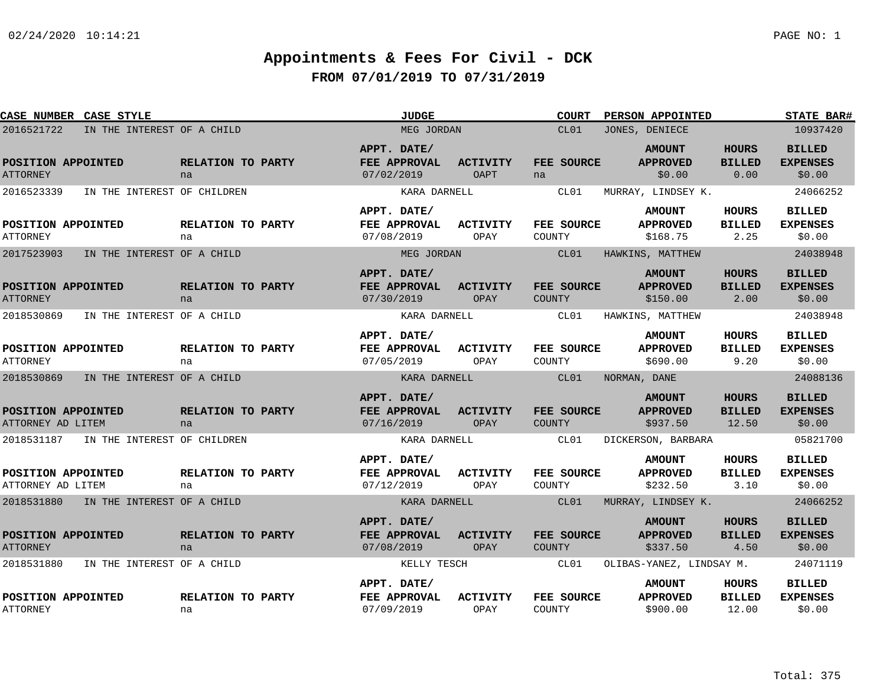# Appointments & Fees For Civil - DCK

## FROM 07/01/2019 TO 07/31/2019

| CASE NUMBER | CASE STYLE | JUDGE | COURT | PERSON APPOINTED | STATE BAR# |
|---|---|---|---|---|---|
| 2016521722 | IN THE INTEREST OF A CHILD | MEG JORDAN | CL01 | JONES, DENIECE | 10937420 |

| POSITION APPOINTED | RELATION TO PARTY | APPT. DATE/ FEE APPROVAL | ACTIVITY | FEE SOURCE | AMOUNT APPROVED | HOURS BILLED | BILLED EXPENSES |
|---|---|---|---|---|---|---|---|
| ATTORNEY | na | 07/02/2019 | OAPT | na | $0.00 | 0.00 | $0.00 |

| CASE NUMBER | CASE STYLE | JUDGE | COURT | PERSON APPOINTED | STATE BAR# |
|---|---|---|---|---|---|
| 2016523339 | IN THE INTEREST OF CHILDREN | KARA DARNELL | CL01 | MURRAY, LINDSEY K. | 24066252 |

| POSITION APPOINTED | RELATION TO PARTY | APPT. DATE/ FEE APPROVAL | ACTIVITY | FEE SOURCE | AMOUNT APPROVED | HOURS BILLED | BILLED EXPENSES |
|---|---|---|---|---|---|---|---|
| ATTORNEY | na | 07/08/2019 | OPAY | COUNTY | $168.75 | 2.25 | $0.00 |

| CASE NUMBER | CASE STYLE | JUDGE | COURT | PERSON APPOINTED | STATE BAR# |
|---|---|---|---|---|---|
| 2017523903 | IN THE INTEREST OF A CHILD | MEG JORDAN | CL01 | HAWKINS, MATTHEW | 24038948 |

| POSITION APPOINTED | RELATION TO PARTY | APPT. DATE/ FEE APPROVAL | ACTIVITY | FEE SOURCE | AMOUNT APPROVED | HOURS BILLED | BILLED EXPENSES |
|---|---|---|---|---|---|---|---|
| ATTORNEY | na | 07/30/2019 | OPAY | COUNTY | $150.00 | 2.00 | $0.00 |

| CASE NUMBER | CASE STYLE | JUDGE | COURT | PERSON APPOINTED | STATE BAR# |
|---|---|---|---|---|---|
| 2018530869 | IN THE INTEREST OF A CHILD | KARA DARNELL | CL01 | HAWKINS, MATTHEW | 24038948 |

| POSITION APPOINTED | RELATION TO PARTY | APPT. DATE/ FEE APPROVAL | ACTIVITY | FEE SOURCE | AMOUNT APPROVED | HOURS BILLED | BILLED EXPENSES |
|---|---|---|---|---|---|---|---|
| ATTORNEY | na | 07/05/2019 | OPAY | COUNTY | $690.00 | 9.20 | $0.00 |

| CASE NUMBER | CASE STYLE | JUDGE | COURT | PERSON APPOINTED | STATE BAR# |
|---|---|---|---|---|---|
| 2018530869 | IN THE INTEREST OF A CHILD | KARA DARNELL | CL01 | NORMAN, DANE | 24088136 |

| POSITION APPOINTED | RELATION TO PARTY | APPT. DATE/ FEE APPROVAL | ACTIVITY | FEE SOURCE | AMOUNT APPROVED | HOURS BILLED | BILLED EXPENSES |
|---|---|---|---|---|---|---|---|
| ATTORNEY AD LITEM | na | 07/16/2019 | OPAY | COUNTY | $937.50 | 12.50 | $0.00 |

| CASE NUMBER | CASE STYLE | JUDGE | COURT | PERSON APPOINTED | STATE BAR# |
|---|---|---|---|---|---|
| 2018531187 | IN THE INTEREST OF CHILDREN | KARA DARNELL | CL01 | DICKERSON, BARBARA | 05821700 |

| POSITION APPOINTED | RELATION TO PARTY | APPT. DATE/ FEE APPROVAL | ACTIVITY | FEE SOURCE | AMOUNT APPROVED | HOURS BILLED | BILLED EXPENSES |
|---|---|---|---|---|---|---|---|
| ATTORNEY AD LITEM | na | 07/12/2019 | OPAY | COUNTY | $232.50 | 3.10 | $0.00 |

| CASE NUMBER | CASE STYLE | JUDGE | COURT | PERSON APPOINTED | STATE BAR# |
|---|---|---|---|---|---|
| 2018531880 | IN THE INTEREST OF A CHILD | KARA DARNELL | CL01 | MURRAY, LINDSEY K. | 24066252 |

| POSITION APPOINTED | RELATION TO PARTY | APPT. DATE/ FEE APPROVAL | ACTIVITY | FEE SOURCE | AMOUNT APPROVED | HOURS BILLED | BILLED EXPENSES |
|---|---|---|---|---|---|---|---|
| ATTORNEY | na | 07/08/2019 | OPAY | COUNTY | $337.50 | 4.50 | $0.00 |

| CASE NUMBER | CASE STYLE | JUDGE | COURT | PERSON APPOINTED | STATE BAR# |
|---|---|---|---|---|---|
| 2018531880 | IN THE INTEREST OF A CHILD | KELLY TESCH | CL01 | OLIBAS-YANEZ, LINDSAY M. | 24071119 |

| POSITION APPOINTED | RELATION TO PARTY | APPT. DATE/ FEE APPROVAL | ACTIVITY | FEE SOURCE | AMOUNT APPROVED | HOURS BILLED | BILLED EXPENSES |
|---|---|---|---|---|---|---|---|
| ATTORNEY | na | 07/09/2019 | OPAY | COUNTY | $900.00 | 12.00 | $0.00 |

Total: 375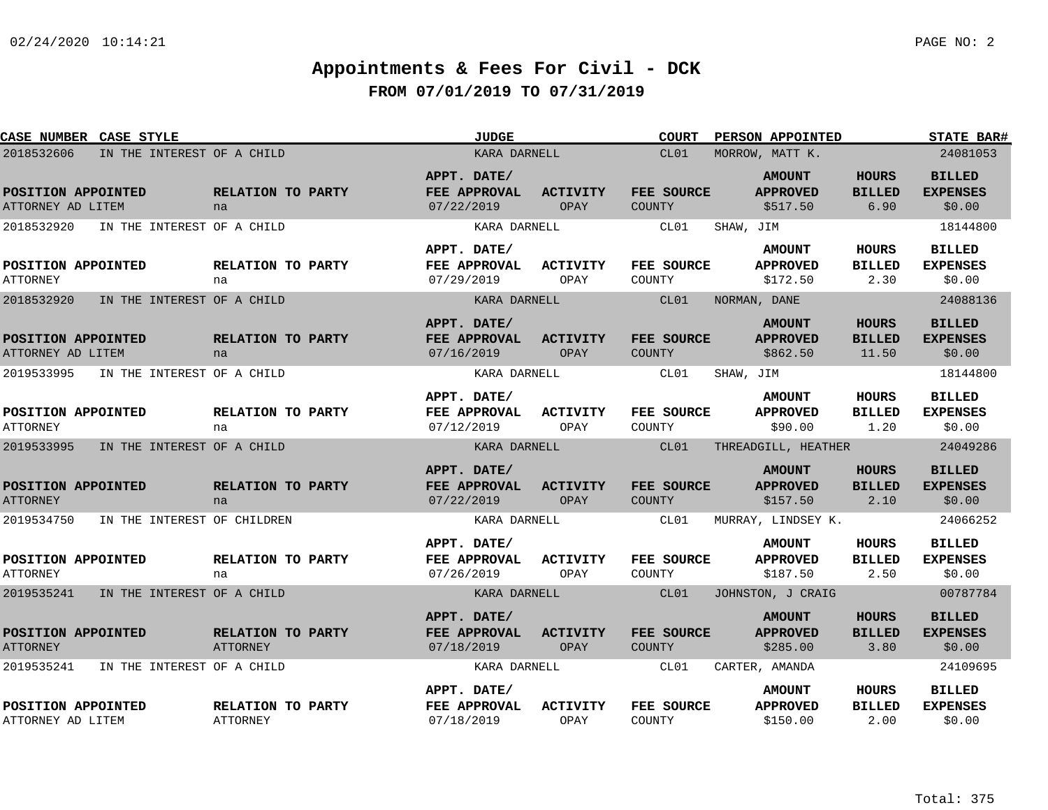# Appointments & Fees For Civil - DCK

## FROM 07/01/2019 TO 07/31/2019

| CASE NUMBER | CASE STYLE | JUDGE | COURT | PERSON APPOINTED | STATE BAR# | POSITION APPOINTED | RELATION TO PARTY | APPT. DATE/ FEE APPROVAL | ACTIVITY | FEE SOURCE | AMOUNT APPROVED | HOURS BILLED | BILLED EXPENSES |
|---|---|---|---|---|---|---|---|---|---|---|---|---|---|
| 2018532606 | IN THE INTEREST OF A CHILD | KARA DARNELL | CL01 | MORROW, MATT K. | 24081053 | ATTORNEY AD LITEM | na | 07/22/2019 | OPAY | COUNTY | $517.50 | 6.90 | $0.00 |
| 2018532920 | IN THE INTEREST OF A CHILD | KARA DARNELL | CL01 | SHAW, JIM | 18144800 | ATTORNEY | na | 07/29/2019 | OPAY | COUNTY | $172.50 | 2.30 | $0.00 |
| 2018532920 | IN THE INTEREST OF A CHILD | KARA DARNELL | CL01 | NORMAN, DANE | 24088136 | ATTORNEY AD LITEM | na | 07/16/2019 | OPAY | COUNTY | $862.50 | 11.50 | $0.00 |
| 2019533995 | IN THE INTEREST OF A CHILD | KARA DARNELL | CL01 | SHAW, JIM | 18144800 | ATTORNEY | na | 07/12/2019 | OPAY | COUNTY | $90.00 | 1.20 | $0.00 |
| 2019533995 | IN THE INTEREST OF A CHILD | KARA DARNELL | CL01 | THREADGILL, HEATHER | 24049286 | ATTORNEY | na | 07/22/2019 | OPAY | COUNTY | $157.50 | 2.10 | $0.00 |
| 2019534750 | IN THE INTEREST OF CHILDREN | KARA DARNELL | CL01 | MURRAY, LINDSEY K. | 24066252 | ATTORNEY | na | 07/26/2019 | OPAY | COUNTY | $187.50 | 2.50 | $0.00 |
| 2019535241 | IN THE INTEREST OF A CHILD | KARA DARNELL | CL01 | JOHNSTON, J CRAIG | 00787784 | ATTORNEY | ATTORNEY | 07/18/2019 | OPAY | COUNTY | $285.00 | 3.80 | $0.00 |
| 2019535241 | IN THE INTEREST OF A CHILD | KARA DARNELL | CL01 | CARTER, AMANDA | 24109695 | ATTORNEY AD LITEM | ATTORNEY | 07/18/2019 | OPAY | COUNTY | $150.00 | 2.00 | $0.00 |

Total: 375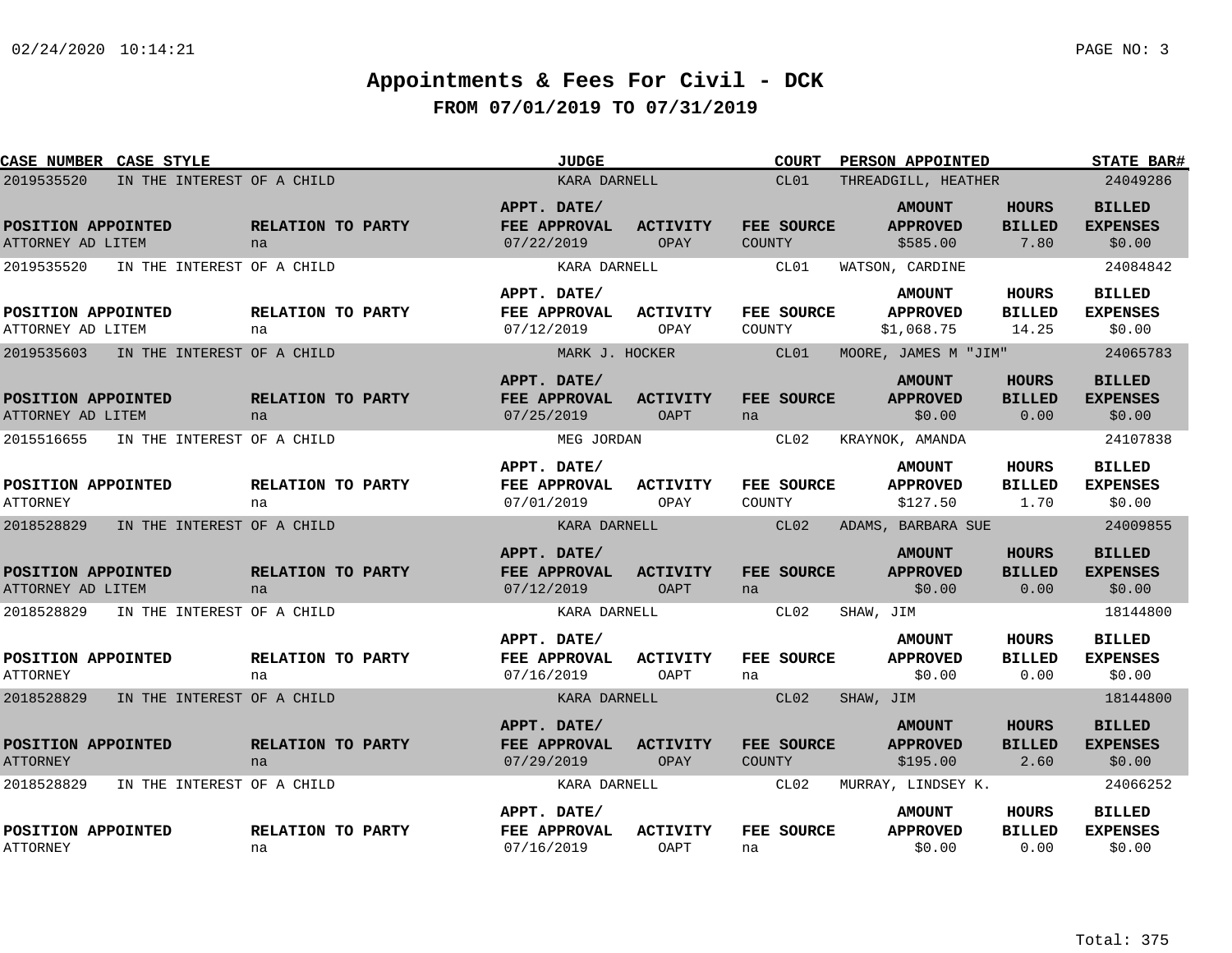# Appointments & Fees For Civil - DCK

## FROM 07/01/2019 TO 07/31/2019

| CASE NUMBER | CASE STYLE | JUDGE | COURT | PERSON APPOINTED | STATE BAR# |
|---|---|---|---|---|---|
| 2019535520 | IN THE INTEREST OF A CHILD | KARA DARNELL | CL01 | THREADGILL, HEATHER | 24049286 |

| POSITION APPOINTED | RELATION TO PARTY | APPT. DATE/ FEE APPROVAL | ACTIVITY | FEE SOURCE | AMOUNT APPROVED | HOURS BILLED | BILLED EXPENSES |
|---|---|---|---|---|---|---|---|
| ATTORNEY AD LITEM | na | 07/22/2019 | OPAY | COUNTY | $585.00 | 7.80 | $0.00 |

| CASE NUMBER | CASE STYLE | JUDGE | COURT | PERSON APPOINTED | STATE BAR# |
|---|---|---|---|---|---|
| 2019535520 | IN THE INTEREST OF A CHILD | KARA DARNELL | CL01 | WATSON, CARDINE | 24084842 |

| POSITION APPOINTED | RELATION TO PARTY | APPT. DATE/ FEE APPROVAL | ACTIVITY | FEE SOURCE | AMOUNT APPROVED | HOURS BILLED | BILLED EXPENSES |
|---|---|---|---|---|---|---|---|
| ATTORNEY AD LITEM | na | 07/12/2019 | OPAY | COUNTY | $1,068.75 | 14.25 | $0.00 |

| CASE NUMBER | CASE STYLE | JUDGE | COURT | PERSON APPOINTED | STATE BAR# |
|---|---|---|---|---|---|
| 2019535603 | IN THE INTEREST OF A CHILD | MARK J. HOCKER | CL01 | MOORE, JAMES M "JIM" | 24065783 |

| POSITION APPOINTED | RELATION TO PARTY | APPT. DATE/ FEE APPROVAL | ACTIVITY | FEE SOURCE | AMOUNT APPROVED | HOURS BILLED | BILLED EXPENSES |
|---|---|---|---|---|---|---|---|
| ATTORNEY AD LITEM | na | 07/25/2019 | OAPT | na | $0.00 | 0.00 | $0.00 |

| CASE NUMBER | CASE STYLE | JUDGE | COURT | PERSON APPOINTED | STATE BAR# |
|---|---|---|---|---|---|
| 2015516655 | IN THE INTEREST OF A CHILD | MEG JORDAN | CL02 | KRAYNOK, AMANDA | 24107838 |

| POSITION APPOINTED | RELATION TO PARTY | APPT. DATE/ FEE APPROVAL | ACTIVITY | FEE SOURCE | AMOUNT APPROVED | HOURS BILLED | BILLED EXPENSES |
|---|---|---|---|---|---|---|---|
| ATTORNEY | na | 07/01/2019 | OPAY | COUNTY | $127.50 | 1.70 | $0.00 |

| CASE NUMBER | CASE STYLE | JUDGE | COURT | PERSON APPOINTED | STATE BAR# |
|---|---|---|---|---|---|
| 2018528829 | IN THE INTEREST OF A CHILD | KARA DARNELL | CL02 | ADAMS, BARBARA SUE | 24009855 |

| POSITION APPOINTED | RELATION TO PARTY | APPT. DATE/ FEE APPROVAL | ACTIVITY | FEE SOURCE | AMOUNT APPROVED | HOURS BILLED | BILLED EXPENSES |
|---|---|---|---|---|---|---|---|
| ATTORNEY AD LITEM | na | 07/12/2019 | OAPT | na | $0.00 | 0.00 | $0.00 |

| CASE NUMBER | CASE STYLE | JUDGE | COURT | PERSON APPOINTED | STATE BAR# |
|---|---|---|---|---|---|
| 2018528829 | IN THE INTEREST OF A CHILD | KARA DARNELL | CL02 | SHAW, JIM | 18144800 |

| POSITION APPOINTED | RELATION TO PARTY | APPT. DATE/ FEE APPROVAL | ACTIVITY | FEE SOURCE | AMOUNT APPROVED | HOURS BILLED | BILLED EXPENSES |
|---|---|---|---|---|---|---|---|
| ATTORNEY | na | 07/16/2019 | OAPT | na | $0.00 | 0.00 | $0.00 |

| CASE NUMBER | CASE STYLE | JUDGE | COURT | PERSON APPOINTED | STATE BAR# |
|---|---|---|---|---|---|
| 2018528829 | IN THE INTEREST OF A CHILD | KARA DARNELL | CL02 | SHAW, JIM | 18144800 |

| POSITION APPOINTED | RELATION TO PARTY | APPT. DATE/ FEE APPROVAL | ACTIVITY | FEE SOURCE | AMOUNT APPROVED | HOURS BILLED | BILLED EXPENSES |
|---|---|---|---|---|---|---|---|
| ATTORNEY | na | 07/29/2019 | OPAY | COUNTY | $195.00 | 2.60 | $0.00 |

| CASE NUMBER | CASE STYLE | JUDGE | COURT | PERSON APPOINTED | STATE BAR# |
|---|---|---|---|---|---|
| 2018528829 | IN THE INTEREST OF A CHILD | KARA DARNELL | CL02 | MURRAY, LINDSEY K. | 24066252 |

| POSITION APPOINTED | RELATION TO PARTY | APPT. DATE/ FEE APPROVAL | ACTIVITY | FEE SOURCE | AMOUNT APPROVED | HOURS BILLED | BILLED EXPENSES |
|---|---|---|---|---|---|---|---|
| ATTORNEY | na | 07/16/2019 | OAPT | na | $0.00 | 0.00 | $0.00 |

Total: 375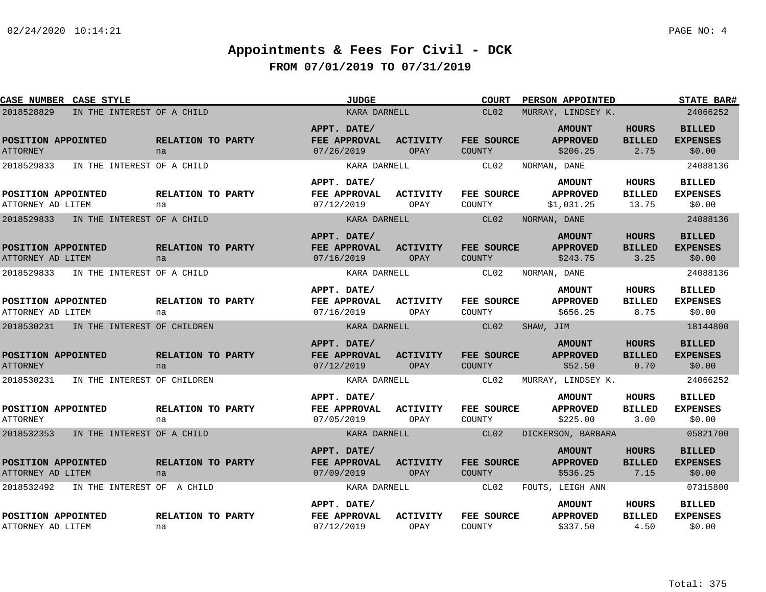# Appointments & Fees For Civil - DCK

## FROM 07/01/2019 TO 07/31/2019

| CASE NUMBER | CASE STYLE | JUDGE | COURT | PERSON APPOINTED | STATE BAR# |
|---|---|---|---|---|---|

| CASE NUMBER | CASE STYLE | JUDGE | COURT | PERSON APPOINTED | STATE BAR# | POSITION APPOINTED | RELATION TO PARTY | APPT. DATE/ FEE APPROVAL | ACTIVITY | FEE SOURCE | AMOUNT APPROVED | HOURS BILLED | BILLED EXPENSES |
|---|---|---|---|---|---|---|---|---|---|---|---|---|---|
| 2018528829 | IN THE INTEREST OF A CHILD | KARA DARNELL | CL02 | MURRAY, LINDSEY K. | 24066252 | ATTORNEY | na | 07/26/2019 | OPAY | COUNTY | $206.25 | 2.75 | $0.00 |
| 2018529833 | IN THE INTEREST OF A CHILD | KARA DARNELL | CL02 | NORMAN, DANE | 24088136 | ATTORNEY AD LITEM | na | 07/12/2019 | OPAY | COUNTY | $1,031.25 | 13.75 | $0.00 |
| 2018529833 | IN THE INTEREST OF A CHILD | KARA DARNELL | CL02 | NORMAN, DANE | 24088136 | ATTORNEY AD LITEM | na | 07/16/2019 | OPAY | COUNTY | $243.75 | 3.25 | $0.00 |
| 2018529833 | IN THE INTEREST OF A CHILD | KARA DARNELL | CL02 | NORMAN, DANE | 24088136 | ATTORNEY AD LITEM | na | 07/16/2019 | OPAY | COUNTY | $656.25 | 8.75 | $0.00 |
| 2018530231 | IN THE INTEREST OF CHILDREN | KARA DARNELL | CL02 | SHAW, JIM | 18144800 | ATTORNEY | na | 07/12/2019 | OPAY | COUNTY | $52.50 | 0.70 | $0.00 |
| 2018530231 | IN THE INTEREST OF CHILDREN | KARA DARNELL | CL02 | MURRAY, LINDSEY K. | 24066252 | ATTORNEY | na | 07/05/2019 | OPAY | COUNTY | $225.00 | 3.00 | $0.00 |
| 2018532353 | IN THE INTEREST OF A CHILD | KARA DARNELL | CL02 | DICKERSON, BARBARA | 05821700 | ATTORNEY AD LITEM | na | 07/09/2019 | OPAY | COUNTY | $536.25 | 7.15 | $0.00 |
| 2018532492 | IN THE INTEREST OF A CHILD | KARA DARNELL | CL02 | FOUTS, LEIGH ANN | 07315800 | ATTORNEY AD LITEM | na | 07/12/2019 | OPAY | COUNTY | $337.50 | 4.50 | $0.00 |

Total: 375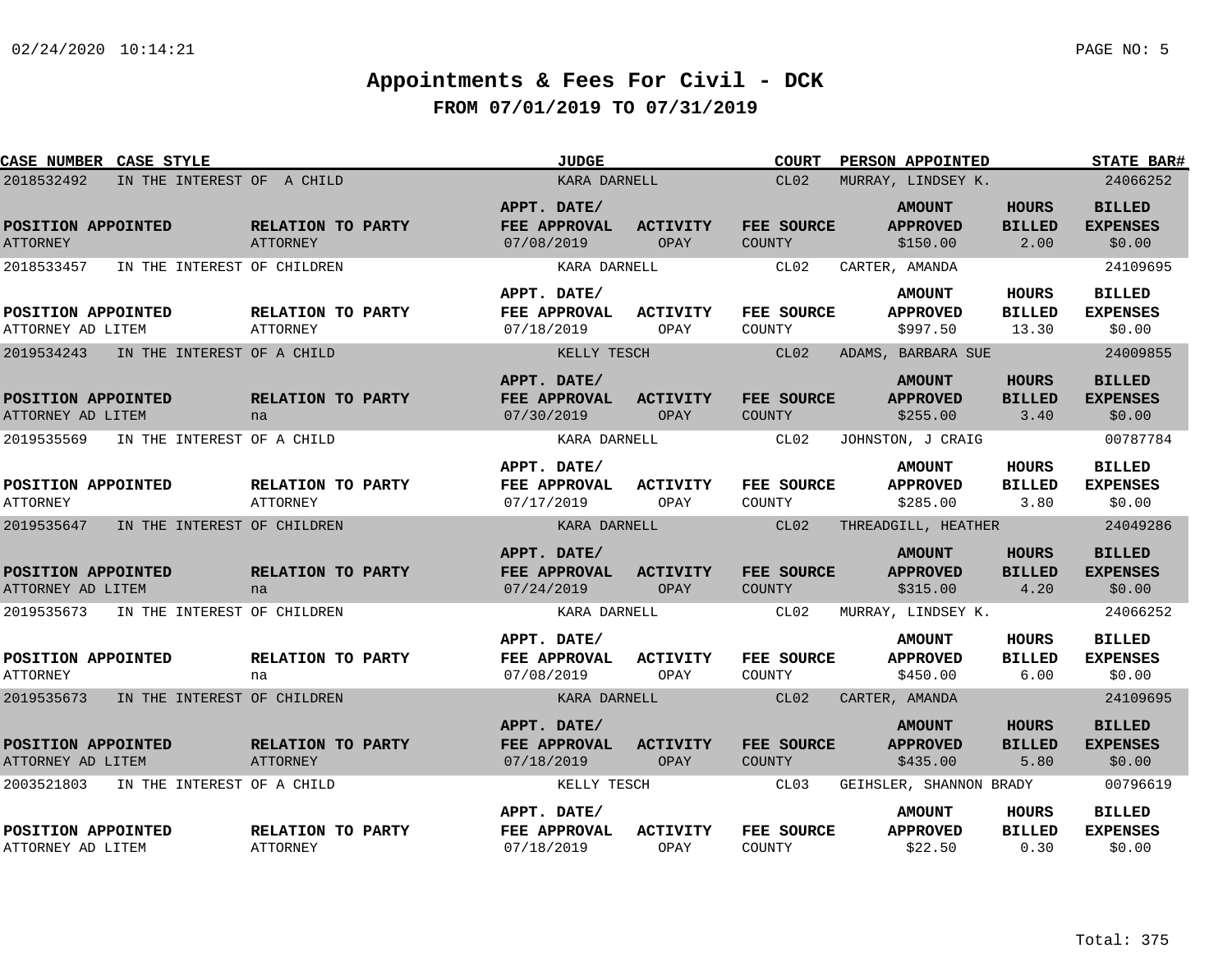# Appointments & Fees For Civil - DCK

## FROM 07/01/2019 TO 07/31/2019

| CASE NUMBER | CASE STYLE | JUDGE | COURT | PERSON APPOINTED | STATE BAR# |
|---|---|---|---|---|---|
| 2018532492 | IN THE INTEREST OF A CHILD | KARA DARNELL | CL02 | MURRAY, LINDSEY K. | 24066252 |

| POSITION APPOINTED | RELATION TO PARTY | APPT. DATE/ FEE APPROVAL | ACTIVITY | FEE SOURCE | AMOUNT APPROVED | HOURS BILLED | BILLED EXPENSES |
|---|---|---|---|---|---|---|---|
| ATTORNEY | ATTORNEY | 07/08/2019 | OPAY | COUNTY | $150.00 | 2.00 | $0.00 |

| CASE NUMBER | CASE STYLE | JUDGE | COURT | PERSON APPOINTED | STATE BAR# |
|---|---|---|---|---|---|
| 2018533457 | IN THE INTEREST OF CHILDREN | KARA DARNELL | CL02 | CARTER, AMANDA | 24109695 |

| POSITION APPOINTED | RELATION TO PARTY | APPT. DATE/ FEE APPROVAL | ACTIVITY | FEE SOURCE | AMOUNT APPROVED | HOURS BILLED | BILLED EXPENSES |
|---|---|---|---|---|---|---|---|
| ATTORNEY AD LITEM | ATTORNEY | 07/18/2019 | OPAY | COUNTY | $997.50 | 13.30 | $0.00 |

| CASE NUMBER | CASE STYLE | JUDGE | COURT | PERSON APPOINTED | STATE BAR# |
|---|---|---|---|---|---|
| 2019534243 | IN THE INTEREST OF A CHILD | KELLY TESCH | CL02 | ADAMS, BARBARA SUE | 24009855 |

| POSITION APPOINTED | RELATION TO PARTY | APPT. DATE/ FEE APPROVAL | ACTIVITY | FEE SOURCE | AMOUNT APPROVED | HOURS BILLED | BILLED EXPENSES |
|---|---|---|---|---|---|---|---|
| ATTORNEY AD LITEM | na | 07/30/2019 | OPAY | COUNTY | $255.00 | 3.40 | $0.00 |

| CASE NUMBER | CASE STYLE | JUDGE | COURT | PERSON APPOINTED | STATE BAR# |
|---|---|---|---|---|---|
| 2019535569 | IN THE INTEREST OF A CHILD | KARA DARNELL | CL02 | JOHNSTON, J CRAIG | 00787784 |

| POSITION APPOINTED | RELATION TO PARTY | APPT. DATE/ FEE APPROVAL | ACTIVITY | FEE SOURCE | AMOUNT APPROVED | HOURS BILLED | BILLED EXPENSES |
|---|---|---|---|---|---|---|---|
| ATTORNEY | ATTORNEY | 07/17/2019 | OPAY | COUNTY | $285.00 | 3.80 | $0.00 |

| CASE NUMBER | CASE STYLE | JUDGE | COURT | PERSON APPOINTED | STATE BAR# |
|---|---|---|---|---|---|
| 2019535647 | IN THE INTEREST OF CHILDREN | KARA DARNELL | CL02 | THREADGILL, HEATHER | 24049286 |

| POSITION APPOINTED | RELATION TO PARTY | APPT. DATE/ FEE APPROVAL | ACTIVITY | FEE SOURCE | AMOUNT APPROVED | HOURS BILLED | BILLED EXPENSES |
|---|---|---|---|---|---|---|---|
| ATTORNEY AD LITEM | na | 07/24/2019 | OPAY | COUNTY | $315.00 | 4.20 | $0.00 |

| CASE NUMBER | CASE STYLE | JUDGE | COURT | PERSON APPOINTED | STATE BAR# |
|---|---|---|---|---|---|
| 2019535673 | IN THE INTEREST OF CHILDREN | KARA DARNELL | CL02 | MURRAY, LINDSEY K. | 24066252 |

| POSITION APPOINTED | RELATION TO PARTY | APPT. DATE/ FEE APPROVAL | ACTIVITY | FEE SOURCE | AMOUNT APPROVED | HOURS BILLED | BILLED EXPENSES |
|---|---|---|---|---|---|---|---|
| ATTORNEY | na | 07/08/2019 | OPAY | COUNTY | $450.00 | 6.00 | $0.00 |

| CASE NUMBER | CASE STYLE | JUDGE | COURT | PERSON APPOINTED | STATE BAR# |
|---|---|---|---|---|---|
| 2019535673 | IN THE INTEREST OF CHILDREN | KARA DARNELL | CL02 | CARTER, AMANDA | 24109695 |

| POSITION APPOINTED | RELATION TO PARTY | APPT. DATE/ FEE APPROVAL | ACTIVITY | FEE SOURCE | AMOUNT APPROVED | HOURS BILLED | BILLED EXPENSES |
|---|---|---|---|---|---|---|---|
| ATTORNEY AD LITEM | ATTORNEY | 07/18/2019 | OPAY | COUNTY | $435.00 | 5.80 | $0.00 |

| CASE NUMBER | CASE STYLE | JUDGE | COURT | PERSON APPOINTED | STATE BAR# |
|---|---|---|---|---|---|
| 2003521803 | IN THE INTEREST OF A CHILD | KELLY TESCH | CL03 | GEIHSLER, SHANNON BRADY | 00796619 |

| POSITION APPOINTED | RELATION TO PARTY | APPT. DATE/ FEE APPROVAL | ACTIVITY | FEE SOURCE | AMOUNT APPROVED | HOURS BILLED | BILLED EXPENSES |
|---|---|---|---|---|---|---|---|
| ATTORNEY AD LITEM | ATTORNEY | 07/18/2019 | OPAY | COUNTY | $22.50 | 0.30 | $0.00 |

Total: 375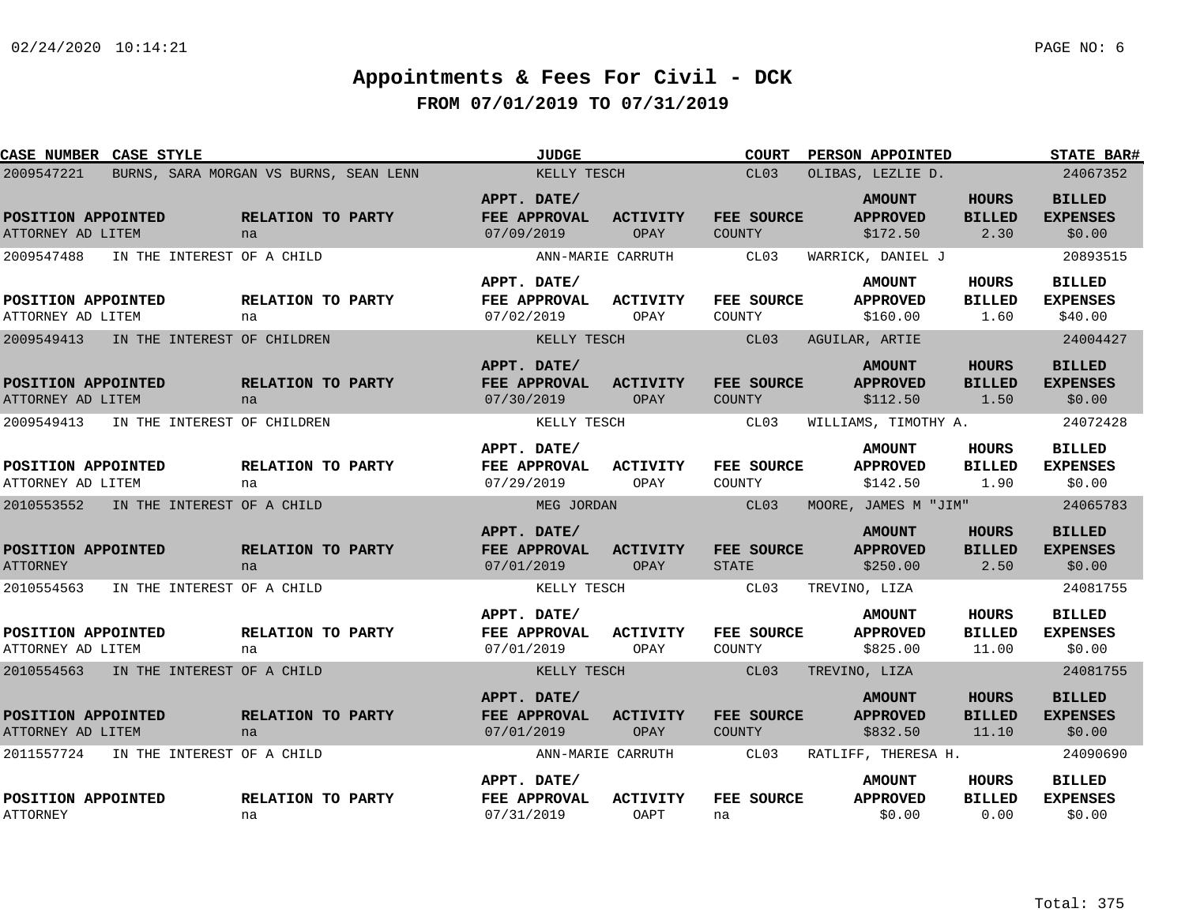# Appointments & Fees For Civil - DCK

## FROM 07/01/2019 TO 07/31/2019

| CASE NUMBER | CASE STYLE | JUDGE | COURT | PERSON APPOINTED | STATE BAR# |
|---|---|---|---|---|---|
| 2009547221 | BURNS, SARA MORGAN VS BURNS, SEAN LENN | KELLY TESCH | CL03 | OLIBAS, LEZLIE D. | 24067352 |

| POSITION APPOINTED | RELATION TO PARTY | APPT. DATE/ FEE APPROVAL | ACTIVITY | FEE SOURCE | AMOUNT APPROVED | HOURS BILLED | BILLED EXPENSES |
|---|---|---|---|---|---|---|---|
| ATTORNEY AD LITEM | na | 07/09/2019 | OPAY | COUNTY | $172.50 | 2.30 | $0.00 |

| CASE NUMBER | CASE STYLE | JUDGE | COURT | PERSON APPOINTED | STATE BAR# |
|---|---|---|---|---|---|
| 2009547488 | IN THE INTEREST OF A CHILD | ANN-MARIE CARRUTH | CL03 | WARRICK, DANIEL J | 20893515 |

| POSITION APPOINTED | RELATION TO PARTY | APPT. DATE/ FEE APPROVAL | ACTIVITY | FEE SOURCE | AMOUNT APPROVED | HOURS BILLED | BILLED EXPENSES |
|---|---|---|---|---|---|---|---|
| ATTORNEY AD LITEM | na | 07/02/2019 | OPAY | COUNTY | $160.00 | 1.60 | $40.00 |

| CASE NUMBER | CASE STYLE | JUDGE | COURT | PERSON APPOINTED | STATE BAR# |
|---|---|---|---|---|---|
| 2009549413 | IN THE INTEREST OF CHILDREN | KELLY TESCH | CL03 | AGUILAR, ARTIE | 24004427 |

| POSITION APPOINTED | RELATION TO PARTY | APPT. DATE/ FEE APPROVAL | ACTIVITY | FEE SOURCE | AMOUNT APPROVED | HOURS BILLED | BILLED EXPENSES |
|---|---|---|---|---|---|---|---|
| ATTORNEY AD LITEM | na | 07/30/2019 | OPAY | COUNTY | $112.50 | 1.50 | $0.00 |

| CASE NUMBER | CASE STYLE | JUDGE | COURT | PERSON APPOINTED | STATE BAR# |
|---|---|---|---|---|---|
| 2009549413 | IN THE INTEREST OF CHILDREN | KELLY TESCH | CL03 | WILLIAMS, TIMOTHY A. | 24072428 |

| POSITION APPOINTED | RELATION TO PARTY | APPT. DATE/ FEE APPROVAL | ACTIVITY | FEE SOURCE | AMOUNT APPROVED | HOURS BILLED | BILLED EXPENSES |
|---|---|---|---|---|---|---|---|
| ATTORNEY AD LITEM | na | 07/29/2019 | OPAY | COUNTY | $142.50 | 1.90 | $0.00 |

| CASE NUMBER | CASE STYLE | JUDGE | COURT | PERSON APPOINTED | STATE BAR# |
|---|---|---|---|---|---|
| 2010553552 | IN THE INTEREST OF A CHILD | MEG JORDAN | CL03 | MOORE, JAMES M "JIM" | 24065783 |

| POSITION APPOINTED | RELATION TO PARTY | APPT. DATE/ FEE APPROVAL | ACTIVITY | FEE SOURCE | AMOUNT APPROVED | HOURS BILLED | BILLED EXPENSES |
|---|---|---|---|---|---|---|---|
| ATTORNEY | na | 07/01/2019 | OPAY | STATE | $250.00 | 2.50 | $0.00 |

| CASE NUMBER | CASE STYLE | JUDGE | COURT | PERSON APPOINTED | STATE BAR# |
|---|---|---|---|---|---|
| 2010554563 | IN THE INTEREST OF A CHILD | KELLY TESCH | CL03 | TREVINO, LIZA | 24081755 |

| POSITION APPOINTED | RELATION TO PARTY | APPT. DATE/ FEE APPROVAL | ACTIVITY | FEE SOURCE | AMOUNT APPROVED | HOURS BILLED | BILLED EXPENSES |
|---|---|---|---|---|---|---|---|
| ATTORNEY AD LITEM | na | 07/01/2019 | OPAY | COUNTY | $825.00 | 11.00 | $0.00 |

| CASE NUMBER | CASE STYLE | JUDGE | COURT | PERSON APPOINTED | STATE BAR# |
|---|---|---|---|---|---|
| 2010554563 | IN THE INTEREST OF A CHILD | KELLY TESCH | CL03 | TREVINO, LIZA | 24081755 |

| POSITION APPOINTED | RELATION TO PARTY | APPT. DATE/ FEE APPROVAL | ACTIVITY | FEE SOURCE | AMOUNT APPROVED | HOURS BILLED | BILLED EXPENSES |
|---|---|---|---|---|---|---|---|
| ATTORNEY AD LITEM | na | 07/01/2019 | OPAY | COUNTY | $832.50 | 11.10 | $0.00 |

| CASE NUMBER | CASE STYLE | JUDGE | COURT | PERSON APPOINTED | STATE BAR# |
|---|---|---|---|---|---|
| 2011557724 | IN THE INTEREST OF A CHILD | ANN-MARIE CARRUTH | CL03 | RATLIFF, THERESA H. | 24090690 |

| POSITION APPOINTED | RELATION TO PARTY | APPT. DATE/ FEE APPROVAL | ACTIVITY | FEE SOURCE | AMOUNT APPROVED | HOURS BILLED | BILLED EXPENSES |
|---|---|---|---|---|---|---|---|
| ATTORNEY | na | 07/31/2019 | OAPT | na | $0.00 | 0.00 | $0.00 |

Total: 375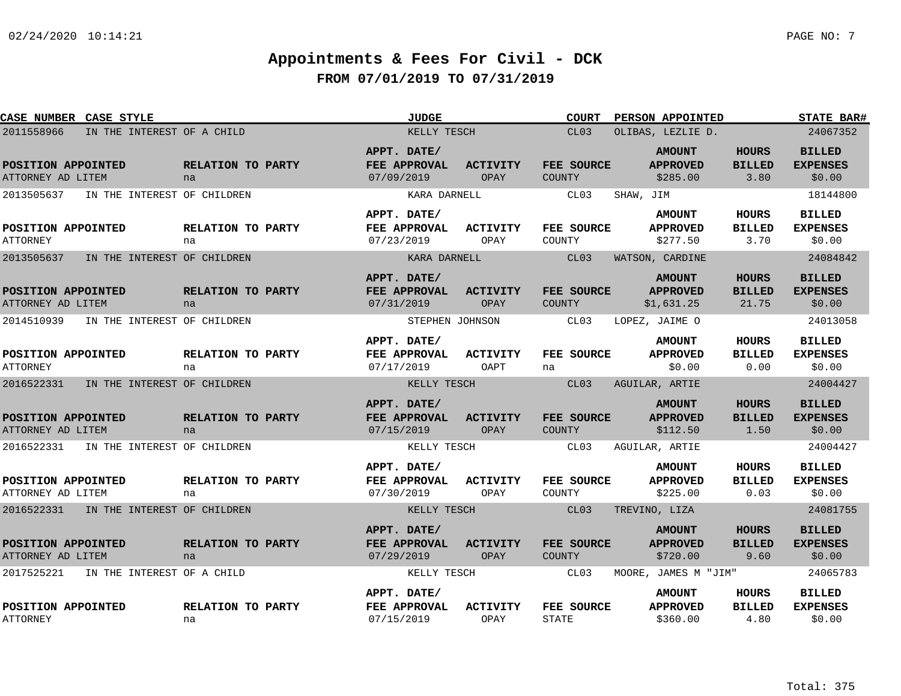# Appointments & Fees For Civil - DCK

## FROM 07/01/2019 TO 07/31/2019

| CASE NUMBER | CASE STYLE | JUDGE | COURT | PERSON APPOINTED | STATE BAR# |
|---|---|---|---|---|---|
| POSITION APPOINTED | RELATION TO PARTY | APPT. DATE/ FEE APPROVAL | ACTIVITY | FEE SOURCE | AMOUNT APPROVED | HOURS BILLED | BILLED EXPENSES |

| CASE NUMBER | CASE STYLE | JUDGE | COURT | PERSON APPOINTED | STATE BAR# | POSITION APPOINTED | RELATION TO PARTY | APPT. DATE/ FEE APPROVAL | ACTIVITY | FEE SOURCE | AMOUNT APPROVED | HOURS BILLED | BILLED EXPENSES |
|---|---|---|---|---|---|---|---|---|---|---|---|---|---|
| 2011558966 | IN THE INTEREST OF A CHILD | KELLY TESCH | CL03 | OLIBAS, LEZLIE D. | 24067352 | ATTORNEY AD LITEM | na | 07/09/2019 | OPAY | COUNTY | $285.00 | 3.80 | $0.00 |
| 2013505637 | IN THE INTEREST OF CHILDREN | KARA DARNELL | CL03 | SHAW, JIM | 18144800 | ATTORNEY | na | 07/23/2019 | OPAY | COUNTY | $277.50 | 3.70 | $0.00 |
| 2013505637 | IN THE INTEREST OF CHILDREN | KARA DARNELL | CL03 | WATSON, CARDINE | 24084842 | ATTORNEY AD LITEM | na | 07/31/2019 | OPAY | COUNTY | $1,631.25 | 21.75 | $0.00 |
| 2014510939 | IN THE INTEREST OF CHILDREN | STEPHEN JOHNSON | CL03 | LOPEZ, JAIME O | 24013058 | ATTORNEY | na | 07/17/2019 | OAPT | na | $0.00 | 0.00 | $0.00 |
| 2016522331 | IN THE INTEREST OF CHILDREN | KELLY TESCH | CL03 | AGUILAR, ARTIE | 24004427 | ATTORNEY AD LITEM | na | 07/15/2019 | OPAY | COUNTY | $112.50 | 1.50 | $0.00 |
| 2016522331 | IN THE INTEREST OF CHILDREN | KELLY TESCH | CL03 | AGUILAR, ARTIE | 24004427 | ATTORNEY AD LITEM | na | 07/30/2019 | OPAY | COUNTY | $225.00 | 0.03 | $0.00 |
| 2016522331 | IN THE INTEREST OF CHILDREN | KELLY TESCH | CL03 | TREVINO, LIZA | 24081755 | ATTORNEY AD LITEM | na | 07/29/2019 | OPAY | COUNTY | $720.00 | 9.60 | $0.00 |
| 2017525221 | IN THE INTEREST OF A CHILD | KELLY TESCH | CL03 | MOORE, JAMES M "JIM" | 24065783 | ATTORNEY | na | 07/15/2019 | OPAY | STATE | $360.00 | 4.80 | $0.00 |

Total: 375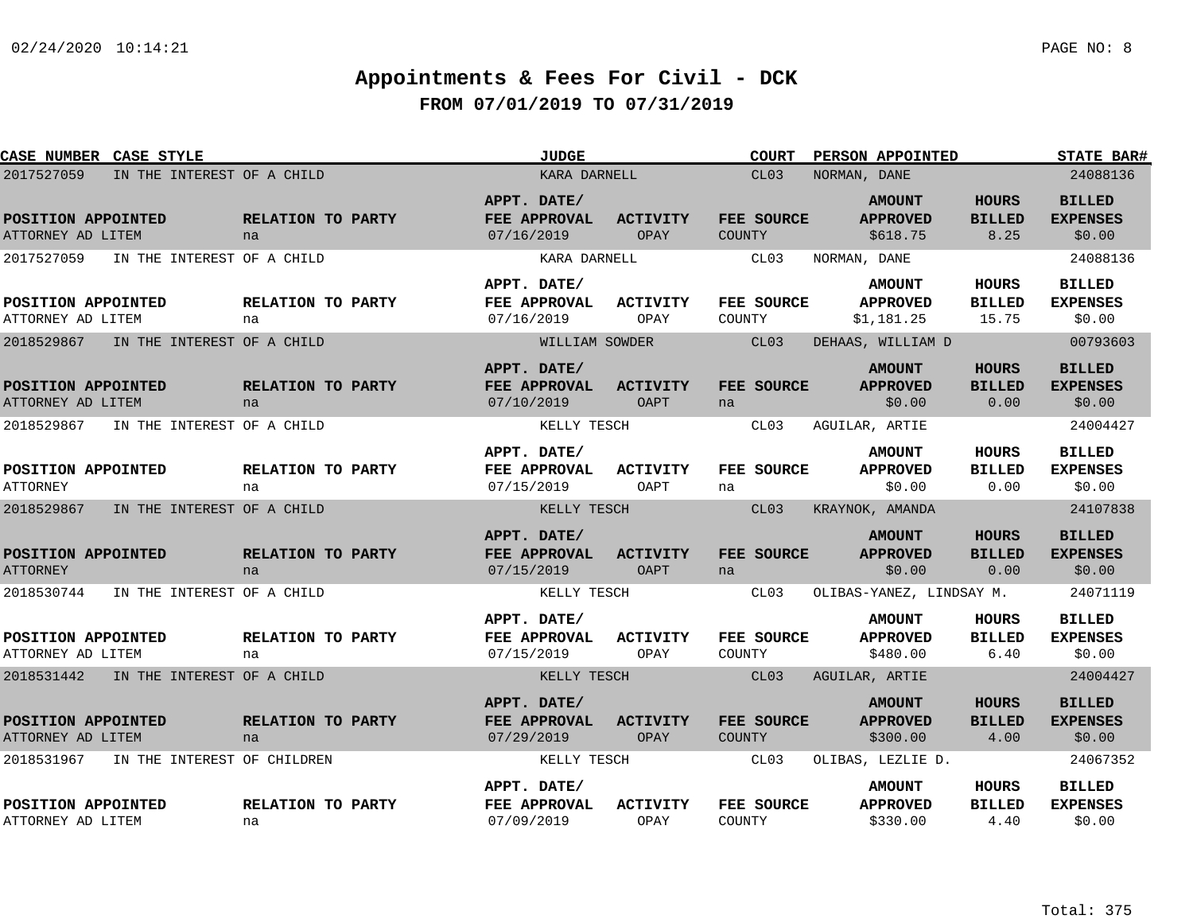# Appointments & Fees For Civil - DCK

## FROM 07/01/2019 TO 07/31/2019

| CASE NUMBER | CASE STYLE | JUDGE | COURT | PERSON APPOINTED | STATE BAR# |
|---|---|---|---|---|---|
| 2017527059 | IN THE INTEREST OF A CHILD | KARA DARNELL | CL03 | NORMAN, DANE | 24088136 |

| POSITION APPOINTED | RELATION TO PARTY | APPT. DATE/ FEE APPROVAL | ACTIVITY | FEE SOURCE | AMOUNT APPROVED | HOURS BILLED | BILLED EXPENSES |
|---|---|---|---|---|---|---|---|
| ATTORNEY AD LITEM | na | 07/16/2019 | OPAY | COUNTY | $618.75 | 8.25 | $0.00 |

| CASE NUMBER | CASE STYLE | JUDGE | COURT | PERSON APPOINTED | STATE BAR# |
|---|---|---|---|---|---|
| 2017527059 | IN THE INTEREST OF A CHILD | KARA DARNELL | CL03 | NORMAN, DANE | 24088136 |

| POSITION APPOINTED | RELATION TO PARTY | APPT. DATE/ FEE APPROVAL | ACTIVITY | FEE SOURCE | AMOUNT APPROVED | HOURS BILLED | BILLED EXPENSES |
|---|---|---|---|---|---|---|---|
| ATTORNEY AD LITEM | na | 07/16/2019 | OPAY | COUNTY | $1,181.25 | 15.75 | $0.00 |

| CASE NUMBER | CASE STYLE | JUDGE | COURT | PERSON APPOINTED | STATE BAR# |
|---|---|---|---|---|---|
| 2018529867 | IN THE INTEREST OF A CHILD | WILLIAM SOWDER | CL03 | DEHAAS, WILLIAM D | 00793603 |

| POSITION APPOINTED | RELATION TO PARTY | APPT. DATE/ FEE APPROVAL | ACTIVITY | FEE SOURCE | AMOUNT APPROVED | HOURS BILLED | BILLED EXPENSES |
|---|---|---|---|---|---|---|---|
| ATTORNEY AD LITEM | na | 07/10/2019 | OAPT | na | $0.00 | 0.00 | $0.00 |

| CASE NUMBER | CASE STYLE | JUDGE | COURT | PERSON APPOINTED | STATE BAR# |
|---|---|---|---|---|---|
| 2018529867 | IN THE INTEREST OF A CHILD | KELLY TESCH | CL03 | AGUILAR, ARTIE | 24004427 |

| POSITION APPOINTED | RELATION TO PARTY | APPT. DATE/ FEE APPROVAL | ACTIVITY | FEE SOURCE | AMOUNT APPROVED | HOURS BILLED | BILLED EXPENSES |
|---|---|---|---|---|---|---|---|
| ATTORNEY | na | 07/15/2019 | OAPT | na | $0.00 | 0.00 | $0.00 |

| CASE NUMBER | CASE STYLE | JUDGE | COURT | PERSON APPOINTED | STATE BAR# |
|---|---|---|---|---|---|
| 2018529867 | IN THE INTEREST OF A CHILD | KELLY TESCH | CL03 | KRAYNOK, AMANDA | 24107838 |

| POSITION APPOINTED | RELATION TO PARTY | APPT. DATE/ FEE APPROVAL | ACTIVITY | FEE SOURCE | AMOUNT APPROVED | HOURS BILLED | BILLED EXPENSES |
|---|---|---|---|---|---|---|---|
| ATTORNEY | na | 07/15/2019 | OAPT | na | $0.00 | 0.00 | $0.00 |

| CASE NUMBER | CASE STYLE | JUDGE | COURT | PERSON APPOINTED | STATE BAR# |
|---|---|---|---|---|---|
| 2018530744 | IN THE INTEREST OF A CHILD | KELLY TESCH | CL03 | OLIBAS-YANEZ, LINDSAY M. | 24071119 |

| POSITION APPOINTED | RELATION TO PARTY | APPT. DATE/ FEE APPROVAL | ACTIVITY | FEE SOURCE | AMOUNT APPROVED | HOURS BILLED | BILLED EXPENSES |
|---|---|---|---|---|---|---|---|
| ATTORNEY AD LITEM | na | 07/15/2019 | OPAY | COUNTY | $480.00 | 6.40 | $0.00 |

| CASE NUMBER | CASE STYLE | JUDGE | COURT | PERSON APPOINTED | STATE BAR# |
|---|---|---|---|---|---|
| 2018531442 | IN THE INTEREST OF A CHILD | KELLY TESCH | CL03 | AGUILAR, ARTIE | 24004427 |

| POSITION APPOINTED | RELATION TO PARTY | APPT. DATE/ FEE APPROVAL | ACTIVITY | FEE SOURCE | AMOUNT APPROVED | HOURS BILLED | BILLED EXPENSES |
|---|---|---|---|---|---|---|---|
| ATTORNEY AD LITEM | na | 07/29/2019 | OPAY | COUNTY | $300.00 | 4.00 | $0.00 |

| CASE NUMBER | CASE STYLE | JUDGE | COURT | PERSON APPOINTED | STATE BAR# |
|---|---|---|---|---|---|
| 2018531967 | IN THE INTEREST OF CHILDREN | KELLY TESCH | CL03 | OLIBAS, LEZLIE D. | 24067352 |

| POSITION APPOINTED | RELATION TO PARTY | APPT. DATE/ FEE APPROVAL | ACTIVITY | FEE SOURCE | AMOUNT APPROVED | HOURS BILLED | BILLED EXPENSES |
|---|---|---|---|---|---|---|---|
| ATTORNEY AD LITEM | na | 07/09/2019 | OPAY | COUNTY | $330.00 | 4.40 | $0.00 |

Total: 375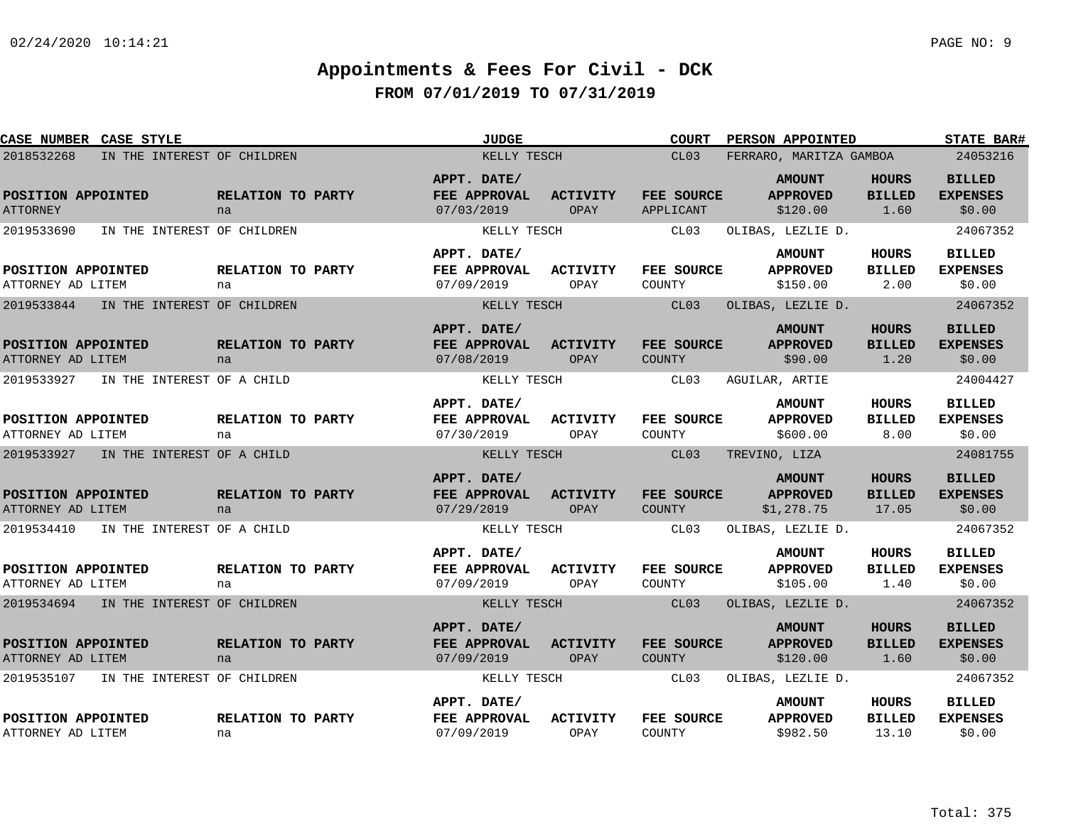# Appointments & Fees For Civil - DCK

## FROM 07/01/2019 TO 07/31/2019

| CASE NUMBER | CASE STYLE | JUDGE | COURT | PERSON APPOINTED | STATE BAR# |
|---|---|---|---|---|---|
| 2018532268 | IN THE INTEREST OF CHILDREN | KELLY TESCH | CL03 | FERRARO, MARITZA GAMBOA | 24053216 |

| POSITION APPOINTED | RELATION TO PARTY | APPT. DATE/ FEE APPROVAL | ACTIVITY | FEE SOURCE | AMOUNT APPROVED | HOURS BILLED | BILLED EXPENSES |
|---|---|---|---|---|---|---|---|
| ATTORNEY | na | 07/03/2019 | OPAY | APPLICANT | $120.00 | 1.60 | $0.00 |

| CASE NUMBER | CASE STYLE | JUDGE | COURT | PERSON APPOINTED | STATE BAR# |
|---|---|---|---|---|---|
| 2019533690 | IN THE INTEREST OF CHILDREN | KELLY TESCH | CL03 | OLIBAS, LEZLIE D. | 24067352 |

| POSITION APPOINTED | RELATION TO PARTY | APPT. DATE/ FEE APPROVAL | ACTIVITY | FEE SOURCE | AMOUNT APPROVED | HOURS BILLED | BILLED EXPENSES |
|---|---|---|---|---|---|---|---|
| ATTORNEY AD LITEM | na | 07/09/2019 | OPAY | COUNTY | $150.00 | 2.00 | $0.00 |

| CASE NUMBER | CASE STYLE | JUDGE | COURT | PERSON APPOINTED | STATE BAR# |
|---|---|---|---|---|---|
| 2019533844 | IN THE INTEREST OF CHILDREN | KELLY TESCH | CL03 | OLIBAS, LEZLIE D. | 24067352 |

| POSITION APPOINTED | RELATION TO PARTY | APPT. DATE/ FEE APPROVAL | ACTIVITY | FEE SOURCE | AMOUNT APPROVED | HOURS BILLED | BILLED EXPENSES |
|---|---|---|---|---|---|---|---|
| ATTORNEY AD LITEM | na | 07/08/2019 | OPAY | COUNTY | $90.00 | 1.20 | $0.00 |

| CASE NUMBER | CASE STYLE | JUDGE | COURT | PERSON APPOINTED | STATE BAR# |
|---|---|---|---|---|---|
| 2019533927 | IN THE INTEREST OF A CHILD | KELLY TESCH | CL03 | AGUILAR, ARTIE | 24004427 |

| POSITION APPOINTED | RELATION TO PARTY | APPT. DATE/ FEE APPROVAL | ACTIVITY | FEE SOURCE | AMOUNT APPROVED | HOURS BILLED | BILLED EXPENSES |
|---|---|---|---|---|---|---|---|
| ATTORNEY AD LITEM | na | 07/30/2019 | OPAY | COUNTY | $600.00 | 8.00 | $0.00 |

| CASE NUMBER | CASE STYLE | JUDGE | COURT | PERSON APPOINTED | STATE BAR# |
|---|---|---|---|---|---|
| 2019533927 | IN THE INTEREST OF A CHILD | KELLY TESCH | CL03 | TREVINO, LIZA | 24081755 |

| POSITION APPOINTED | RELATION TO PARTY | APPT. DATE/ FEE APPROVAL | ACTIVITY | FEE SOURCE | AMOUNT APPROVED | HOURS BILLED | BILLED EXPENSES |
|---|---|---|---|---|---|---|---|
| ATTORNEY AD LITEM | na | 07/29/2019 | OPAY | COUNTY | $1,278.75 | 17.05 | $0.00 |

| CASE NUMBER | CASE STYLE | JUDGE | COURT | PERSON APPOINTED | STATE BAR# |
|---|---|---|---|---|---|
| 2019534410 | IN THE INTEREST OF A CHILD | KELLY TESCH | CL03 | OLIBAS, LEZLIE D. | 24067352 |

| POSITION APPOINTED | RELATION TO PARTY | APPT. DATE/ FEE APPROVAL | ACTIVITY | FEE SOURCE | AMOUNT APPROVED | HOURS BILLED | BILLED EXPENSES |
|---|---|---|---|---|---|---|---|
| ATTORNEY AD LITEM | na | 07/09/2019 | OPAY | COUNTY | $105.00 | 1.40 | $0.00 |

| CASE NUMBER | CASE STYLE | JUDGE | COURT | PERSON APPOINTED | STATE BAR# |
|---|---|---|---|---|---|
| 2019534694 | IN THE INTEREST OF CHILDREN | KELLY TESCH | CL03 | OLIBAS, LEZLIE D. | 24067352 |

| POSITION APPOINTED | RELATION TO PARTY | APPT. DATE/ FEE APPROVAL | ACTIVITY | FEE SOURCE | AMOUNT APPROVED | HOURS BILLED | BILLED EXPENSES |
|---|---|---|---|---|---|---|---|
| ATTORNEY AD LITEM | na | 07/09/2019 | OPAY | COUNTY | $120.00 | 1.60 | $0.00 |

| CASE NUMBER | CASE STYLE | JUDGE | COURT | PERSON APPOINTED | STATE BAR# |
|---|---|---|---|---|---|
| 2019535107 | IN THE INTEREST OF CHILDREN | KELLY TESCH | CL03 | OLIBAS, LEZLIE D. | 24067352 |

| POSITION APPOINTED | RELATION TO PARTY | APPT. DATE/ FEE APPROVAL | ACTIVITY | FEE SOURCE | AMOUNT APPROVED | HOURS BILLED | BILLED EXPENSES |
|---|---|---|---|---|---|---|---|
| ATTORNEY AD LITEM | na | 07/09/2019 | OPAY | COUNTY | $982.50 | 13.10 | $0.00 |

Total: 375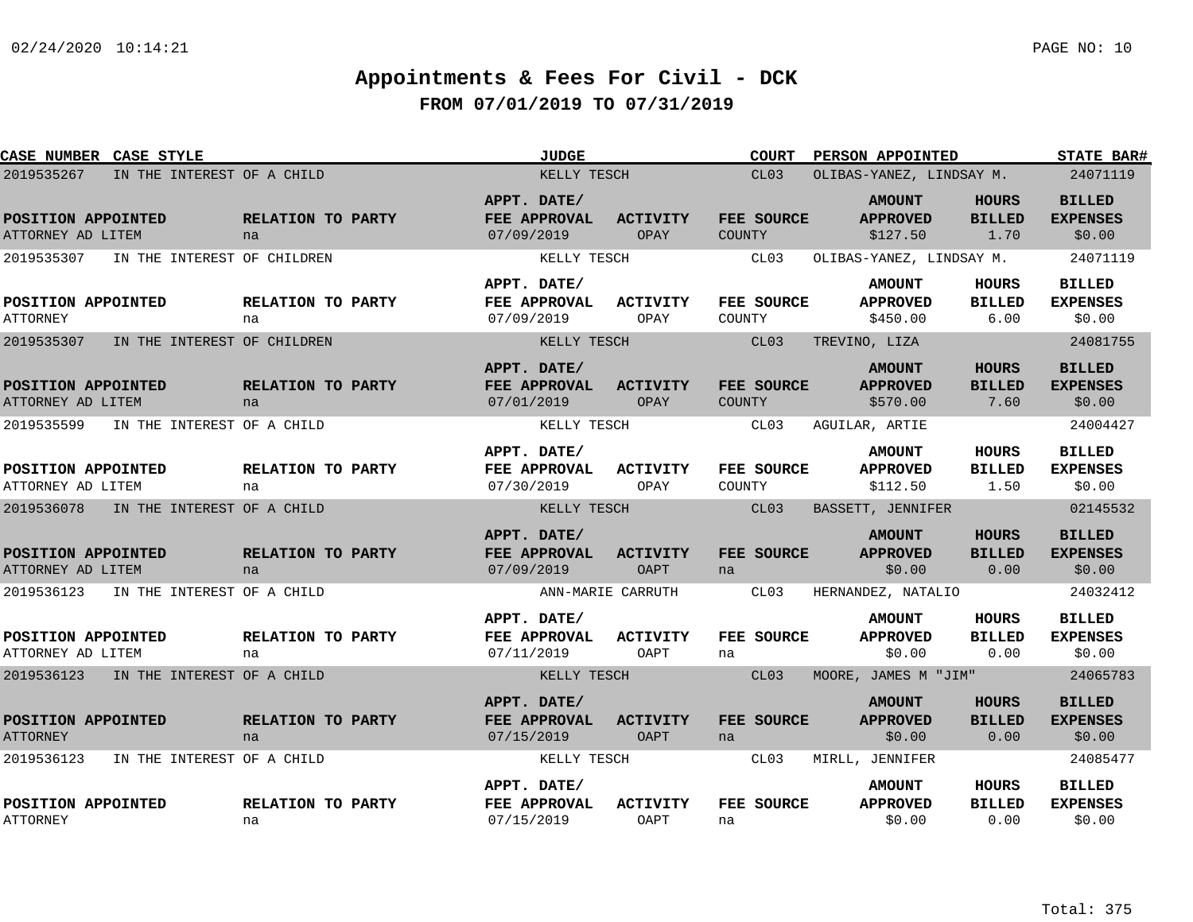# Appointments & Fees For Civil - DCK

## FROM 07/01/2019 TO 07/31/2019

| CASE NUMBER | CASE STYLE | JUDGE | COURT | PERSON APPOINTED | STATE BAR# |
|---|---|---|---|---|---|
| 2019535267 | IN THE INTEREST OF A CHILD | KELLY TESCH | CL03 | OLIBAS-YANEZ, LINDSAY M. | 24071119 |

| POSITION APPOINTED | RELATION TO PARTY | APPT. DATE/ FEE APPROVAL | ACTIVITY | FEE SOURCE | AMOUNT APPROVED | HOURS BILLED | BILLED EXPENSES |
|---|---|---|---|---|---|---|---|
| ATTORNEY AD LITEM | na | 07/09/2019 | OPAY | COUNTY | $127.50 | 1.70 | $0.00 |

| CASE NUMBER | CASE STYLE | JUDGE | COURT | PERSON APPOINTED | STATE BAR# |
|---|---|---|---|---|---|
| 2019535307 | IN THE INTEREST OF CHILDREN | KELLY TESCH | CL03 | OLIBAS-YANEZ, LINDSAY M. | 24071119 |

| POSITION APPOINTED | RELATION TO PARTY | APPT. DATE/ FEE APPROVAL | ACTIVITY | FEE SOURCE | AMOUNT APPROVED | HOURS BILLED | BILLED EXPENSES |
|---|---|---|---|---|---|---|---|
| ATTORNEY | na | 07/09/2019 | OPAY | COUNTY | $450.00 | 6.00 | $0.00 |

| CASE NUMBER | CASE STYLE | JUDGE | COURT | PERSON APPOINTED | STATE BAR# |
|---|---|---|---|---|---|
| 2019535307 | IN THE INTEREST OF CHILDREN | KELLY TESCH | CL03 | TREVINO, LIZA | 24081755 |

| POSITION APPOINTED | RELATION TO PARTY | APPT. DATE/ FEE APPROVAL | ACTIVITY | FEE SOURCE | AMOUNT APPROVED | HOURS BILLED | BILLED EXPENSES |
|---|---|---|---|---|---|---|---|
| ATTORNEY AD LITEM | na | 07/01/2019 | OPAY | COUNTY | $570.00 | 7.60 | $0.00 |

| CASE NUMBER | CASE STYLE | JUDGE | COURT | PERSON APPOINTED | STATE BAR# |
|---|---|---|---|---|---|
| 2019535599 | IN THE INTEREST OF A CHILD | KELLY TESCH | CL03 | AGUILAR, ARTIE | 24004427 |

| POSITION APPOINTED | RELATION TO PARTY | APPT. DATE/ FEE APPROVAL | ACTIVITY | FEE SOURCE | AMOUNT APPROVED | HOURS BILLED | BILLED EXPENSES |
|---|---|---|---|---|---|---|---|
| ATTORNEY AD LITEM | na | 07/30/2019 | OPAY | COUNTY | $112.50 | 1.50 | $0.00 |

| CASE NUMBER | CASE STYLE | JUDGE | COURT | PERSON APPOINTED | STATE BAR# |
|---|---|---|---|---|---|
| 2019536078 | IN THE INTEREST OF A CHILD | KELLY TESCH | CL03 | BASSETT, JENNIFER | 02145532 |

| POSITION APPOINTED | RELATION TO PARTY | APPT. DATE/ FEE APPROVAL | ACTIVITY | FEE SOURCE | AMOUNT APPROVED | HOURS BILLED | BILLED EXPENSES |
|---|---|---|---|---|---|---|---|
| ATTORNEY AD LITEM | na | 07/09/2019 | OAPT | na | $0.00 | 0.00 | $0.00 |

| CASE NUMBER | CASE STYLE | JUDGE | COURT | PERSON APPOINTED | STATE BAR# |
|---|---|---|---|---|---|
| 2019536123 | IN THE INTEREST OF A CHILD | ANN-MARIE CARRUTH | CL03 | HERNANDEZ, NATALIO | 24032412 |

| POSITION APPOINTED | RELATION TO PARTY | APPT. DATE/ FEE APPROVAL | ACTIVITY | FEE SOURCE | AMOUNT APPROVED | HOURS BILLED | BILLED EXPENSES |
|---|---|---|---|---|---|---|---|
| ATTORNEY AD LITEM | na | 07/11/2019 | OAPT | na | $0.00 | 0.00 | $0.00 |

| CASE NUMBER | CASE STYLE | JUDGE | COURT | PERSON APPOINTED | STATE BAR# |
|---|---|---|---|---|---|
| 2019536123 | IN THE INTEREST OF A CHILD | KELLY TESCH | CL03 | MOORE, JAMES M "JIM" | 24065783 |

| POSITION APPOINTED | RELATION TO PARTY | APPT. DATE/ FEE APPROVAL | ACTIVITY | FEE SOURCE | AMOUNT APPROVED | HOURS BILLED | BILLED EXPENSES |
|---|---|---|---|---|---|---|---|
| ATTORNEY | na | 07/15/2019 | OAPT | na | $0.00 | 0.00 | $0.00 |

| CASE NUMBER | CASE STYLE | JUDGE | COURT | PERSON APPOINTED | STATE BAR# |
|---|---|---|---|---|---|
| 2019536123 | IN THE INTEREST OF A CHILD | KELLY TESCH | CL03 | MIRLL, JENNIFER | 24085477 |

| POSITION APPOINTED | RELATION TO PARTY | APPT. DATE/ FEE APPROVAL | ACTIVITY | FEE SOURCE | AMOUNT APPROVED | HOURS BILLED | BILLED EXPENSES |
|---|---|---|---|---|---|---|---|
| ATTORNEY | na | 07/15/2019 | OAPT | na | $0.00 | 0.00 | $0.00 |

Total: 375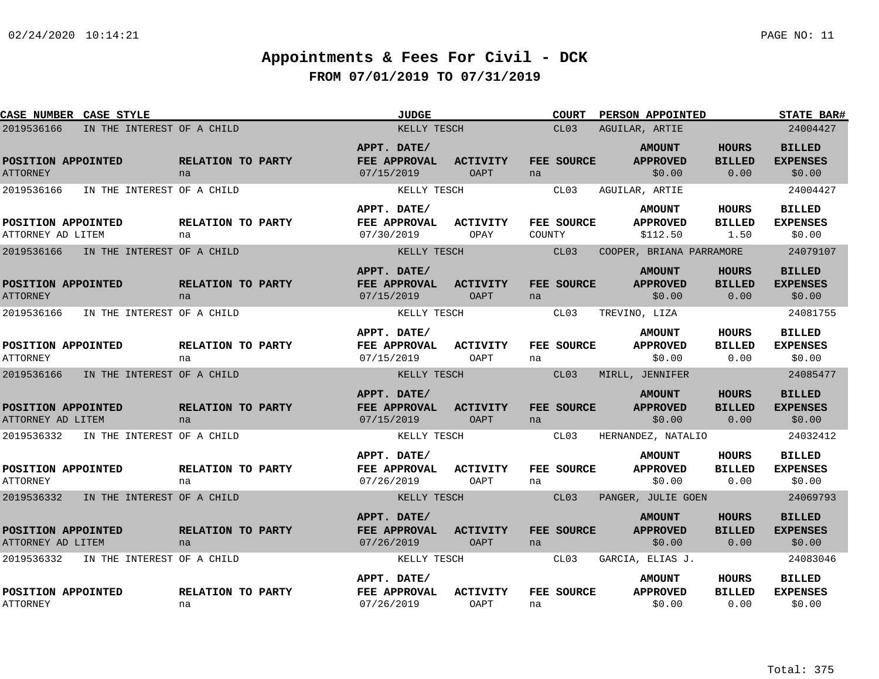# Appointments & Fees For Civil - DCK

## FROM 07/01/2019 TO 07/31/2019

| CASE NUMBER | CASE STYLE | JUDGE | COURT | PERSON APPOINTED | STATE BAR# | POSITION APPOINTED | RELATION TO PARTY | APPT. DATE/ FEE APPROVAL | ACTIVITY | FEE SOURCE | AMOUNT APPROVED | HOURS BILLED | BILLED EXPENSES |
|---|---|---|---|---|---|---|---|---|---|---|---|---|---|
| 2019536166 | IN THE INTEREST OF A CHILD | KELLY TESCH | CL03 | AGUILAR, ARTIE | 24004427 | ATTORNEY | na | 07/15/2019 | OAPT | na | $0.00 | 0.00 | $0.00 |
| 2019536166 | IN THE INTEREST OF A CHILD | KELLY TESCH | CL03 | AGUILAR, ARTIE | 24004427 | ATTORNEY AD LITEM | na | 07/30/2019 | OPAY | COUNTY | $112.50 | 1.50 | $0.00 |
| 2019536166 | IN THE INTEREST OF A CHILD | KELLY TESCH | CL03 | COOPER, BRIANA PARRAMORE | 24079107 | ATTORNEY | na | 07/15/2019 | OAPT | na | $0.00 | 0.00 | $0.00 |
| 2019536166 | IN THE INTEREST OF A CHILD | KELLY TESCH | CL03 | TREVINO, LIZA | 24081755 | ATTORNEY | na | 07/15/2019 | OAPT | na | $0.00 | 0.00 | $0.00 |
| 2019536166 | IN THE INTEREST OF A CHILD | KELLY TESCH | CL03 | MIRLL, JENNIFER | 24085477 | ATTORNEY AD LITEM | na | 07/15/2019 | OAPT | na | $0.00 | 0.00 | $0.00 |
| 2019536332 | IN THE INTEREST OF A CHILD | KELLY TESCH | CL03 | HERNANDEZ, NATALIO | 24032412 | ATTORNEY | na | 07/26/2019 | OAPT | na | $0.00 | 0.00 | $0.00 |
| 2019536332 | IN THE INTEREST OF A CHILD | KELLY TESCH | CL03 | PANGER, JULIE GOEN | 24069793 | ATTORNEY AD LITEM | na | 07/26/2019 | OAPT | na | $0.00 | 0.00 | $0.00 |
| 2019536332 | IN THE INTEREST OF A CHILD | KELLY TESCH | CL03 | GARCIA, ELIAS J. | 24083046 | ATTORNEY | na | 07/26/2019 | OAPT | na | $0.00 | 0.00 | $0.00 |

Total: 375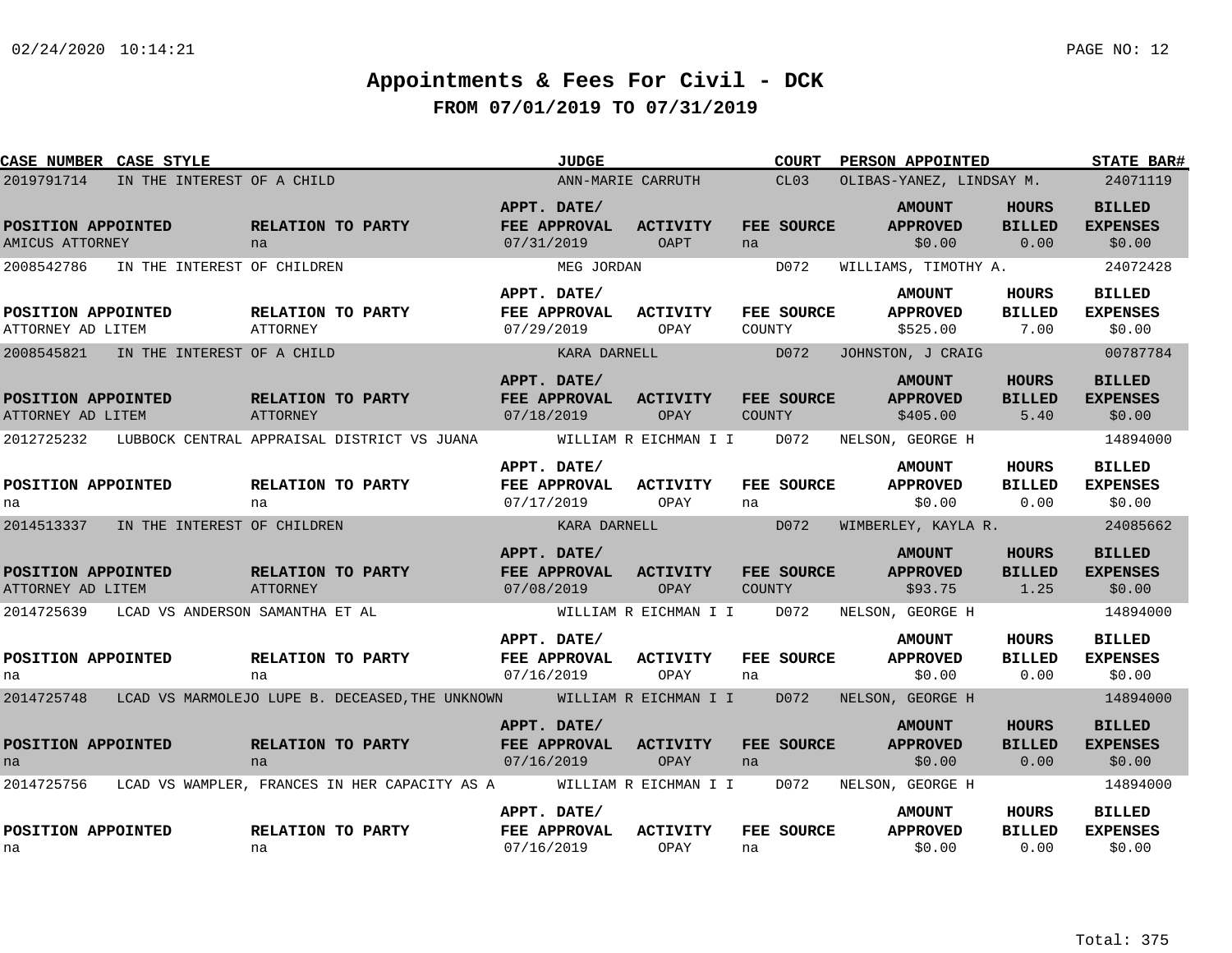# Appointments & Fees For Civil - DCK

## FROM 07/01/2019 TO 07/31/2019

| CASE NUMBER | CASE STYLE | JUDGE | COURT | PERSON APPOINTED | STATE BAR# |
|---|---|---|---|---|---|
| 2019791714 | IN THE INTEREST OF A CHILD | ANN-MARIE CARRUTH | CL03 | OLIBAS-YANEZ, LINDSAY M. | 24071119 |

| POSITION APPOINTED | RELATION TO PARTY | APPT. DATE/ FEE APPROVAL | ACTIVITY | FEE SOURCE | AMOUNT APPROVED | HOURS BILLED | BILLED EXPENSES |
|---|---|---|---|---|---|---|---|
| AMICUS ATTORNEY | na | 07/31/2019 | OAPT | na | $0.00 | 0.00 | $0.00 |

| CASE NUMBER | CASE STYLE | JUDGE | COURT | PERSON APPOINTED | STATE BAR# |
|---|---|---|---|---|---|
| 2008542786 | IN THE INTEREST OF CHILDREN | MEG JORDAN | D072 | WILLIAMS, TIMOTHY A. | 24072428 |

| POSITION APPOINTED | RELATION TO PARTY | APPT. DATE/ FEE APPROVAL | ACTIVITY | FEE SOURCE | AMOUNT APPROVED | HOURS BILLED | BILLED EXPENSES |
|---|---|---|---|---|---|---|---|
| ATTORNEY AD LITEM | ATTORNEY | 07/29/2019 | OPAY | COUNTY | $525.00 | 7.00 | $0.00 |

| CASE NUMBER | CASE STYLE | JUDGE | COURT | PERSON APPOINTED | STATE BAR# |
|---|---|---|---|---|---|
| 2008545821 | IN THE INTEREST OF A CHILD | KARA DARNELL | D072 | JOHNSTON, J CRAIG | 00787784 |

| POSITION APPOINTED | RELATION TO PARTY | APPT. DATE/ FEE APPROVAL | ACTIVITY | FEE SOURCE | AMOUNT APPROVED | HOURS BILLED | BILLED EXPENSES |
|---|---|---|---|---|---|---|---|
| ATTORNEY AD LITEM | ATTORNEY | 07/18/2019 | OPAY | COUNTY | $405.00 | 5.40 | $0.00 |

| CASE NUMBER | CASE STYLE | JUDGE | COURT | PERSON APPOINTED | STATE BAR# |
|---|---|---|---|---|---|
| 2012725232 | LUBBOCK CENTRAL APPRAISAL DISTRICT VS JUANA | WILLIAM R EICHMAN I I | D072 | NELSON, GEORGE H | 14894000 |

| POSITION APPOINTED | RELATION TO PARTY | APPT. DATE/ FEE APPROVAL | ACTIVITY | FEE SOURCE | AMOUNT APPROVED | HOURS BILLED | BILLED EXPENSES |
|---|---|---|---|---|---|---|---|
| na | na | 07/17/2019 | OPAY | na | $0.00 | 0.00 | $0.00 |

| CASE NUMBER | CASE STYLE | JUDGE | COURT | PERSON APPOINTED | STATE BAR# |
|---|---|---|---|---|---|
| 2014513337 | IN THE INTEREST OF CHILDREN | KARA DARNELL | D072 | WIMBERLEY, KAYLA R. | 24085662 |

| POSITION APPOINTED | RELATION TO PARTY | APPT. DATE/ FEE APPROVAL | ACTIVITY | FEE SOURCE | AMOUNT APPROVED | HOURS BILLED | BILLED EXPENSES |
|---|---|---|---|---|---|---|---|
| ATTORNEY AD LITEM | ATTORNEY | 07/08/2019 | OPAY | COUNTY | $93.75 | 1.25 | $0.00 |

| CASE NUMBER | CASE STYLE | JUDGE | COURT | PERSON APPOINTED | STATE BAR# |
|---|---|---|---|---|---|
| 2014725639 | LCAD VS ANDERSON SAMANTHA ET AL | WILLIAM R EICHMAN I I | D072 | NELSON, GEORGE H | 14894000 |

| POSITION APPOINTED | RELATION TO PARTY | APPT. DATE/ FEE APPROVAL | ACTIVITY | FEE SOURCE | AMOUNT APPROVED | HOURS BILLED | BILLED EXPENSES |
|---|---|---|---|---|---|---|---|
| na | na | 07/16/2019 | OPAY | na | $0.00 | 0.00 | $0.00 |

| CASE NUMBER | CASE STYLE | JUDGE | COURT | PERSON APPOINTED | STATE BAR# |
|---|---|---|---|---|---|
| 2014725748 | LCAD VS MARMOLEJO LUPE B. DECEASED,THE UNKNOWN | WILLIAM R EICHMAN I I | D072 | NELSON, GEORGE H | 14894000 |

| POSITION APPOINTED | RELATION TO PARTY | APPT. DATE/ FEE APPROVAL | ACTIVITY | FEE SOURCE | AMOUNT APPROVED | HOURS BILLED | BILLED EXPENSES |
|---|---|---|---|---|---|---|---|
| na | na | 07/16/2019 | OPAY | na | $0.00 | 0.00 | $0.00 |

| CASE NUMBER | CASE STYLE | JUDGE | COURT | PERSON APPOINTED | STATE BAR# |
|---|---|---|---|---|---|
| 2014725756 | LCAD VS WAMPLER, FRANCES IN HER CAPACITY AS A | WILLIAM R EICHMAN I I | D072 | NELSON, GEORGE H | 14894000 |

| POSITION APPOINTED | RELATION TO PARTY | APPT. DATE/ FEE APPROVAL | ACTIVITY | FEE SOURCE | AMOUNT APPROVED | HOURS BILLED | BILLED EXPENSES |
|---|---|---|---|---|---|---|---|
| na | na | 07/16/2019 | OPAY | na | $0.00 | 0.00 | $0.00 |

Total: 375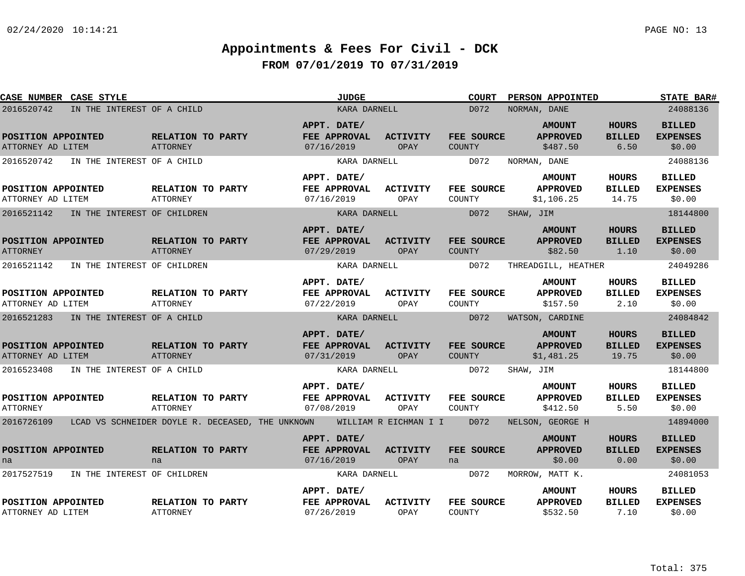# Appointments & Fees For Civil - DCK

## FROM 07/01/2019 TO 07/31/2019

| CASE NUMBER | CASE STYLE | JUDGE | COURT | PERSON APPOINTED | STATE BAR# |
|---|---|---|---|---|---|
| 2016520742 | IN THE INTEREST OF A CHILD | KARA DARNELL | D072 | NORMAN, DANE | 24088136 |

| POSITION APPOINTED | RELATION TO PARTY | APPT. DATE/ FEE APPROVAL | ACTIVITY | FEE SOURCE | AMOUNT APPROVED | HOURS BILLED | BILLED EXPENSES |
|---|---|---|---|---|---|---|---|
| ATTORNEY AD LITEM | ATTORNEY | 07/16/2019 | OPAY | COUNTY | $487.50 | 6.50 | $0.00 |

| CASE NUMBER | CASE STYLE | JUDGE | COURT | PERSON APPOINTED | STATE BAR# |
|---|---|---|---|---|---|
| 2016520742 | IN THE INTEREST OF A CHILD | KARA DARNELL | D072 | NORMAN, DANE | 24088136 |

| POSITION APPOINTED | RELATION TO PARTY | APPT. DATE/ FEE APPROVAL | ACTIVITY | FEE SOURCE | AMOUNT APPROVED | HOURS BILLED | BILLED EXPENSES |
|---|---|---|---|---|---|---|---|
| ATTORNEY AD LITEM | ATTORNEY | 07/16/2019 | OPAY | COUNTY | $1,106.25 | 14.75 | $0.00 |

| CASE NUMBER | CASE STYLE | JUDGE | COURT | PERSON APPOINTED | STATE BAR# |
|---|---|---|---|---|---|
| 2016521142 | IN THE INTEREST OF CHILDREN | KARA DARNELL | D072 | SHAW, JIM | 18144800 |

| POSITION APPOINTED | RELATION TO PARTY | APPT. DATE/ FEE APPROVAL | ACTIVITY | FEE SOURCE | AMOUNT APPROVED | HOURS BILLED | BILLED EXPENSES |
|---|---|---|---|---|---|---|---|
| ATTORNEY | ATTORNEY | 07/29/2019 | OPAY | COUNTY | $82.50 | 1.10 | $0.00 |

| CASE NUMBER | CASE STYLE | JUDGE | COURT | PERSON APPOINTED | STATE BAR# |
|---|---|---|---|---|---|
| 2016521142 | IN THE INTEREST OF CHILDREN | KARA DARNELL | D072 | THREADGILL, HEATHER | 24049286 |

| POSITION APPOINTED | RELATION TO PARTY | APPT. DATE/ FEE APPROVAL | ACTIVITY | FEE SOURCE | AMOUNT APPROVED | HOURS BILLED | BILLED EXPENSES |
|---|---|---|---|---|---|---|---|
| ATTORNEY AD LITEM | ATTORNEY | 07/22/2019 | OPAY | COUNTY | $157.50 | 2.10 | $0.00 |

| CASE NUMBER | CASE STYLE | JUDGE | COURT | PERSON APPOINTED | STATE BAR# |
|---|---|---|---|---|---|
| 2016521283 | IN THE INTEREST OF A CHILD | KARA DARNELL | D072 | WATSON, CARDINE | 24084842 |

| POSITION APPOINTED | RELATION TO PARTY | APPT. DATE/ FEE APPROVAL | ACTIVITY | FEE SOURCE | AMOUNT APPROVED | HOURS BILLED | BILLED EXPENSES |
|---|---|---|---|---|---|---|---|
| ATTORNEY AD LITEM | ATTORNEY | 07/31/2019 | OPAY | COUNTY | $1,481.25 | 19.75 | $0.00 |

| CASE NUMBER | CASE STYLE | JUDGE | COURT | PERSON APPOINTED | STATE BAR# |
|---|---|---|---|---|---|
| 2016523408 | IN THE INTEREST OF A CHILD | KARA DARNELL | D072 | SHAW, JIM | 18144800 |

| POSITION APPOINTED | RELATION TO PARTY | APPT. DATE/ FEE APPROVAL | ACTIVITY | FEE SOURCE | AMOUNT APPROVED | HOURS BILLED | BILLED EXPENSES |
|---|---|---|---|---|---|---|---|
| ATTORNEY | ATTORNEY | 07/08/2019 | OPAY | COUNTY | $412.50 | 5.50 | $0.00 |

| CASE NUMBER | CASE STYLE | JUDGE | COURT | PERSON APPOINTED | STATE BAR# |
|---|---|---|---|---|---|
| 2016726109 | LCAD VS SCHNEIDER DOYLE R. DECEASED, THE UNKNOWN | WILLIAM R EICHMAN I I | D072 | NELSON, GEORGE H | 14894000 |

| POSITION APPOINTED | RELATION TO PARTY | APPT. DATE/ FEE APPROVAL | ACTIVITY | FEE SOURCE | AMOUNT APPROVED | HOURS BILLED | BILLED EXPENSES |
|---|---|---|---|---|---|---|---|
| na | na | 07/16/2019 | OPAY | na | $0.00 | 0.00 | $0.00 |

| CASE NUMBER | CASE STYLE | JUDGE | COURT | PERSON APPOINTED | STATE BAR# |
|---|---|---|---|---|---|
| 2017527519 | IN THE INTEREST OF CHILDREN | KARA DARNELL | D072 | MORROW, MATT K. | 24081053 |

| POSITION APPOINTED | RELATION TO PARTY | APPT. DATE/ FEE APPROVAL | ACTIVITY | FEE SOURCE | AMOUNT APPROVED | HOURS BILLED | BILLED EXPENSES |
|---|---|---|---|---|---|---|---|
| ATTORNEY AD LITEM | ATTORNEY | 07/26/2019 | OPAY | COUNTY | $532.50 | 7.10 | $0.00 |

Total: 375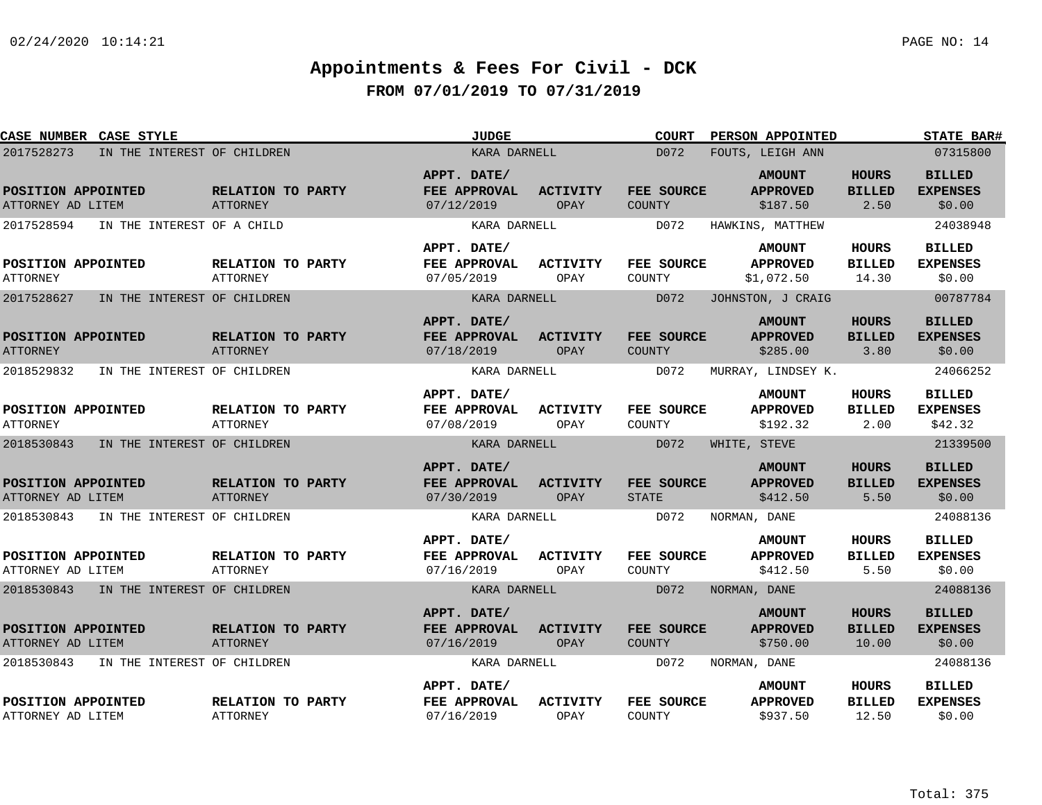# Appointments & Fees For Civil - DCK

## FROM 07/01/2019 TO 07/31/2019

| CASE NUMBER | CASE STYLE | JUDGE | COURT | PERSON APPOINTED | STATE BAR# |
|---|---|---|---|---|---|
| 2017528273 | IN THE INTEREST OF CHILDREN | KARA DARNELL | D072 | FOUTS, LEIGH ANN | 07315800 |

| POSITION APPOINTED | RELATION TO PARTY | APPT. DATE/ FEE APPROVAL | ACTIVITY | FEE SOURCE | AMOUNT APPROVED | HOURS BILLED | BILLED EXPENSES |
|---|---|---|---|---|---|---|---|
| ATTORNEY AD LITEM | ATTORNEY | 07/12/2019 | OPAY | COUNTY | $187.50 | 2.50 | $0.00 |

| CASE NUMBER | CASE STYLE | JUDGE | COURT | PERSON APPOINTED | STATE BAR# |
|---|---|---|---|---|---|
| 2017528594 | IN THE INTEREST OF A CHILD | KARA DARNELL | D072 | HAWKINS, MATTHEW | 24038948 |

| POSITION APPOINTED | RELATION TO PARTY | APPT. DATE/ FEE APPROVAL | ACTIVITY | FEE SOURCE | AMOUNT APPROVED | HOURS BILLED | BILLED EXPENSES |
|---|---|---|---|---|---|---|---|
| ATTORNEY | ATTORNEY | 07/05/2019 | OPAY | COUNTY | $1,072.50 | 14.30 | $0.00 |

| CASE NUMBER | CASE STYLE | JUDGE | COURT | PERSON APPOINTED | STATE BAR# |
|---|---|---|---|---|---|
| 2017528627 | IN THE INTEREST OF CHILDREN | KARA DARNELL | D072 | JOHNSTON, J CRAIG | 00787784 |

| POSITION APPOINTED | RELATION TO PARTY | APPT. DATE/ FEE APPROVAL | ACTIVITY | FEE SOURCE | AMOUNT APPROVED | HOURS BILLED | BILLED EXPENSES |
|---|---|---|---|---|---|---|---|
| ATTORNEY | ATTORNEY | 07/18/2019 | OPAY | COUNTY | $285.00 | 3.80 | $0.00 |

| CASE NUMBER | CASE STYLE | JUDGE | COURT | PERSON APPOINTED | STATE BAR# |
|---|---|---|---|---|---|
| 2018529832 | IN THE INTEREST OF CHILDREN | KARA DARNELL | D072 | MURRAY, LINDSEY K. | 24066252 |

| POSITION APPOINTED | RELATION TO PARTY | APPT. DATE/ FEE APPROVAL | ACTIVITY | FEE SOURCE | AMOUNT APPROVED | HOURS BILLED | BILLED EXPENSES |
|---|---|---|---|---|---|---|---|
| ATTORNEY | ATTORNEY | 07/08/2019 | OPAY | COUNTY | $192.32 | 2.00 | $42.32 |

| CASE NUMBER | CASE STYLE | JUDGE | COURT | PERSON APPOINTED | STATE BAR# |
|---|---|---|---|---|---|
| 2018530843 | IN THE INTEREST OF CHILDREN | KARA DARNELL | D072 | WHITE, STEVE | 21339500 |

| POSITION APPOINTED | RELATION TO PARTY | APPT. DATE/ FEE APPROVAL | ACTIVITY | FEE SOURCE | AMOUNT APPROVED | HOURS BILLED | BILLED EXPENSES |
|---|---|---|---|---|---|---|---|
| ATTORNEY AD LITEM | ATTORNEY | 07/30/2019 | OPAY | STATE | $412.50 | 5.50 | $0.00 |

| CASE NUMBER | CASE STYLE | JUDGE | COURT | PERSON APPOINTED | STATE BAR# |
|---|---|---|---|---|---|
| 2018530843 | IN THE INTEREST OF CHILDREN | KARA DARNELL | D072 | NORMAN, DANE | 24088136 |

| POSITION APPOINTED | RELATION TO PARTY | APPT. DATE/ FEE APPROVAL | ACTIVITY | FEE SOURCE | AMOUNT APPROVED | HOURS BILLED | BILLED EXPENSES |
|---|---|---|---|---|---|---|---|
| ATTORNEY AD LITEM | ATTORNEY | 07/16/2019 | OPAY | COUNTY | $412.50 | 5.50 | $0.00 |

| CASE NUMBER | CASE STYLE | JUDGE | COURT | PERSON APPOINTED | STATE BAR# |
|---|---|---|---|---|---|
| 2018530843 | IN THE INTEREST OF CHILDREN | KARA DARNELL | D072 | NORMAN, DANE | 24088136 |

| POSITION APPOINTED | RELATION TO PARTY | APPT. DATE/ FEE APPROVAL | ACTIVITY | FEE SOURCE | AMOUNT APPROVED | HOURS BILLED | BILLED EXPENSES |
|---|---|---|---|---|---|---|---|
| ATTORNEY AD LITEM | ATTORNEY | 07/16/2019 | OPAY | COUNTY | $750.00 | 10.00 | $0.00 |

| CASE NUMBER | CASE STYLE | JUDGE | COURT | PERSON APPOINTED | STATE BAR# |
|---|---|---|---|---|---|
| 2018530843 | IN THE INTEREST OF CHILDREN | KARA DARNELL | D072 | NORMAN, DANE | 24088136 |

| POSITION APPOINTED | RELATION TO PARTY | APPT. DATE/ FEE APPROVAL | ACTIVITY | FEE SOURCE | AMOUNT APPROVED | HOURS BILLED | BILLED EXPENSES |
|---|---|---|---|---|---|---|---|
| ATTORNEY AD LITEM | ATTORNEY | 07/16/2019 | OPAY | COUNTY | $937.50 | 12.50 | $0.00 |

Total: 375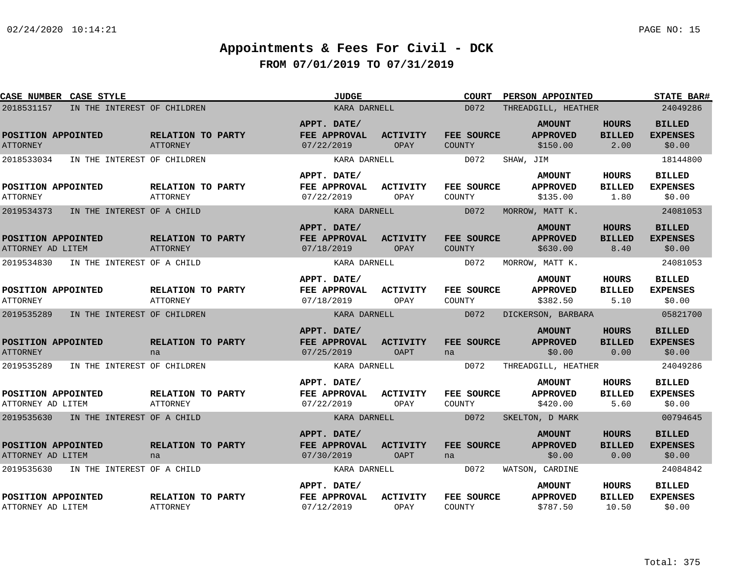# Appointments & Fees For Civil - DCK

## FROM 07/01/2019 TO 07/31/2019

| CASE NUMBER | CASE STYLE | JUDGE | COURT | PERSON APPOINTED | STATE BAR# |
|---|---|---|---|---|---|
| 2018531157 | IN THE INTEREST OF CHILDREN | KARA DARNELL | D072 | THREADGILL, HEATHER | 24049286 |

| POSITION APPOINTED | RELATION TO PARTY | APPT. DATE/ FEE APPROVAL | ACTIVITY | FEE SOURCE | AMOUNT APPROVED | HOURS BILLED | BILLED EXPENSES |
|---|---|---|---|---|---|---|---|
| ATTORNEY | ATTORNEY | 07/22/2019 | OPAY | COUNTY | $150.00 | 2.00 | $0.00 |

| CASE NUMBER | CASE STYLE | JUDGE | COURT | PERSON APPOINTED | STATE BAR# |
|---|---|---|---|---|---|
| 2018533034 | IN THE INTEREST OF CHILDREN | KARA DARNELL | D072 | SHAW, JIM | 18144800 |

| POSITION APPOINTED | RELATION TO PARTY | APPT. DATE/ FEE APPROVAL | ACTIVITY | FEE SOURCE | AMOUNT APPROVED | HOURS BILLED | BILLED EXPENSES |
|---|---|---|---|---|---|---|---|
| ATTORNEY | ATTORNEY | 07/22/2019 | OPAY | COUNTY | $135.00 | 1.80 | $0.00 |

| CASE NUMBER | CASE STYLE | JUDGE | COURT | PERSON APPOINTED | STATE BAR# |
|---|---|---|---|---|---|
| 2019534373 | IN THE INTEREST OF A CHILD | KARA DARNELL | D072 | MORROW, MATT K. | 24081053 |

| POSITION APPOINTED | RELATION TO PARTY | APPT. DATE/ FEE APPROVAL | ACTIVITY | FEE SOURCE | AMOUNT APPROVED | HOURS BILLED | BILLED EXPENSES |
|---|---|---|---|---|---|---|---|
| ATTORNEY AD LITEM | ATTORNEY | 07/18/2019 | OPAY | COUNTY | $630.00 | 8.40 | $0.00 |

| CASE NUMBER | CASE STYLE | JUDGE | COURT | PERSON APPOINTED | STATE BAR# |
|---|---|---|---|---|---|
| 2019534830 | IN THE INTEREST OF A CHILD | KARA DARNELL | D072 | MORROW, MATT K. | 24081053 |

| POSITION APPOINTED | RELATION TO PARTY | APPT. DATE/ FEE APPROVAL | ACTIVITY | FEE SOURCE | AMOUNT APPROVED | HOURS BILLED | BILLED EXPENSES |
|---|---|---|---|---|---|---|---|
| ATTORNEY | ATTORNEY | 07/18/2019 | OPAY | COUNTY | $382.50 | 5.10 | $0.00 |

| CASE NUMBER | CASE STYLE | JUDGE | COURT | PERSON APPOINTED | STATE BAR# |
|---|---|---|---|---|---|
| 2019535289 | IN THE INTEREST OF CHILDREN | KARA DARNELL | D072 | DICKERSON, BARBARA | 05821700 |

| POSITION APPOINTED | RELATION TO PARTY | APPT. DATE/ FEE APPROVAL | ACTIVITY | FEE SOURCE | AMOUNT APPROVED | HOURS BILLED | BILLED EXPENSES |
|---|---|---|---|---|---|---|---|
| ATTORNEY | na | 07/25/2019 | OAPT | na | $0.00 | 0.00 | $0.00 |

| CASE NUMBER | CASE STYLE | JUDGE | COURT | PERSON APPOINTED | STATE BAR# |
|---|---|---|---|---|---|
| 2019535289 | IN THE INTEREST OF CHILDREN | KARA DARNELL | D072 | THREADGILL, HEATHER | 24049286 |

| POSITION APPOINTED | RELATION TO PARTY | APPT. DATE/ FEE APPROVAL | ACTIVITY | FEE SOURCE | AMOUNT APPROVED | HOURS BILLED | BILLED EXPENSES |
|---|---|---|---|---|---|---|---|
| ATTORNEY AD LITEM | ATTORNEY | 07/22/2019 | OPAY | COUNTY | $420.00 | 5.60 | $0.00 |

| CASE NUMBER | CASE STYLE | JUDGE | COURT | PERSON APPOINTED | STATE BAR# |
|---|---|---|---|---|---|
| 2019535630 | IN THE INTEREST OF A CHILD | KARA DARNELL | D072 | SKELTON, D MARK | 00794645 |

| POSITION APPOINTED | RELATION TO PARTY | APPT. DATE/ FEE APPROVAL | ACTIVITY | FEE SOURCE | AMOUNT APPROVED | HOURS BILLED | BILLED EXPENSES |
|---|---|---|---|---|---|---|---|
| ATTORNEY AD LITEM | na | 07/30/2019 | OAPT | na | $0.00 | 0.00 | $0.00 |

| CASE NUMBER | CASE STYLE | JUDGE | COURT | PERSON APPOINTED | STATE BAR# |
|---|---|---|---|---|---|
| 2019535630 | IN THE INTEREST OF A CHILD | KARA DARNELL | D072 | WATSON, CARDINE | 24084842 |

| POSITION APPOINTED | RELATION TO PARTY | APPT. DATE/ FEE APPROVAL | ACTIVITY | FEE SOURCE | AMOUNT APPROVED | HOURS BILLED | BILLED EXPENSES |
|---|---|---|---|---|---|---|---|
| ATTORNEY AD LITEM | ATTORNEY | 07/12/2019 | OPAY | COUNTY | $787.50 | 10.50 | $0.00 |

Total: 375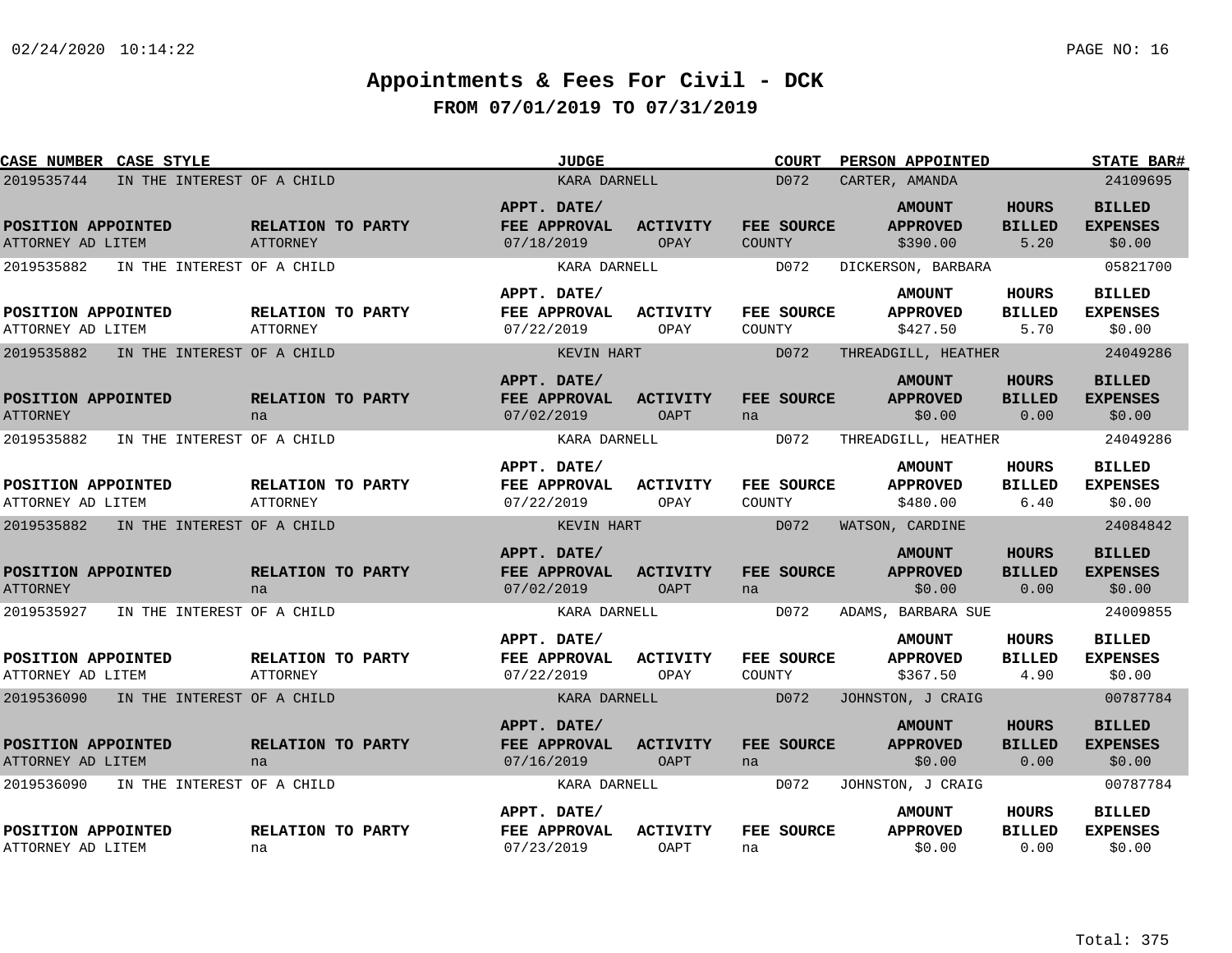# Appointments & Fees For Civil - DCK

## FROM 07/01/2019 TO 07/31/2019

| CASE NUMBER | CASE STYLE | JUDGE | COURT | PERSON APPOINTED | STATE BAR# |
|---|---|---|---|---|---|
| 2019535744 | IN THE INTEREST OF A CHILD | KARA DARNELL | D072 | CARTER, AMANDA | 24109695 |

| POSITION APPOINTED | RELATION TO PARTY | APPT. DATE/ FEE APPROVAL | ACTIVITY | FEE SOURCE | AMOUNT APPROVED | HOURS BILLED | BILLED EXPENSES |
|---|---|---|---|---|---|---|---|
| ATTORNEY AD LITEM | ATTORNEY | 07/18/2019 | OPAY | COUNTY | $390.00 | 5.20 | $0.00 |

| CASE NUMBER | CASE STYLE | JUDGE | COURT | PERSON APPOINTED | STATE BAR# |
|---|---|---|---|---|---|
| 2019535882 | IN THE INTEREST OF A CHILD | KARA DARNELL | D072 | DICKERSON, BARBARA | 05821700 |

| POSITION APPOINTED | RELATION TO PARTY | APPT. DATE/ FEE APPROVAL | ACTIVITY | FEE SOURCE | AMOUNT APPROVED | HOURS BILLED | BILLED EXPENSES |
|---|---|---|---|---|---|---|---|
| ATTORNEY AD LITEM | ATTORNEY | 07/22/2019 | OPAY | COUNTY | $427.50 | 5.70 | $0.00 |

| CASE NUMBER | CASE STYLE | JUDGE | COURT | PERSON APPOINTED | STATE BAR# |
|---|---|---|---|---|---|
| 2019535882 | IN THE INTEREST OF A CHILD | KEVIN HART | D072 | THREADGILL, HEATHER | 24049286 |

| POSITION APPOINTED | RELATION TO PARTY | APPT. DATE/ FEE APPROVAL | ACTIVITY | FEE SOURCE | AMOUNT APPROVED | HOURS BILLED | BILLED EXPENSES |
|---|---|---|---|---|---|---|---|
| ATTORNEY | na | 07/02/2019 | OAPT | na | $0.00 | 0.00 | $0.00 |

| CASE NUMBER | CASE STYLE | JUDGE | COURT | PERSON APPOINTED | STATE BAR# |
|---|---|---|---|---|---|
| 2019535882 | IN THE INTEREST OF A CHILD | KARA DARNELL | D072 | THREADGILL, HEATHER | 24049286 |

| POSITION APPOINTED | RELATION TO PARTY | APPT. DATE/ FEE APPROVAL | ACTIVITY | FEE SOURCE | AMOUNT APPROVED | HOURS BILLED | BILLED EXPENSES |
|---|---|---|---|---|---|---|---|
| ATTORNEY AD LITEM | ATTORNEY | 07/22/2019 | OPAY | COUNTY | $480.00 | 6.40 | $0.00 |

| CASE NUMBER | CASE STYLE | JUDGE | COURT | PERSON APPOINTED | STATE BAR# |
|---|---|---|---|---|---|
| 2019535882 | IN THE INTEREST OF A CHILD | KEVIN HART | D072 | WATSON, CARDINE | 24084842 |

| POSITION APPOINTED | RELATION TO PARTY | APPT. DATE/ FEE APPROVAL | ACTIVITY | FEE SOURCE | AMOUNT APPROVED | HOURS BILLED | BILLED EXPENSES |
|---|---|---|---|---|---|---|---|
| ATTORNEY | na | 07/02/2019 | OAPT | na | $0.00 | 0.00 | $0.00 |

| CASE NUMBER | CASE STYLE | JUDGE | COURT | PERSON APPOINTED | STATE BAR# |
|---|---|---|---|---|---|
| 2019535927 | IN THE INTEREST OF A CHILD | KARA DARNELL | D072 | ADAMS, BARBARA SUE | 24009855 |

| POSITION APPOINTED | RELATION TO PARTY | APPT. DATE/ FEE APPROVAL | ACTIVITY | FEE SOURCE | AMOUNT APPROVED | HOURS BILLED | BILLED EXPENSES |
|---|---|---|---|---|---|---|---|
| ATTORNEY AD LITEM | ATTORNEY | 07/22/2019 | OPAY | COUNTY | $367.50 | 4.90 | $0.00 |

| CASE NUMBER | CASE STYLE | JUDGE | COURT | PERSON APPOINTED | STATE BAR# |
|---|---|---|---|---|---|
| 2019536090 | IN THE INTEREST OF A CHILD | KARA DARNELL | D072 | JOHNSTON, J CRAIG | 00787784 |

| POSITION APPOINTED | RELATION TO PARTY | APPT. DATE/ FEE APPROVAL | ACTIVITY | FEE SOURCE | AMOUNT APPROVED | HOURS BILLED | BILLED EXPENSES |
|---|---|---|---|---|---|---|---|
| ATTORNEY AD LITEM | na | 07/16/2019 | OAPT | na | $0.00 | 0.00 | $0.00 |

| CASE NUMBER | CASE STYLE | JUDGE | COURT | PERSON APPOINTED | STATE BAR# |
|---|---|---|---|---|---|
| 2019536090 | IN THE INTEREST OF A CHILD | KARA DARNELL | D072 | JOHNSTON, J CRAIG | 00787784 |

| POSITION APPOINTED | RELATION TO PARTY | APPT. DATE/ FEE APPROVAL | ACTIVITY | FEE SOURCE | AMOUNT APPROVED | HOURS BILLED | BILLED EXPENSES |
|---|---|---|---|---|---|---|---|
| ATTORNEY AD LITEM | na | 07/23/2019 | OAPT | na | $0.00 | 0.00 | $0.00 |

Total: 375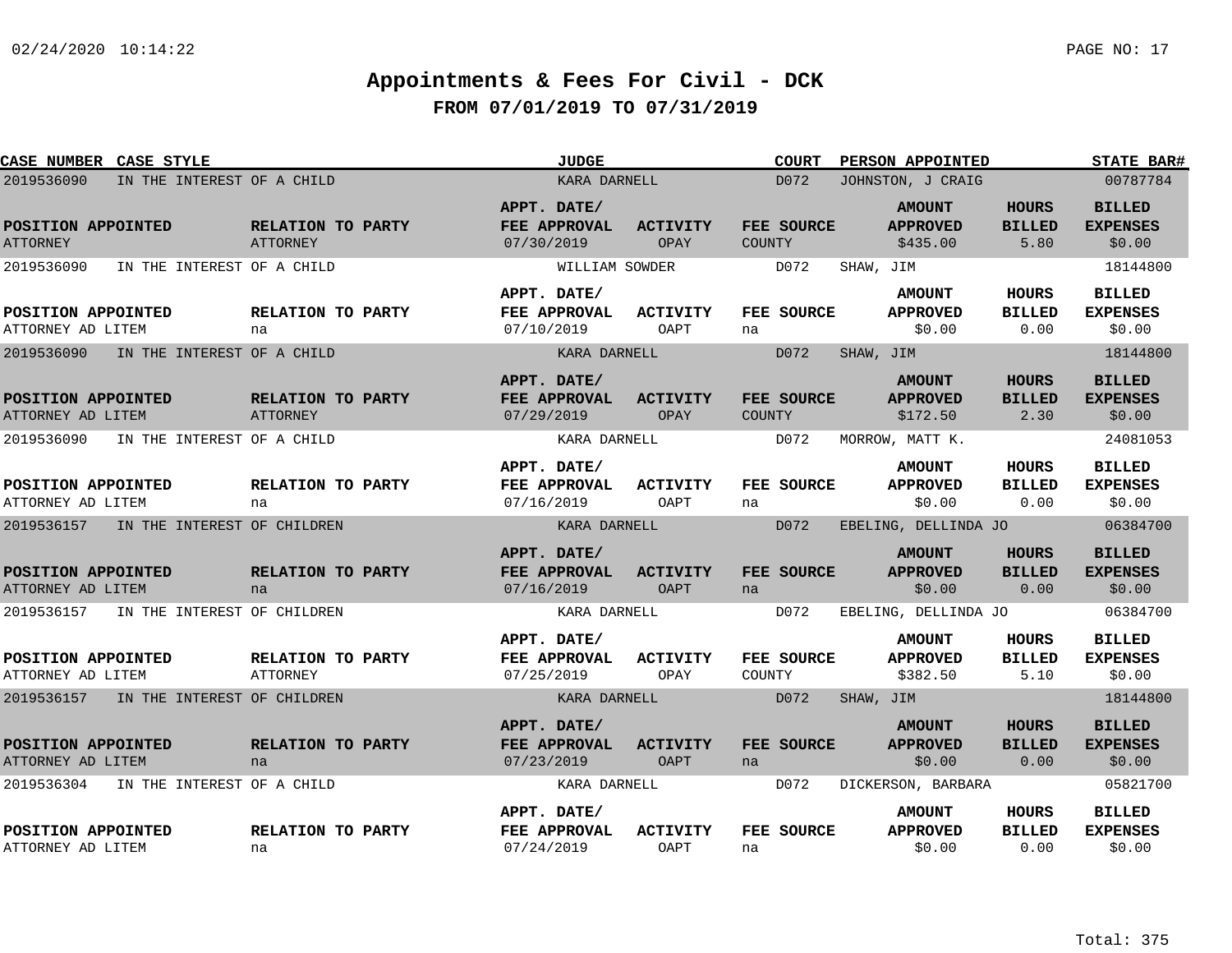# Appointments & Fees For Civil - DCK

## FROM 07/01/2019 TO 07/31/2019

| CASE NUMBER | CASE STYLE | JUDGE | COURT | PERSON APPOINTED | STATE BAR# |
|---|---|---|---|---|---|
| 2019536090 | IN THE INTEREST OF A CHILD | KARA DARNELL | D072 | JOHNSTON, J CRAIG | 00787784 |

| POSITION APPOINTED | RELATION TO PARTY | APPT. DATE/ FEE APPROVAL | ACTIVITY | FEE SOURCE | AMOUNT APPROVED | HOURS BILLED | BILLED EXPENSES |
|---|---|---|---|---|---|---|---|
| ATTORNEY | ATTORNEY | 07/30/2019 | OPAY | COUNTY | $435.00 | 5.80 | $0.00 |

| CASE NUMBER | CASE STYLE | JUDGE | COURT | PERSON APPOINTED | STATE BAR# |
|---|---|---|---|---|---|
| 2019536090 | IN THE INTEREST OF A CHILD | WILLIAM SOWDER | D072 | SHAW, JIM | 18144800 |

| POSITION APPOINTED | RELATION TO PARTY | APPT. DATE/ FEE APPROVAL | ACTIVITY | FEE SOURCE | AMOUNT APPROVED | HOURS BILLED | BILLED EXPENSES |
|---|---|---|---|---|---|---|---|
| ATTORNEY AD LITEM | na | 07/10/2019 | OAPT | na | $0.00 | 0.00 | $0.00 |

| CASE NUMBER | CASE STYLE | JUDGE | COURT | PERSON APPOINTED | STATE BAR# |
|---|---|---|---|---|---|
| 2019536090 | IN THE INTEREST OF A CHILD | KARA DARNELL | D072 | SHAW, JIM | 18144800 |

| POSITION APPOINTED | RELATION TO PARTY | APPT. DATE/ FEE APPROVAL | ACTIVITY | FEE SOURCE | AMOUNT APPROVED | HOURS BILLED | BILLED EXPENSES |
|---|---|---|---|---|---|---|---|
| ATTORNEY AD LITEM | ATTORNEY | 07/29/2019 | OPAY | COUNTY | $172.50 | 2.30 | $0.00 |

| CASE NUMBER | CASE STYLE | JUDGE | COURT | PERSON APPOINTED | STATE BAR# |
|---|---|---|---|---|---|
| 2019536090 | IN THE INTEREST OF A CHILD | KARA DARNELL | D072 | MORROW, MATT K. | 24081053 |

| POSITION APPOINTED | RELATION TO PARTY | APPT. DATE/ FEE APPROVAL | ACTIVITY | FEE SOURCE | AMOUNT APPROVED | HOURS BILLED | BILLED EXPENSES |
|---|---|---|---|---|---|---|---|
| ATTORNEY AD LITEM | na | 07/16/2019 | OAPT | na | $0.00 | 0.00 | $0.00 |

| CASE NUMBER | CASE STYLE | JUDGE | COURT | PERSON APPOINTED | STATE BAR# |
|---|---|---|---|---|---|
| 2019536157 | IN THE INTEREST OF CHILDREN | KARA DARNELL | D072 | EBELING, DELLINDA JO | 06384700 |

| POSITION APPOINTED | RELATION TO PARTY | APPT. DATE/ FEE APPROVAL | ACTIVITY | FEE SOURCE | AMOUNT APPROVED | HOURS BILLED | BILLED EXPENSES |
|---|---|---|---|---|---|---|---|
| ATTORNEY AD LITEM | na | 07/16/2019 | OAPT | na | $0.00 | 0.00 | $0.00 |

| CASE NUMBER | CASE STYLE | JUDGE | COURT | PERSON APPOINTED | STATE BAR# |
|---|---|---|---|---|---|
| 2019536157 | IN THE INTEREST OF CHILDREN | KARA DARNELL | D072 | EBELING, DELLINDA JO | 06384700 |

| POSITION APPOINTED | RELATION TO PARTY | APPT. DATE/ FEE APPROVAL | ACTIVITY | FEE SOURCE | AMOUNT APPROVED | HOURS BILLED | BILLED EXPENSES |
|---|---|---|---|---|---|---|---|
| ATTORNEY AD LITEM | ATTORNEY | 07/25/2019 | OPAY | COUNTY | $382.50 | 5.10 | $0.00 |

| CASE NUMBER | CASE STYLE | JUDGE | COURT | PERSON APPOINTED | STATE BAR# |
|---|---|---|---|---|---|
| 2019536157 | IN THE INTEREST OF CHILDREN | KARA DARNELL | D072 | SHAW, JIM | 18144800 |

| POSITION APPOINTED | RELATION TO PARTY | APPT. DATE/ FEE APPROVAL | ACTIVITY | FEE SOURCE | AMOUNT APPROVED | HOURS BILLED | BILLED EXPENSES |
|---|---|---|---|---|---|---|---|
| ATTORNEY AD LITEM | na | 07/23/2019 | OAPT | na | $0.00 | 0.00 | $0.00 |

| CASE NUMBER | CASE STYLE | JUDGE | COURT | PERSON APPOINTED | STATE BAR# |
|---|---|---|---|---|---|
| 2019536304 | IN THE INTEREST OF A CHILD | KARA DARNELL | D072 | DICKERSON, BARBARA | 05821700 |

| POSITION APPOINTED | RELATION TO PARTY | APPT. DATE/ FEE APPROVAL | ACTIVITY | FEE SOURCE | AMOUNT APPROVED | HOURS BILLED | BILLED EXPENSES |
|---|---|---|---|---|---|---|---|
| ATTORNEY AD LITEM | na | 07/24/2019 | OAPT | na | $0.00 | 0.00 | $0.00 |

Total: 375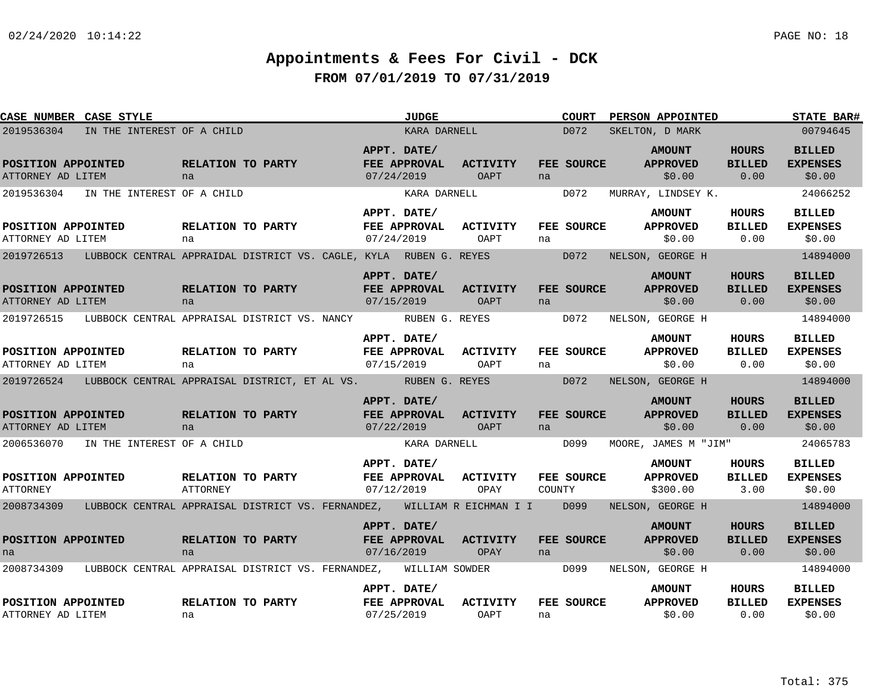# Appointments & Fees For Civil - DCK

## FROM 07/01/2019 TO 07/31/2019

| CASE NUMBER | CASE STYLE | JUDGE | COURT | PERSON APPOINTED | STATE BAR# |
|---|---|---|---|---|---|
| 2019536304 | IN THE INTEREST OF A CHILD | KARA DARNELL | D072 | SKELTON, D MARK | 00794645 |

| POSITION APPOINTED | RELATION TO PARTY | APPT. DATE/ FEE APPROVAL | ACTIVITY | FEE SOURCE | AMOUNT APPROVED | HOURS BILLED | BILLED EXPENSES |
|---|---|---|---|---|---|---|---|
| ATTORNEY AD LITEM | na | 07/24/2019 | OAPT | na | $0.00 | 0.00 | $0.00 |

| CASE NUMBER | CASE STYLE | JUDGE | COURT | PERSON APPOINTED | STATE BAR# |
|---|---|---|---|---|---|
| 2019536304 | IN THE INTEREST OF A CHILD | KARA DARNELL | D072 | MURRAY, LINDSEY K. | 24066252 |

| POSITION APPOINTED | RELATION TO PARTY | APPT. DATE/ FEE APPROVAL | ACTIVITY | FEE SOURCE | AMOUNT APPROVED | HOURS BILLED | BILLED EXPENSES |
|---|---|---|---|---|---|---|---|
| ATTORNEY AD LITEM | na | 07/24/2019 | OAPT | na | $0.00 | 0.00 | $0.00 |

| CASE NUMBER | CASE STYLE | JUDGE | COURT | PERSON APPOINTED | STATE BAR# |
|---|---|---|---|---|---|
| 2019726513 | LUBBOCK CENTRAL APPRAIDAL DISTRICT VS. CAGLE, KYLA | RUBEN G. REYES | D072 | NELSON, GEORGE H | 14894000 |

| POSITION APPOINTED | RELATION TO PARTY | APPT. DATE/ FEE APPROVAL | ACTIVITY | FEE SOURCE | AMOUNT APPROVED | HOURS BILLED | BILLED EXPENSES |
|---|---|---|---|---|---|---|---|
| ATTORNEY AD LITEM | na | 07/15/2019 | OAPT | na | $0.00 | 0.00 | $0.00 |

| CASE NUMBER | CASE STYLE | JUDGE | COURT | PERSON APPOINTED | STATE BAR# |
|---|---|---|---|---|---|
| 2019726515 | LUBBOCK CENTRAL APPRAISAL DISTRICT VS. NANCY | RUBEN G. REYES | D072 | NELSON, GEORGE H | 14894000 |

| POSITION APPOINTED | RELATION TO PARTY | APPT. DATE/ FEE APPROVAL | ACTIVITY | FEE SOURCE | AMOUNT APPROVED | HOURS BILLED | BILLED EXPENSES |
|---|---|---|---|---|---|---|---|
| ATTORNEY AD LITEM | na | 07/15/2019 | OAPT | na | $0.00 | 0.00 | $0.00 |

| CASE NUMBER | CASE STYLE | JUDGE | COURT | PERSON APPOINTED | STATE BAR# |
|---|---|---|---|---|---|
| 2019726524 | LUBBOCK CENTRAL APPRAISAL DISTRICT, ET AL VS. | RUBEN G. REYES | D072 | NELSON, GEORGE H | 14894000 |

| POSITION APPOINTED | RELATION TO PARTY | APPT. DATE/ FEE APPROVAL | ACTIVITY | FEE SOURCE | AMOUNT APPROVED | HOURS BILLED | BILLED EXPENSES |
|---|---|---|---|---|---|---|---|
| ATTORNEY AD LITEM | na | 07/22/2019 | OAPT | na | $0.00 | 0.00 | $0.00 |

| CASE NUMBER | CASE STYLE | JUDGE | COURT | PERSON APPOINTED | STATE BAR# |
|---|---|---|---|---|---|
| 2006536070 | IN THE INTEREST OF A CHILD | KARA DARNELL | D099 | MOORE, JAMES M "JIM" | 24065783 |

| POSITION APPOINTED | RELATION TO PARTY | APPT. DATE/ FEE APPROVAL | ACTIVITY | FEE SOURCE | AMOUNT APPROVED | HOURS BILLED | BILLED EXPENSES |
|---|---|---|---|---|---|---|---|
| ATTORNEY | ATTORNEY | 07/12/2019 | OPAY | COUNTY | $300.00 | 3.00 | $0.00 |

| CASE NUMBER | CASE STYLE | JUDGE | COURT | PERSON APPOINTED | STATE BAR# |
|---|---|---|---|---|---|
| 2008734309 | LUBBOCK CENTRAL APPRAISAL DISTRICT VS. FERNANDEZ, | WILLIAM R EICHMAN I I | D099 | NELSON, GEORGE H | 14894000 |

| POSITION APPOINTED | RELATION TO PARTY | APPT. DATE/ FEE APPROVAL | ACTIVITY | FEE SOURCE | AMOUNT APPROVED | HOURS BILLED | BILLED EXPENSES |
|---|---|---|---|---|---|---|---|
| na | na | 07/16/2019 | OPAY | na | $0.00 | 0.00 | $0.00 |

| CASE NUMBER | CASE STYLE | JUDGE | COURT | PERSON APPOINTED | STATE BAR# |
|---|---|---|---|---|---|
| 2008734309 | LUBBOCK CENTRAL APPRAISAL DISTRICT VS. FERNANDEZ, | WILLIAM SOWDER | D099 | NELSON, GEORGE H | 14894000 |

| POSITION APPOINTED | RELATION TO PARTY | APPT. DATE/ FEE APPROVAL | ACTIVITY | FEE SOURCE | AMOUNT APPROVED | HOURS BILLED | BILLED EXPENSES |
|---|---|---|---|---|---|---|---|
| ATTORNEY AD LITEM | na | 07/25/2019 | OAPT | na | $0.00 | 0.00 | $0.00 |

Total: 375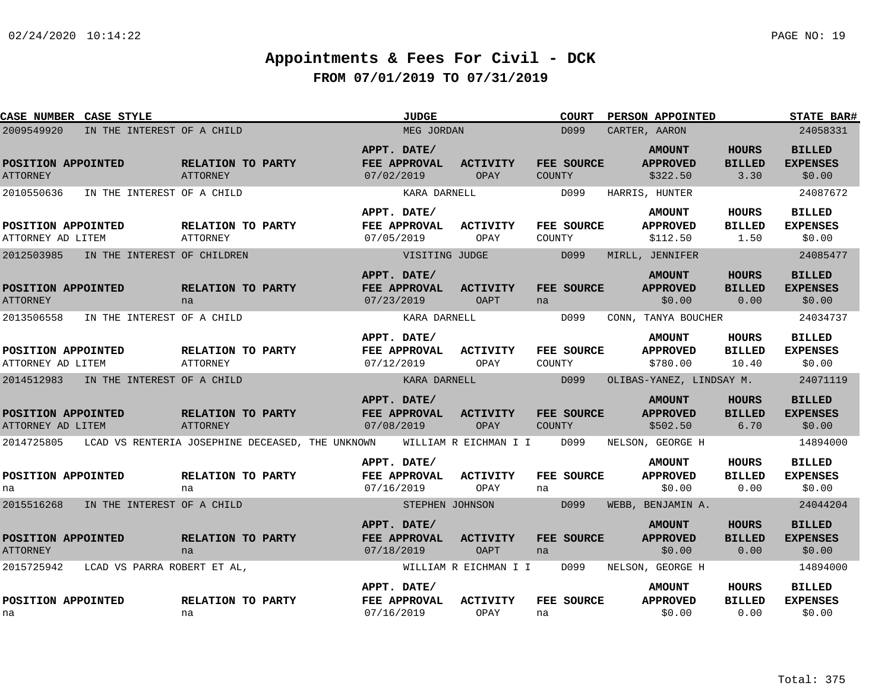# Appointments & Fees For Civil - DCK

## FROM 07/01/2019 TO 07/31/2019

| CASE NUMBER | CASE STYLE | JUDGE | COURT | PERSON APPOINTED | STATE BAR# |
|---|---|---|---|---|---|
| 2009549920 | IN THE INTEREST OF A CHILD | MEG JORDAN | D099 | CARTER, AARON | 24058331 |

| POSITION APPOINTED | RELATION TO PARTY | APPT. DATE/ FEE APPROVAL | ACTIVITY | FEE SOURCE | AMOUNT APPROVED | HOURS BILLED | BILLED EXPENSES |
|---|---|---|---|---|---|---|---|
| ATTORNEY | ATTORNEY | 07/02/2019 | OPAY | COUNTY | $322.50 | 3.30 | $0.00 |

| CASE NUMBER | CASE STYLE | JUDGE | COURT | PERSON APPOINTED | STATE BAR# |
|---|---|---|---|---|---|
| 2010550636 | IN THE INTEREST OF A CHILD | KARA DARNELL | D099 | HARRIS, HUNTER | 24087672 |

| POSITION APPOINTED | RELATION TO PARTY | APPT. DATE/ FEE APPROVAL | ACTIVITY | FEE SOURCE | AMOUNT APPROVED | HOURS BILLED | BILLED EXPENSES |
|---|---|---|---|---|---|---|---|
| ATTORNEY AD LITEM | ATTORNEY | 07/05/2019 | OPAY | COUNTY | $112.50 | 1.50 | $0.00 |

| CASE NUMBER | CASE STYLE | JUDGE | COURT | PERSON APPOINTED | STATE BAR# |
|---|---|---|---|---|---|
| 2012503985 | IN THE INTEREST OF CHILDREN | VISITING JUDGE | D099 | MIRLL, JENNIFER | 24085477 |

| POSITION APPOINTED | RELATION TO PARTY | APPT. DATE/ FEE APPROVAL | ACTIVITY | FEE SOURCE | AMOUNT APPROVED | HOURS BILLED | BILLED EXPENSES |
|---|---|---|---|---|---|---|---|
| ATTORNEY | na | 07/23/2019 | OAPT | na | $0.00 | 0.00 | $0.00 |

| CASE NUMBER | CASE STYLE | JUDGE | COURT | PERSON APPOINTED | STATE BAR# |
|---|---|---|---|---|---|
| 2013506558 | IN THE INTEREST OF A CHILD | KARA DARNELL | D099 | CONN, TANYA BOUCHER | 24034737 |

| POSITION APPOINTED | RELATION TO PARTY | APPT. DATE/ FEE APPROVAL | ACTIVITY | FEE SOURCE | AMOUNT APPROVED | HOURS BILLED | BILLED EXPENSES |
|---|---|---|---|---|---|---|---|
| ATTORNEY AD LITEM | ATTORNEY | 07/12/2019 | OPAY | COUNTY | $780.00 | 10.40 | $0.00 |

| CASE NUMBER | CASE STYLE | JUDGE | COURT | PERSON APPOINTED | STATE BAR# |
|---|---|---|---|---|---|
| 2014512983 | IN THE INTEREST OF A CHILD | KARA DARNELL | D099 | OLIBAS-YANEZ, LINDSAY M. | 24071119 |

| POSITION APPOINTED | RELATION TO PARTY | APPT. DATE/ FEE APPROVAL | ACTIVITY | FEE SOURCE | AMOUNT APPROVED | HOURS BILLED | BILLED EXPENSES |
|---|---|---|---|---|---|---|---|
| ATTORNEY AD LITEM | ATTORNEY | 07/08/2019 | OPAY | COUNTY | $502.50 | 6.70 | $0.00 |

| CASE NUMBER | CASE STYLE | JUDGE | COURT | PERSON APPOINTED | STATE BAR# |
|---|---|---|---|---|---|
| 2014725805 | LCAD VS RENTERIA JOSEPHINE DECEASED, THE UNKNOWN | WILLIAM R EICHMAN I I | D099 | NELSON, GEORGE H | 14894000 |

| POSITION APPOINTED | RELATION TO PARTY | APPT. DATE/ FEE APPROVAL | ACTIVITY | FEE SOURCE | AMOUNT APPROVED | HOURS BILLED | BILLED EXPENSES |
|---|---|---|---|---|---|---|---|
| na | na | 07/16/2019 | OPAY | na | $0.00 | 0.00 | $0.00 |

| CASE NUMBER | CASE STYLE | JUDGE | COURT | PERSON APPOINTED | STATE BAR# |
|---|---|---|---|---|---|
| 2015516268 | IN THE INTEREST OF A CHILD | STEPHEN JOHNSON | D099 | WEBB, BENJAMIN A. | 24044204 |

| POSITION APPOINTED | RELATION TO PARTY | APPT. DATE/ FEE APPROVAL | ACTIVITY | FEE SOURCE | AMOUNT APPROVED | HOURS BILLED | BILLED EXPENSES |
|---|---|---|---|---|---|---|---|
| ATTORNEY | na | 07/18/2019 | OAPT | na | $0.00 | 0.00 | $0.00 |

| CASE NUMBER | CASE STYLE | JUDGE | COURT | PERSON APPOINTED | STATE BAR# |
|---|---|---|---|---|---|
| 2015725942 | LCAD VS PARRA ROBERT ET AL, | WILLIAM R EICHMAN I I | D099 | NELSON, GEORGE H | 14894000 |

| POSITION APPOINTED | RELATION TO PARTY | APPT. DATE/ FEE APPROVAL | ACTIVITY | FEE SOURCE | AMOUNT APPROVED | HOURS BILLED | BILLED EXPENSES |
|---|---|---|---|---|---|---|---|
| na | na | 07/16/2019 | OPAY | na | $0.00 | 0.00 | $0.00 |

Total: 375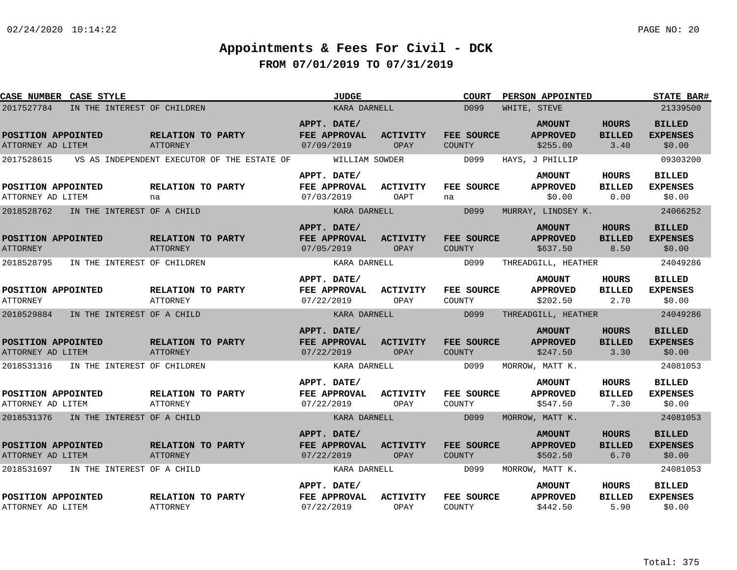# Appointments & Fees For Civil - DCK

## FROM 07/01/2019 TO 07/31/2019

| CASE NUMBER | CASE STYLE | JUDGE | COURT | PERSON APPOINTED | STATE BAR# |
|---|---|---|---|---|---|
| 2017527784 | IN THE INTEREST OF CHILDREN | KARA DARNELL | D099 | WHITE, STEVE | 21339500 |

| POSITION APPOINTED | RELATION TO PARTY | APPT. DATE/ FEE APPROVAL | ACTIVITY | FEE SOURCE | AMOUNT APPROVED | HOURS BILLED | BILLED EXPENSES |
|---|---|---|---|---|---|---|---|
| ATTORNEY AD LITEM | ATTORNEY | 07/09/2019 | OPAY | COUNTY | $255.00 | 3.40 | $0.00 |

| CASE NUMBER | CASE STYLE | JUDGE | COURT | PERSON APPOINTED | STATE BAR# |
|---|---|---|---|---|---|
| 2017528615 | VS AS INDEPENDENT EXECUTOR OF THE ESTATE OF | WILLIAM SOWDER | D099 | HAYS, J PHILLIP | 09303200 |

| POSITION APPOINTED | RELATION TO PARTY | APPT. DATE/ FEE APPROVAL | ACTIVITY | FEE SOURCE | AMOUNT APPROVED | HOURS BILLED | BILLED EXPENSES |
|---|---|---|---|---|---|---|---|
| ATTORNEY AD LITEM | na | 07/03/2019 | OAPT | na | $0.00 | 0.00 | $0.00 |

| CASE NUMBER | CASE STYLE | JUDGE | COURT | PERSON APPOINTED | STATE BAR# |
|---|---|---|---|---|---|
| 2018528762 | IN THE INTEREST OF A CHILD | KARA DARNELL | D099 | MURRAY, LINDSEY K. | 24066252 |

| POSITION APPOINTED | RELATION TO PARTY | APPT. DATE/ FEE APPROVAL | ACTIVITY | FEE SOURCE | AMOUNT APPROVED | HOURS BILLED | BILLED EXPENSES |
|---|---|---|---|---|---|---|---|
| ATTORNEY | ATTORNEY | 07/05/2019 | OPAY | COUNTY | $637.50 | 8.50 | $0.00 |

| CASE NUMBER | CASE STYLE | JUDGE | COURT | PERSON APPOINTED | STATE BAR# |
|---|---|---|---|---|---|
| 2018528795 | IN THE INTEREST OF CHILDREN | KARA DARNELL | D099 | THREADGILL, HEATHER | 24049286 |

| POSITION APPOINTED | RELATION TO PARTY | APPT. DATE/ FEE APPROVAL | ACTIVITY | FEE SOURCE | AMOUNT APPROVED | HOURS BILLED | BILLED EXPENSES |
|---|---|---|---|---|---|---|---|
| ATTORNEY | ATTORNEY | 07/22/2019 | OPAY | COUNTY | $202.50 | 2.70 | $0.00 |

| CASE NUMBER | CASE STYLE | JUDGE | COURT | PERSON APPOINTED | STATE BAR# |
|---|---|---|---|---|---|
| 2018529884 | IN THE INTEREST OF A CHILD | KARA DARNELL | D099 | THREADGILL, HEATHER | 24049286 |

| POSITION APPOINTED | RELATION TO PARTY | APPT. DATE/ FEE APPROVAL | ACTIVITY | FEE SOURCE | AMOUNT APPROVED | HOURS BILLED | BILLED EXPENSES |
|---|---|---|---|---|---|---|---|
| ATTORNEY AD LITEM | ATTORNEY | 07/22/2019 | OPAY | COUNTY | $247.50 | 3.30 | $0.00 |

| CASE NUMBER | CASE STYLE | JUDGE | COURT | PERSON APPOINTED | STATE BAR# |
|---|---|---|---|---|---|
| 2018531316 | IN THE INTEREST OF CHILDREN | KARA DARNELL | D099 | MORROW, MATT K. | 24081053 |

| POSITION APPOINTED | RELATION TO PARTY | APPT. DATE/ FEE APPROVAL | ACTIVITY | FEE SOURCE | AMOUNT APPROVED | HOURS BILLED | BILLED EXPENSES |
|---|---|---|---|---|---|---|---|
| ATTORNEY AD LITEM | ATTORNEY | 07/22/2019 | OPAY | COUNTY | $547.50 | 7.30 | $0.00 |

| CASE NUMBER | CASE STYLE | JUDGE | COURT | PERSON APPOINTED | STATE BAR# |
|---|---|---|---|---|---|
| 2018531376 | IN THE INTEREST OF A CHILD | KARA DARNELL | D099 | MORROW, MATT K. | 24081053 |

| POSITION APPOINTED | RELATION TO PARTY | APPT. DATE/ FEE APPROVAL | ACTIVITY | FEE SOURCE | AMOUNT APPROVED | HOURS BILLED | BILLED EXPENSES |
|---|---|---|---|---|---|---|---|
| ATTORNEY AD LITEM | ATTORNEY | 07/22/2019 | OPAY | COUNTY | $502.50 | 6.70 | $0.00 |

| CASE NUMBER | CASE STYLE | JUDGE | COURT | PERSON APPOINTED | STATE BAR# |
|---|---|---|---|---|---|
| 2018531697 | IN THE INTEREST OF A CHILD | KARA DARNELL | D099 | MORROW, MATT K. | 24081053 |

| POSITION APPOINTED | RELATION TO PARTY | APPT. DATE/ FEE APPROVAL | ACTIVITY | FEE SOURCE | AMOUNT APPROVED | HOURS BILLED | BILLED EXPENSES |
|---|---|---|---|---|---|---|---|
| ATTORNEY AD LITEM | ATTORNEY | 07/22/2019 | OPAY | COUNTY | $442.50 | 5.90 | $0.00 |

Total: 375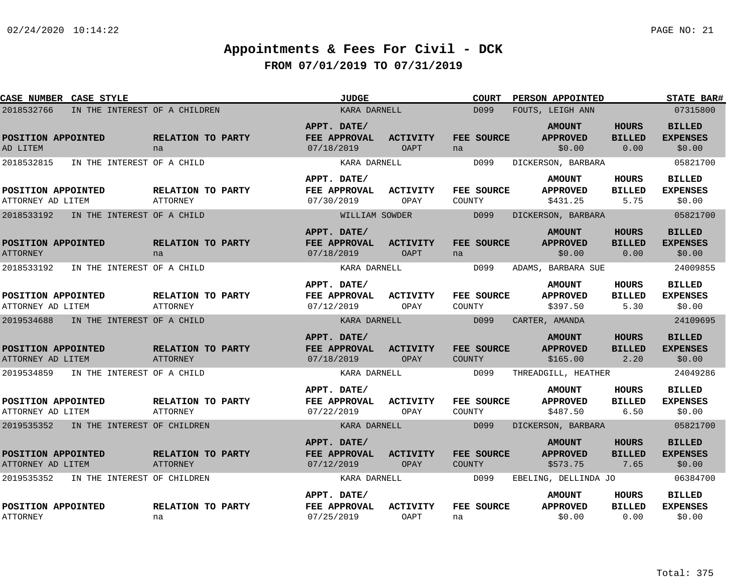# Appointments & Fees For Civil - DCK

## FROM 07/01/2019 TO 07/31/2019

| CASE NUMBER | CASE STYLE | JUDGE | COURT | PERSON APPOINTED | STATE BAR# |
|---|---|---|---|---|---|
| 2018532766 | IN THE INTEREST OF A CHILDREN | KARA DARNELL | D099 | FOUTS, LEIGH ANN | 07315800 |

| POSITION APPOINTED | RELATION TO PARTY | APPT. DATE/ FEE APPROVAL | ACTIVITY | FEE SOURCE | AMOUNT APPROVED | HOURS BILLED | BILLED EXPENSES |
|---|---|---|---|---|---|---|---|
| AD LITEM | na | 07/18/2019 | OAPT | na | $0.00 | 0.00 | $0.00 |

| CASE NUMBER | CASE STYLE | JUDGE | COURT | PERSON APPOINTED | STATE BAR# |
|---|---|---|---|---|---|
| 2018532815 | IN THE INTEREST OF A CHILD | KARA DARNELL | D099 | DICKERSON, BARBARA | 05821700 |

| POSITION APPOINTED | RELATION TO PARTY | APPT. DATE/ FEE APPROVAL | ACTIVITY | FEE SOURCE | AMOUNT APPROVED | HOURS BILLED | BILLED EXPENSES |
|---|---|---|---|---|---|---|---|
| ATTORNEY AD LITEM | ATTORNEY | 07/30/2019 | OPAY | COUNTY | $431.25 | 5.75 | $0.00 |

| CASE NUMBER | CASE STYLE | JUDGE | COURT | PERSON APPOINTED | STATE BAR# |
|---|---|---|---|---|---|
| 2018533192 | IN THE INTEREST OF A CHILD | WILLIAM SOWDER | D099 | DICKERSON, BARBARA | 05821700 |

| POSITION APPOINTED | RELATION TO PARTY | APPT. DATE/ FEE APPROVAL | ACTIVITY | FEE SOURCE | AMOUNT APPROVED | HOURS BILLED | BILLED EXPENSES |
|---|---|---|---|---|---|---|---|
| ATTORNEY | na | 07/18/2019 | OAPT | na | $0.00 | 0.00 | $0.00 |

| CASE NUMBER | CASE STYLE | JUDGE | COURT | PERSON APPOINTED | STATE BAR# |
|---|---|---|---|---|---|
| 2018533192 | IN THE INTEREST OF A CHILD | KARA DARNELL | D099 | ADAMS, BARBARA SUE | 24009855 |

| POSITION APPOINTED | RELATION TO PARTY | APPT. DATE/ FEE APPROVAL | ACTIVITY | FEE SOURCE | AMOUNT APPROVED | HOURS BILLED | BILLED EXPENSES |
|---|---|---|---|---|---|---|---|
| ATTORNEY AD LITEM | ATTORNEY | 07/12/2019 | OPAY | COUNTY | $397.50 | 5.30 | $0.00 |

| CASE NUMBER | CASE STYLE | JUDGE | COURT | PERSON APPOINTED | STATE BAR# |
|---|---|---|---|---|---|
| 2019534688 | IN THE INTEREST OF A CHILD | KARA DARNELL | D099 | CARTER, AMANDA | 24109695 |

| POSITION APPOINTED | RELATION TO PARTY | APPT. DATE/ FEE APPROVAL | ACTIVITY | FEE SOURCE | AMOUNT APPROVED | HOURS BILLED | BILLED EXPENSES |
|---|---|---|---|---|---|---|---|
| ATTORNEY AD LITEM | ATTORNEY | 07/18/2019 | OPAY | COUNTY | $165.00 | 2.20 | $0.00 |

| CASE NUMBER | CASE STYLE | JUDGE | COURT | PERSON APPOINTED | STATE BAR# |
|---|---|---|---|---|---|
| 2019534859 | IN THE INTEREST OF A CHILD | KARA DARNELL | D099 | THREADGILL, HEATHER | 24049286 |

| POSITION APPOINTED | RELATION TO PARTY | APPT. DATE/ FEE APPROVAL | ACTIVITY | FEE SOURCE | AMOUNT APPROVED | HOURS BILLED | BILLED EXPENSES |
|---|---|---|---|---|---|---|---|
| ATTORNEY AD LITEM | ATTORNEY | 07/22/2019 | OPAY | COUNTY | $487.50 | 6.50 | $0.00 |

| CASE NUMBER | CASE STYLE | JUDGE | COURT | PERSON APPOINTED | STATE BAR# |
|---|---|---|---|---|---|
| 2019535352 | IN THE INTEREST OF CHILDREN | KARA DARNELL | D099 | DICKERSON, BARBARA | 05821700 |

| POSITION APPOINTED | RELATION TO PARTY | APPT. DATE/ FEE APPROVAL | ACTIVITY | FEE SOURCE | AMOUNT APPROVED | HOURS BILLED | BILLED EXPENSES |
|---|---|---|---|---|---|---|---|
| ATTORNEY AD LITEM | ATTORNEY | 07/12/2019 | OPAY | COUNTY | $573.75 | 7.65 | $0.00 |

| CASE NUMBER | CASE STYLE | JUDGE | COURT | PERSON APPOINTED | STATE BAR# |
|---|---|---|---|---|---|
| 2019535352 | IN THE INTEREST OF CHILDREN | KARA DARNELL | D099 | EBELING, DELLINDA JO | 06384700 |

| POSITION APPOINTED | RELATION TO PARTY | APPT. DATE/ FEE APPROVAL | ACTIVITY | FEE SOURCE | AMOUNT APPROVED | HOURS BILLED | BILLED EXPENSES |
|---|---|---|---|---|---|---|---|
| ATTORNEY | na | 07/25/2019 | OAPT | na | $0.00 | 0.00 | $0.00 |

Total: 375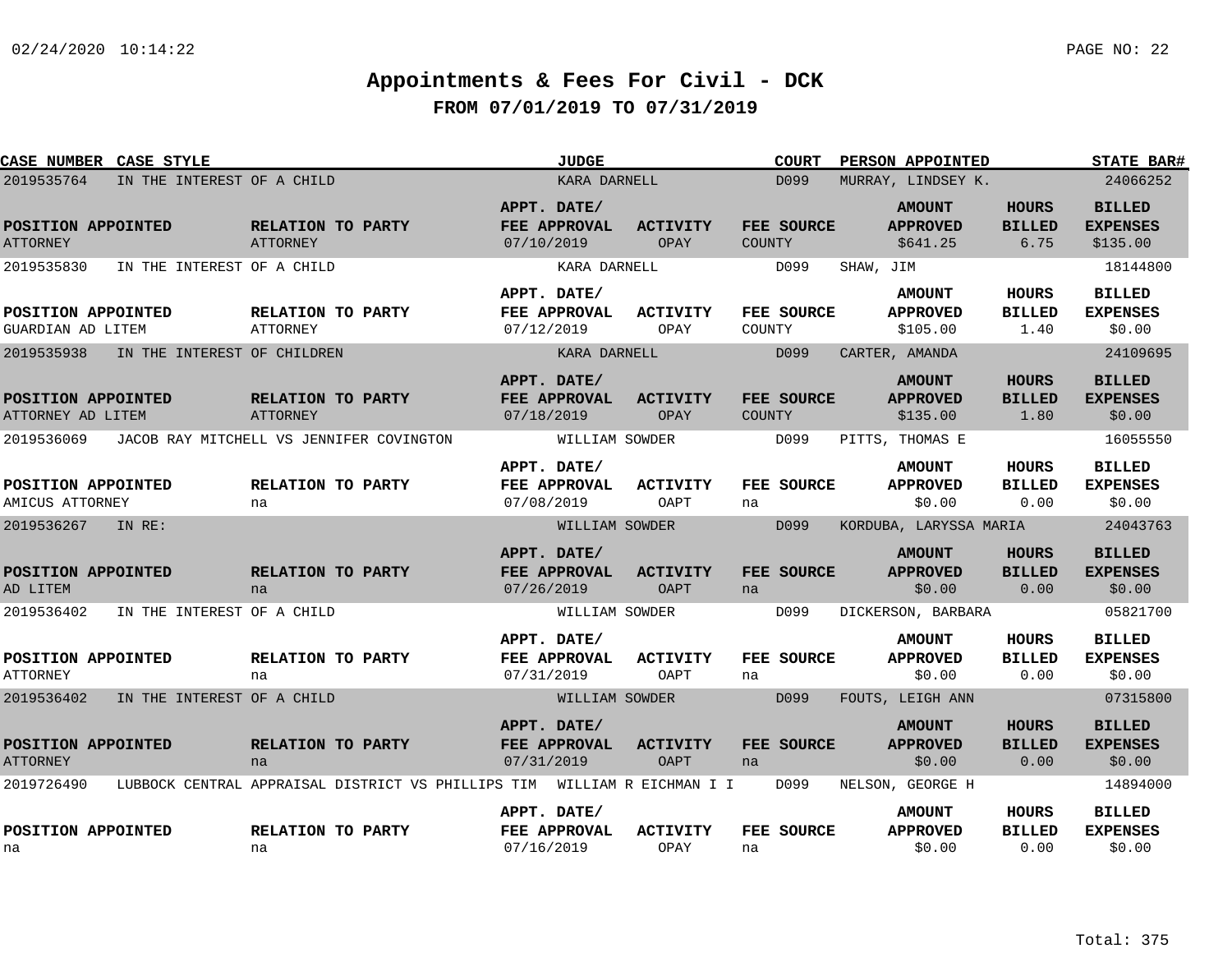# Appointments & Fees For Civil - DCK

## FROM 07/01/2019 TO 07/31/2019

| CASE NUMBER | CASE STYLE | JUDGE | COURT | PERSON APPOINTED | STATE BAR# |
|---|---|---|---|---|---|
| 2019535764 | IN THE INTEREST OF A CHILD | KARA DARNELL | D099 | MURRAY, LINDSEY K. | 24066252 |

| POSITION APPOINTED | RELATION TO PARTY | APPT. DATE/ FEE APPROVAL | ACTIVITY | FEE SOURCE | AMOUNT APPROVED | HOURS BILLED | BILLED EXPENSES |
|---|---|---|---|---|---|---|---|
| ATTORNEY | ATTORNEY | 07/10/2019 | OPAY | COUNTY | $641.25 | 6.75 | $135.00 |

| CASE NUMBER | CASE STYLE | JUDGE | COURT | PERSON APPOINTED | STATE BAR# |
|---|---|---|---|---|---|
| 2019535830 | IN THE INTEREST OF A CHILD | KARA DARNELL | D099 | SHAW, JIM | 18144800 |

| POSITION APPOINTED | RELATION TO PARTY | APPT. DATE/ FEE APPROVAL | ACTIVITY | FEE SOURCE | AMOUNT APPROVED | HOURS BILLED | BILLED EXPENSES |
|---|---|---|---|---|---|---|---|
| GUARDIAN AD LITEM | ATTORNEY | 07/12/2019 | OPAY | COUNTY | $105.00 | 1.40 | $0.00 |

| CASE NUMBER | CASE STYLE | JUDGE | COURT | PERSON APPOINTED | STATE BAR# |
|---|---|---|---|---|---|
| 2019535938 | IN THE INTEREST OF CHILDREN | KARA DARNELL | D099 | CARTER, AMANDA | 24109695 |

| POSITION APPOINTED | RELATION TO PARTY | APPT. DATE/ FEE APPROVAL | ACTIVITY | FEE SOURCE | AMOUNT APPROVED | HOURS BILLED | BILLED EXPENSES |
|---|---|---|---|---|---|---|---|
| ATTORNEY AD LITEM | ATTORNEY | 07/18/2019 | OPAY | COUNTY | $135.00 | 1.80 | $0.00 |

| CASE NUMBER | CASE STYLE | JUDGE | COURT | PERSON APPOINTED | STATE BAR# |
|---|---|---|---|---|---|
| 2019536069 | JACOB RAY MITCHELL VS JENNIFER COVINGTON | WILLIAM SOWDER | D099 | PITTS, THOMAS E | 16055550 |

| POSITION APPOINTED | RELATION TO PARTY | APPT. DATE/ FEE APPROVAL | ACTIVITY | FEE SOURCE | AMOUNT APPROVED | HOURS BILLED | BILLED EXPENSES |
|---|---|---|---|---|---|---|---|
| AMICUS ATTORNEY | na | 07/08/2019 | OAPT | na | $0.00 | 0.00 | $0.00 |

| CASE NUMBER | CASE STYLE | JUDGE | COURT | PERSON APPOINTED | STATE BAR# |
|---|---|---|---|---|---|
| 2019536267 | IN RE: | WILLIAM SOWDER | D099 | KORDUBA, LARYSSA MARIA | 24043763 |

| POSITION APPOINTED | RELATION TO PARTY | APPT. DATE/ FEE APPROVAL | ACTIVITY | FEE SOURCE | AMOUNT APPROVED | HOURS BILLED | BILLED EXPENSES |
|---|---|---|---|---|---|---|---|
| AD LITEM | na | 07/26/2019 | OAPT | na | $0.00 | 0.00 | $0.00 |

| CASE NUMBER | CASE STYLE | JUDGE | COURT | PERSON APPOINTED | STATE BAR# |
|---|---|---|---|---|---|
| 2019536402 | IN THE INTEREST OF A CHILD | WILLIAM SOWDER | D099 | DICKERSON, BARBARA | 05821700 |

| POSITION APPOINTED | RELATION TO PARTY | APPT. DATE/ FEE APPROVAL | ACTIVITY | FEE SOURCE | AMOUNT APPROVED | HOURS BILLED | BILLED EXPENSES |
|---|---|---|---|---|---|---|---|
| ATTORNEY | na | 07/31/2019 | OAPT | na | $0.00 | 0.00 | $0.00 |

| CASE NUMBER | CASE STYLE | JUDGE | COURT | PERSON APPOINTED | STATE BAR# |
|---|---|---|---|---|---|
| 2019536402 | IN THE INTEREST OF A CHILD | WILLIAM SOWDER | D099 | FOUTS, LEIGH ANN | 07315800 |

| POSITION APPOINTED | RELATION TO PARTY | APPT. DATE/ FEE APPROVAL | ACTIVITY | FEE SOURCE | AMOUNT APPROVED | HOURS BILLED | BILLED EXPENSES |
|---|---|---|---|---|---|---|---|
| ATTORNEY | na | 07/31/2019 | OAPT | na | $0.00 | 0.00 | $0.00 |

| CASE NUMBER | CASE STYLE | JUDGE | COURT | PERSON APPOINTED | STATE BAR# |
|---|---|---|---|---|---|
| 2019726490 | LUBBOCK CENTRAL APPRAISAL DISTRICT VS PHILLIPS TIM | WILLIAM R EICHMAN I I | D099 | NELSON, GEORGE H | 14894000 |

| POSITION APPOINTED | RELATION TO PARTY | APPT. DATE/ FEE APPROVAL | ACTIVITY | FEE SOURCE | AMOUNT APPROVED | HOURS BILLED | BILLED EXPENSES |
|---|---|---|---|---|---|---|---|
| na | na | 07/16/2019 | OPAY | na | $0.00 | 0.00 | $0.00 |

Total: 375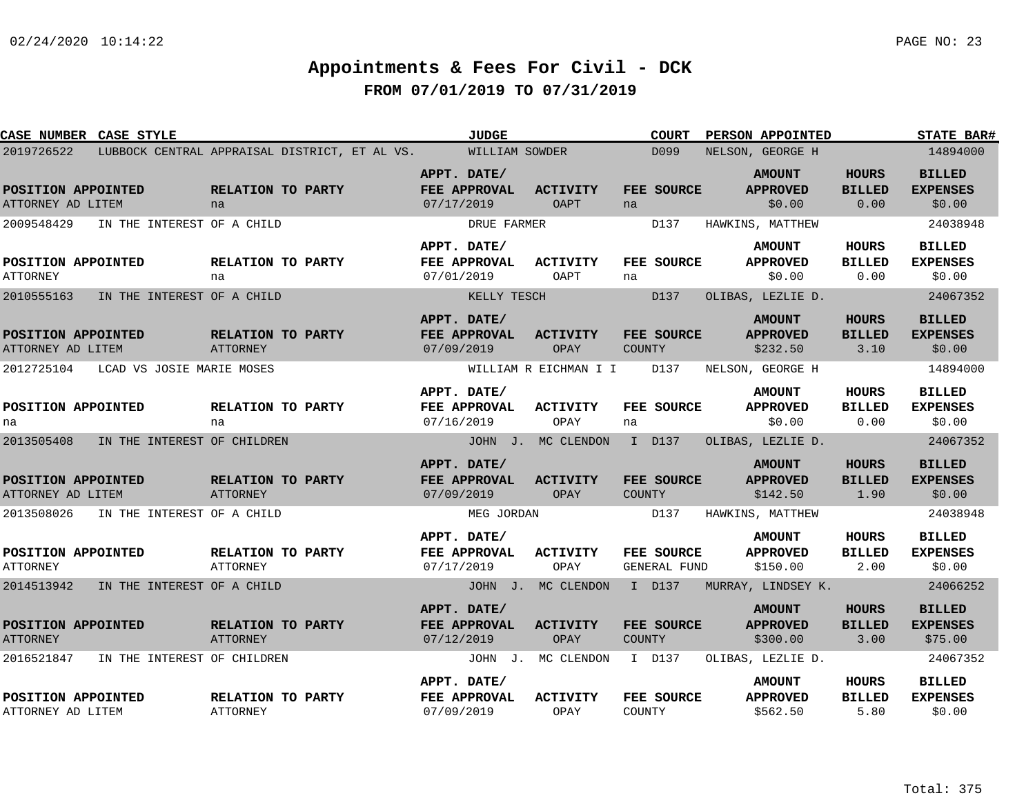# Appointments & Fees For Civil - DCK

## FROM 07/01/2019 TO 07/31/2019

| CASE NUMBER | CASE STYLE | JUDGE | COURT | PERSON APPOINTED | STATE BAR# |
|---|---|---|---|---|---|
| 2019726522 | LUBBOCK CENTRAL APPRAISAL DISTRICT, ET AL VS. | WILLIAM SOWDER | D099 | NELSON, GEORGE H | 14894000 |

| POSITION APPOINTED | RELATION TO PARTY | APPT. DATE/ FEE APPROVAL | ACTIVITY | FEE SOURCE | AMOUNT APPROVED | HOURS BILLED | BILLED EXPENSES |
|---|---|---|---|---|---|---|---|
| ATTORNEY AD LITEM | na | 07/17/2019 | OAPT | na | $0.00 | 0.00 | $0.00 |

| CASE NUMBER | CASE STYLE | JUDGE | COURT | PERSON APPOINTED | STATE BAR# |
|---|---|---|---|---|---|
| 2009548429 | IN THE INTEREST OF A CHILD | DRUE FARMER | D137 | HAWKINS, MATTHEW | 24038948 |

| POSITION APPOINTED | RELATION TO PARTY | APPT. DATE/ FEE APPROVAL | ACTIVITY | FEE SOURCE | AMOUNT APPROVED | HOURS BILLED | BILLED EXPENSES |
|---|---|---|---|---|---|---|---|
| ATTORNEY | na | 07/01/2019 | OAPT | na | $0.00 | 0.00 | $0.00 |

| CASE NUMBER | CASE STYLE | JUDGE | COURT | PERSON APPOINTED | STATE BAR# |
|---|---|---|---|---|---|
| 2010555163 | IN THE INTEREST OF A CHILD | KELLY TESCH | D137 | OLIBAS, LEZLIE D. | 24067352 |

| POSITION APPOINTED | RELATION TO PARTY | APPT. DATE/ FEE APPROVAL | ACTIVITY | FEE SOURCE | AMOUNT APPROVED | HOURS BILLED | BILLED EXPENSES |
|---|---|---|---|---|---|---|---|
| ATTORNEY AD LITEM | ATTORNEY | 07/09/2019 | OPAY | COUNTY | $232.50 | 3.10 | $0.00 |

| CASE NUMBER | CASE STYLE | JUDGE | COURT | PERSON APPOINTED | STATE BAR# |
|---|---|---|---|---|---|
| 2012725104 | LCAD VS JOSIE MARIE MOSES | WILLIAM R EICHMAN I I | D137 | NELSON, GEORGE H | 14894000 |

| POSITION APPOINTED | RELATION TO PARTY | APPT. DATE/ FEE APPROVAL | ACTIVITY | FEE SOURCE | AMOUNT APPROVED | HOURS BILLED | BILLED EXPENSES |
|---|---|---|---|---|---|---|---|
| na | na | 07/16/2019 | OPAY | na | $0.00 | 0.00 | $0.00 |

| CASE NUMBER | CASE STYLE | JUDGE | COURT | PERSON APPOINTED | STATE BAR# |
|---|---|---|---|---|---|
| 2013505408 | IN THE INTEREST OF CHILDREN | JOHN J. MC CLENDON I | D137 | OLIBAS, LEZLIE D. | 24067352 |

| POSITION APPOINTED | RELATION TO PARTY | APPT. DATE/ FEE APPROVAL | ACTIVITY | FEE SOURCE | AMOUNT APPROVED | HOURS BILLED | BILLED EXPENSES |
|---|---|---|---|---|---|---|---|
| ATTORNEY AD LITEM | ATTORNEY | 07/09/2019 | OPAY | COUNTY | $142.50 | 1.90 | $0.00 |

| CASE NUMBER | CASE STYLE | JUDGE | COURT | PERSON APPOINTED | STATE BAR# |
|---|---|---|---|---|---|
| 2013508026 | IN THE INTEREST OF A CHILD | MEG JORDAN | D137 | HAWKINS, MATTHEW | 24038948 |

| POSITION APPOINTED | RELATION TO PARTY | APPT. DATE/ FEE APPROVAL | ACTIVITY | FEE SOURCE | AMOUNT APPROVED | HOURS BILLED | BILLED EXPENSES |
|---|---|---|---|---|---|---|---|
| ATTORNEY | ATTORNEY | 07/17/2019 | OPAY | GENERAL FUND | $150.00 | 2.00 | $0.00 |

| CASE NUMBER | CASE STYLE | JUDGE | COURT | PERSON APPOINTED | STATE BAR# |
|---|---|---|---|---|---|
| 2014513942 | IN THE INTEREST OF A CHILD | JOHN J. MC CLENDON I | D137 | MURRAY, LINDSEY K. | 24066252 |

| POSITION APPOINTED | RELATION TO PARTY | APPT. DATE/ FEE APPROVAL | ACTIVITY | FEE SOURCE | AMOUNT APPROVED | HOURS BILLED | BILLED EXPENSES |
|---|---|---|---|---|---|---|---|
| ATTORNEY | ATTORNEY | 07/12/2019 | OPAY | COUNTY | $300.00 | 3.00 | $75.00 |

| CASE NUMBER | CASE STYLE | JUDGE | COURT | PERSON APPOINTED | STATE BAR# |
|---|---|---|---|---|---|
| 2016521847 | IN THE INTEREST OF CHILDREN | JOHN J. MC CLENDON I | D137 | OLIBAS, LEZLIE D. | 24067352 |

| POSITION APPOINTED | RELATION TO PARTY | APPT. DATE/ FEE APPROVAL | ACTIVITY | FEE SOURCE | AMOUNT APPROVED | HOURS BILLED | BILLED EXPENSES |
|---|---|---|---|---|---|---|---|
| ATTORNEY AD LITEM | ATTORNEY | 07/09/2019 | OPAY | COUNTY | $562.50 | 5.80 | $0.00 |

Total: 375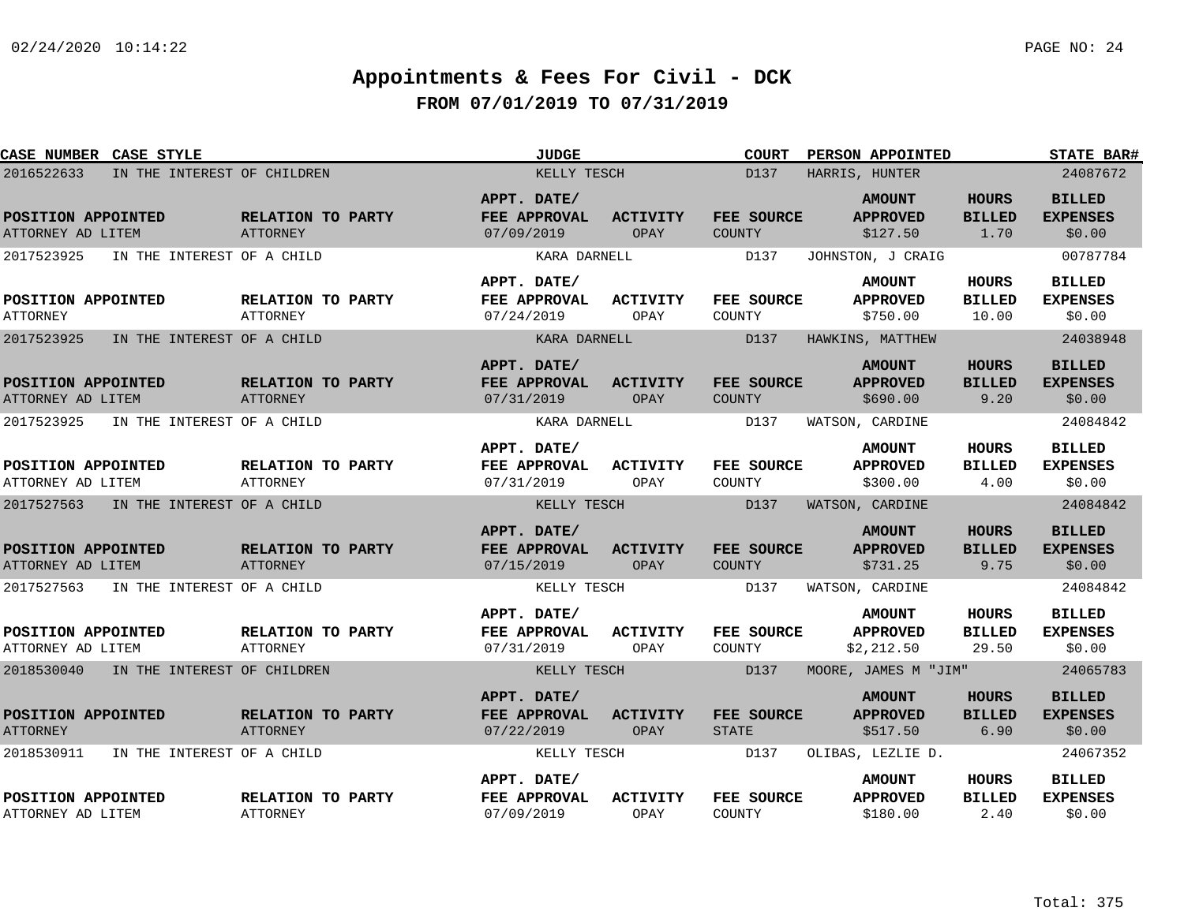# Appointments & Fees For Civil - DCK

## FROM 07/01/2019 TO 07/31/2019

| CASE NUMBER | CASE STYLE | JUDGE | COURT | PERSON APPOINTED | STATE BAR# |
|---|---|---|---|---|---|
| 2016522633 | IN THE INTEREST OF CHILDREN | KELLY TESCH | D137 | HARRIS, HUNTER | 24087672 |

| POSITION APPOINTED | RELATION TO PARTY | APPT. DATE/ FEE APPROVAL | ACTIVITY | FEE SOURCE | AMOUNT APPROVED | HOURS BILLED | BILLED EXPENSES |
|---|---|---|---|---|---|---|---|
| ATTORNEY AD LITEM | ATTORNEY | 07/09/2019 | OPAY | COUNTY | $127.50 | 1.70 | $0.00 |

| CASE NUMBER | CASE STYLE | JUDGE | COURT | PERSON APPOINTED | STATE BAR# |
|---|---|---|---|---|---|
| 2017523925 | IN THE INTEREST OF A CHILD | KARA DARNELL | D137 | JOHNSTON, J CRAIG | 00787784 |

| POSITION APPOINTED | RELATION TO PARTY | APPT. DATE/ FEE APPROVAL | ACTIVITY | FEE SOURCE | AMOUNT APPROVED | HOURS BILLED | BILLED EXPENSES |
|---|---|---|---|---|---|---|---|
| ATTORNEY | ATTORNEY | 07/24/2019 | OPAY | COUNTY | $750.00 | 10.00 | $0.00 |

| CASE NUMBER | CASE STYLE | JUDGE | COURT | PERSON APPOINTED | STATE BAR# |
|---|---|---|---|---|---|
| 2017523925 | IN THE INTEREST OF A CHILD | KARA DARNELL | D137 | HAWKINS, MATTHEW | 24038948 |

| POSITION APPOINTED | RELATION TO PARTY | APPT. DATE/ FEE APPROVAL | ACTIVITY | FEE SOURCE | AMOUNT APPROVED | HOURS BILLED | BILLED EXPENSES |
|---|---|---|---|---|---|---|---|
| ATTORNEY AD LITEM | ATTORNEY | 07/31/2019 | OPAY | COUNTY | $690.00 | 9.20 | $0.00 |

| CASE NUMBER | CASE STYLE | JUDGE | COURT | PERSON APPOINTED | STATE BAR# |
|---|---|---|---|---|---|
| 2017523925 | IN THE INTEREST OF A CHILD | KARA DARNELL | D137 | WATSON, CARDINE | 24084842 |

| POSITION APPOINTED | RELATION TO PARTY | APPT. DATE/ FEE APPROVAL | ACTIVITY | FEE SOURCE | AMOUNT APPROVED | HOURS BILLED | BILLED EXPENSES |
|---|---|---|---|---|---|---|---|
| ATTORNEY AD LITEM | ATTORNEY | 07/31/2019 | OPAY | COUNTY | $300.00 | 4.00 | $0.00 |

| CASE NUMBER | CASE STYLE | JUDGE | COURT | PERSON APPOINTED | STATE BAR# |
|---|---|---|---|---|---|
| 2017527563 | IN THE INTEREST OF A CHILD | KELLY TESCH | D137 | WATSON, CARDINE | 24084842 |

| POSITION APPOINTED | RELATION TO PARTY | APPT. DATE/ FEE APPROVAL | ACTIVITY | FEE SOURCE | AMOUNT APPROVED | HOURS BILLED | BILLED EXPENSES |
|---|---|---|---|---|---|---|---|
| ATTORNEY AD LITEM | ATTORNEY | 07/15/2019 | OPAY | COUNTY | $731.25 | 9.75 | $0.00 |

| CASE NUMBER | CASE STYLE | JUDGE | COURT | PERSON APPOINTED | STATE BAR# |
|---|---|---|---|---|---|
| 2017527563 | IN THE INTEREST OF A CHILD | KELLY TESCH | D137 | WATSON, CARDINE | 24084842 |

| POSITION APPOINTED | RELATION TO PARTY | APPT. DATE/ FEE APPROVAL | ACTIVITY | FEE SOURCE | AMOUNT APPROVED | HOURS BILLED | BILLED EXPENSES |
|---|---|---|---|---|---|---|---|
| ATTORNEY AD LITEM | ATTORNEY | 07/31/2019 | OPAY | COUNTY | $2,212.50 | 29.50 | $0.00 |

| CASE NUMBER | CASE STYLE | JUDGE | COURT | PERSON APPOINTED | STATE BAR# |
|---|---|---|---|---|---|
| 2018530040 | IN THE INTEREST OF CHILDREN | KELLY TESCH | D137 | MOORE, JAMES M "JIM" | 24065783 |

| POSITION APPOINTED | RELATION TO PARTY | APPT. DATE/ FEE APPROVAL | ACTIVITY | FEE SOURCE | AMOUNT APPROVED | HOURS BILLED | BILLED EXPENSES |
|---|---|---|---|---|---|---|---|
| ATTORNEY | ATTORNEY | 07/22/2019 | OPAY | STATE | $517.50 | 6.90 | $0.00 |

| CASE NUMBER | CASE STYLE | JUDGE | COURT | PERSON APPOINTED | STATE BAR# |
|---|---|---|---|---|---|
| 2018530911 | IN THE INTEREST OF A CHILD | KELLY TESCH | D137 | OLIBAS, LEZLIE D. | 24067352 |

| POSITION APPOINTED | RELATION TO PARTY | APPT. DATE/ FEE APPROVAL | ACTIVITY | FEE SOURCE | AMOUNT APPROVED | HOURS BILLED | BILLED EXPENSES |
|---|---|---|---|---|---|---|---|
| ATTORNEY AD LITEM | ATTORNEY | 07/09/2019 | OPAY | COUNTY | $180.00 | 2.40 | $0.00 |

Total: 375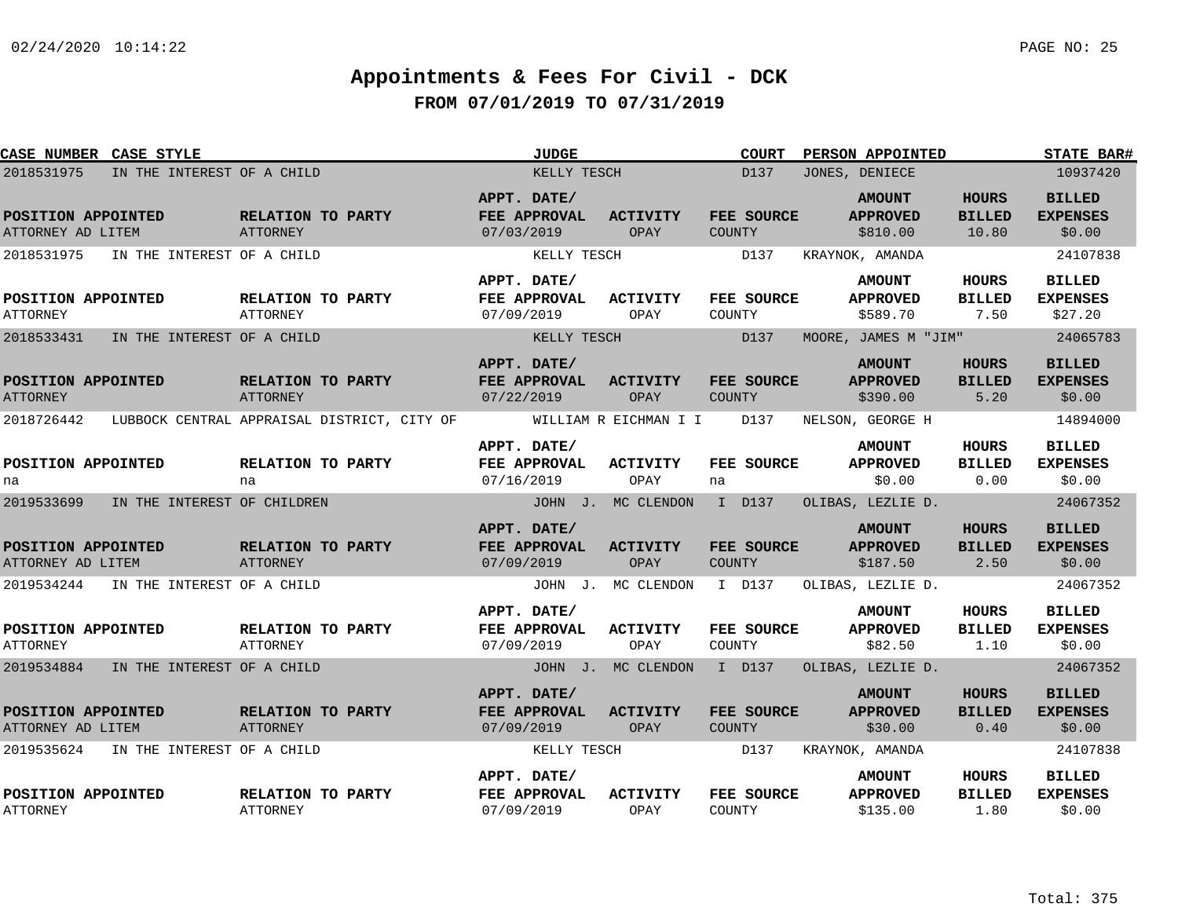# Appointments & Fees For Civil - DCK

## FROM 07/01/2019 TO 07/31/2019

| CASE NUMBER | CASE STYLE | JUDGE | COURT | PERSON APPOINTED | STATE BAR# |
|---|---|---|---|---|---|
| 2018531975 | IN THE INTEREST OF A CHILD | KELLY TESCH | D137 | JONES, DENIECE | 10937420 |

| POSITION APPOINTED | RELATION TO PARTY | APPT. DATE/ FEE APPROVAL | ACTIVITY | FEE SOURCE | AMOUNT APPROVED | HOURS BILLED | BILLED EXPENSES |
|---|---|---|---|---|---|---|---|
| ATTORNEY AD LITEM | ATTORNEY | 07/03/2019 | OPAY | COUNTY | $810.00 | 10.80 | $0.00 |

| CASE NUMBER | CASE STYLE | JUDGE | COURT | PERSON APPOINTED | STATE BAR# |
|---|---|---|---|---|---|
| 2018531975 | IN THE INTEREST OF A CHILD | KELLY TESCH | D137 | KRAYNOK, AMANDA | 24107838 |

| POSITION APPOINTED | RELATION TO PARTY | APPT. DATE/ FEE APPROVAL | ACTIVITY | FEE SOURCE | AMOUNT APPROVED | HOURS BILLED | BILLED EXPENSES |
|---|---|---|---|---|---|---|---|
| ATTORNEY | ATTORNEY | 07/09/2019 | OPAY | COUNTY | $589.70 | 7.50 | $27.20 |

| CASE NUMBER | CASE STYLE | JUDGE | COURT | PERSON APPOINTED | STATE BAR# |
|---|---|---|---|---|---|
| 2018533431 | IN THE INTEREST OF A CHILD | KELLY TESCH | D137 | MOORE, JAMES M "JIM" | 24065783 |

| POSITION APPOINTED | RELATION TO PARTY | APPT. DATE/ FEE APPROVAL | ACTIVITY | FEE SOURCE | AMOUNT APPROVED | HOURS BILLED | BILLED EXPENSES |
|---|---|---|---|---|---|---|---|
| ATTORNEY | ATTORNEY | 07/22/2019 | OPAY | COUNTY | $390.00 | 5.20 | $0.00 |

| CASE NUMBER | CASE STYLE | JUDGE | COURT | PERSON APPOINTED | STATE BAR# |
|---|---|---|---|---|---|
| 2018726442 | LUBBOCK CENTRAL APPRAISAL DISTRICT, CITY OF | WILLIAM R EICHMAN I I | D137 | NELSON, GEORGE H | 14894000 |

| POSITION APPOINTED | RELATION TO PARTY | APPT. DATE/ FEE APPROVAL | ACTIVITY | FEE SOURCE | AMOUNT APPROVED | HOURS BILLED | BILLED EXPENSES |
|---|---|---|---|---|---|---|---|
| na | na | 07/16/2019 | OPAY | na | $0.00 | 0.00 | $0.00 |

| CASE NUMBER | CASE STYLE | JUDGE | COURT | PERSON APPOINTED | STATE BAR# |
|---|---|---|---|---|---|
| 2019533699 | IN THE INTEREST OF CHILDREN | JOHN J. MC CLENDON I | D137 | OLIBAS, LEZLIE D. | 24067352 |

| POSITION APPOINTED | RELATION TO PARTY | APPT. DATE/ FEE APPROVAL | ACTIVITY | FEE SOURCE | AMOUNT APPROVED | HOURS BILLED | BILLED EXPENSES |
|---|---|---|---|---|---|---|---|
| ATTORNEY AD LITEM | ATTORNEY | 07/09/2019 | OPAY | COUNTY | $187.50 | 2.50 | $0.00 |

| CASE NUMBER | CASE STYLE | JUDGE | COURT | PERSON APPOINTED | STATE BAR# |
|---|---|---|---|---|---|
| 2019534244 | IN THE INTEREST OF A CHILD | JOHN J. MC CLENDON I | D137 | OLIBAS, LEZLIE D. | 24067352 |

| POSITION APPOINTED | RELATION TO PARTY | APPT. DATE/ FEE APPROVAL | ACTIVITY | FEE SOURCE | AMOUNT APPROVED | HOURS BILLED | BILLED EXPENSES |
|---|---|---|---|---|---|---|---|
| ATTORNEY | ATTORNEY | 07/09/2019 | OPAY | COUNTY | $82.50 | 1.10 | $0.00 |

| CASE NUMBER | CASE STYLE | JUDGE | COURT | PERSON APPOINTED | STATE BAR# |
|---|---|---|---|---|---|
| 2019534884 | IN THE INTEREST OF A CHILD | JOHN J. MC CLENDON I | D137 | OLIBAS, LEZLIE D. | 24067352 |

| POSITION APPOINTED | RELATION TO PARTY | APPT. DATE/ FEE APPROVAL | ACTIVITY | FEE SOURCE | AMOUNT APPROVED | HOURS BILLED | BILLED EXPENSES |
|---|---|---|---|---|---|---|---|
| ATTORNEY AD LITEM | ATTORNEY | 07/09/2019 | OPAY | COUNTY | $30.00 | 0.40 | $0.00 |

| CASE NUMBER | CASE STYLE | JUDGE | COURT | PERSON APPOINTED | STATE BAR# |
|---|---|---|---|---|---|
| 2019535624 | IN THE INTEREST OF A CHILD | KELLY TESCH | D137 | KRAYNOK, AMANDA | 24107838 |

| POSITION APPOINTED | RELATION TO PARTY | APPT. DATE/ FEE APPROVAL | ACTIVITY | FEE SOURCE | AMOUNT APPROVED | HOURS BILLED | BILLED EXPENSES |
|---|---|---|---|---|---|---|---|
| ATTORNEY | ATTORNEY | 07/09/2019 | OPAY | COUNTY | $135.00 | 1.80 | $0.00 |

Total: 375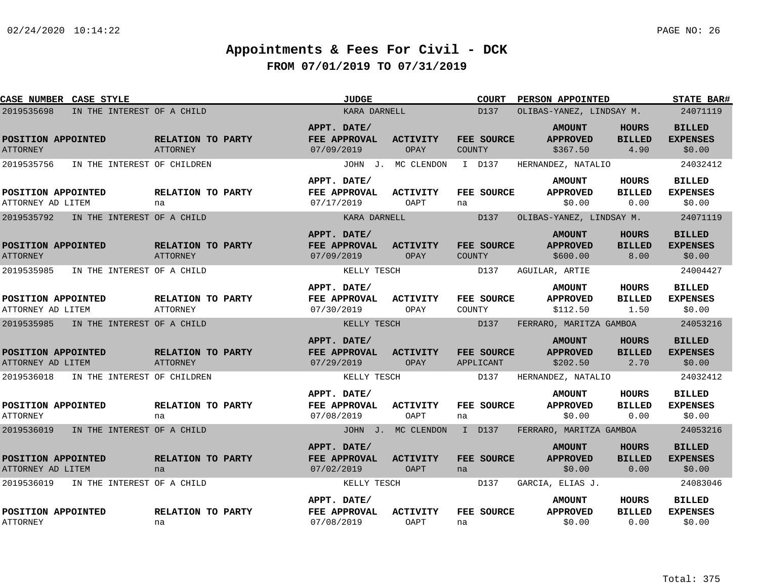# Appointments & Fees For Civil - DCK

## FROM 07/01/2019 TO 07/31/2019

| CASE NUMBER | CASE STYLE | JUDGE | COURT | PERSON APPOINTED | STATE BAR# |
|---|---|---|---|---|---|
| 2019535698 | IN THE INTEREST OF A CHILD | KARA DARNELL | D137 | OLIBAS-YANEZ, LINDSAY M. | 24071119 |

| POSITION APPOINTED | RELATION TO PARTY | APPT. DATE/ FEE APPROVAL | ACTIVITY | FEE SOURCE | AMOUNT APPROVED | HOURS BILLED | BILLED EXPENSES |
|---|---|---|---|---|---|---|---|
| ATTORNEY | ATTORNEY | 07/09/2019 | OPAY | COUNTY | $367.50 | 4.90 | $0.00 |

| CASE NUMBER | CASE STYLE | JUDGE | COURT | PERSON APPOINTED | STATE BAR# |
|---|---|---|---|---|---|
| 2019535756 | IN THE INTEREST OF CHILDREN | JOHN J. MC CLENDON I | D137 | HERNANDEZ, NATALIO | 24032412 |

| POSITION APPOINTED | RELATION TO PARTY | APPT. DATE/ FEE APPROVAL | ACTIVITY | FEE SOURCE | AMOUNT APPROVED | HOURS BILLED | BILLED EXPENSES |
|---|---|---|---|---|---|---|---|
| ATTORNEY AD LITEM | na | 07/17/2019 | OAPT | na | $0.00 | 0.00 | $0.00 |

| CASE NUMBER | CASE STYLE | JUDGE | COURT | PERSON APPOINTED | STATE BAR# |
|---|---|---|---|---|---|
| 2019535792 | IN THE INTEREST OF A CHILD | KARA DARNELL | D137 | OLIBAS-YANEZ, LINDSAY M. | 24071119 |

| POSITION APPOINTED | RELATION TO PARTY | APPT. DATE/ FEE APPROVAL | ACTIVITY | FEE SOURCE | AMOUNT APPROVED | HOURS BILLED | BILLED EXPENSES |
|---|---|---|---|---|---|---|---|
| ATTORNEY | ATTORNEY | 07/09/2019 | OPAY | COUNTY | $600.00 | 8.00 | $0.00 |

| CASE NUMBER | CASE STYLE | JUDGE | COURT | PERSON APPOINTED | STATE BAR# |
|---|---|---|---|---|---|
| 2019535985 | IN THE INTEREST OF A CHILD | KELLY TESCH | D137 | AGUILAR, ARTIE | 24004427 |

| POSITION APPOINTED | RELATION TO PARTY | APPT. DATE/ FEE APPROVAL | ACTIVITY | FEE SOURCE | AMOUNT APPROVED | HOURS BILLED | BILLED EXPENSES |
|---|---|---|---|---|---|---|---|
| ATTORNEY AD LITEM | ATTORNEY | 07/30/2019 | OPAY | COUNTY | $112.50 | 1.50 | $0.00 |

| CASE NUMBER | CASE STYLE | JUDGE | COURT | PERSON APPOINTED | STATE BAR# |
|---|---|---|---|---|---|
| 2019535985 | IN THE INTEREST OF A CHILD | KELLY TESCH | D137 | FERRARO, MARITZA GAMBOA | 24053216 |

| POSITION APPOINTED | RELATION TO PARTY | APPT. DATE/ FEE APPROVAL | ACTIVITY | FEE SOURCE | AMOUNT APPROVED | HOURS BILLED | BILLED EXPENSES |
|---|---|---|---|---|---|---|---|
| ATTORNEY AD LITEM | ATTORNEY | 07/29/2019 | OPAY | APPLICANT | $202.50 | 2.70 | $0.00 |

| CASE NUMBER | CASE STYLE | JUDGE | COURT | PERSON APPOINTED | STATE BAR# |
|---|---|---|---|---|---|
| 2019536018 | IN THE INTEREST OF CHILDREN | KELLY TESCH | D137 | HERNANDEZ, NATALIO | 24032412 |

| POSITION APPOINTED | RELATION TO PARTY | APPT. DATE/ FEE APPROVAL | ACTIVITY | FEE SOURCE | AMOUNT APPROVED | HOURS BILLED | BILLED EXPENSES |
|---|---|---|---|---|---|---|---|
| ATTORNEY | na | 07/08/2019 | OAPT | na | $0.00 | 0.00 | $0.00 |

| CASE NUMBER | CASE STYLE | JUDGE | COURT | PERSON APPOINTED | STATE BAR# |
|---|---|---|---|---|---|
| 2019536019 | IN THE INTEREST OF A CHILD | JOHN J. MC CLENDON I | D137 | FERRARO, MARITZA GAMBOA | 24053216 |

| POSITION APPOINTED | RELATION TO PARTY | APPT. DATE/ FEE APPROVAL | ACTIVITY | FEE SOURCE | AMOUNT APPROVED | HOURS BILLED | BILLED EXPENSES |
|---|---|---|---|---|---|---|---|
| ATTORNEY AD LITEM | na | 07/02/2019 | OAPT | na | $0.00 | 0.00 | $0.00 |

| CASE NUMBER | CASE STYLE | JUDGE | COURT | PERSON APPOINTED | STATE BAR# |
|---|---|---|---|---|---|
| 2019536019 | IN THE INTEREST OF A CHILD | KELLY TESCH | D137 | GARCIA, ELIAS J. | 24083046 |

| POSITION APPOINTED | RELATION TO PARTY | APPT. DATE/ FEE APPROVAL | ACTIVITY | FEE SOURCE | AMOUNT APPROVED | HOURS BILLED | BILLED EXPENSES |
|---|---|---|---|---|---|---|---|
| ATTORNEY | na | 07/08/2019 | OAPT | na | $0.00 | 0.00 | $0.00 |

Total: 375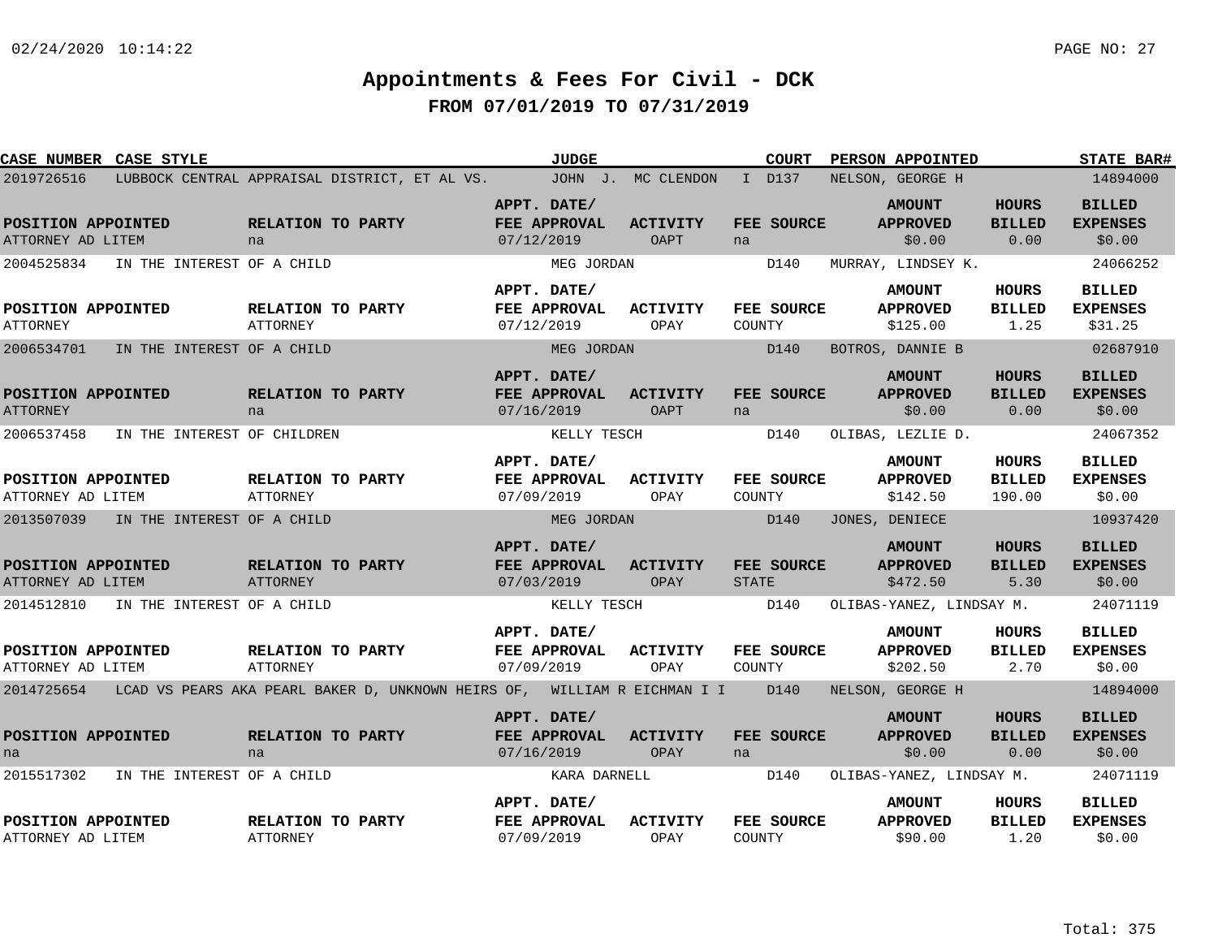# Appointments & Fees For Civil - DCK

## FROM 07/01/2019 TO 07/31/2019

| CASE NUMBER | CASE STYLE | JUDGE | COURT | PERSON APPOINTED | STATE BAR# |
|---|---|---|---|---|---|
| 2019726516 | LUBBOCK CENTRAL APPRAISAL DISTRICT, ET AL VS. | JOHN J. MC CLENDON I | D137 | NELSON, GEORGE H | 14894000 |

| POSITION APPOINTED | RELATION TO PARTY | APPT. DATE/ FEE APPROVAL | ACTIVITY | FEE SOURCE | AMOUNT APPROVED | HOURS BILLED | BILLED EXPENSES |
|---|---|---|---|---|---|---|---|
| ATTORNEY AD LITEM | na | 07/12/2019 | OAPT | na | $0.00 | 0.00 | $0.00 |

| CASE NUMBER | CASE STYLE | JUDGE | COURT | PERSON APPOINTED | STATE BAR# |
|---|---|---|---|---|---|
| 2004525834 | IN THE INTEREST OF A CHILD | MEG JORDAN | D140 | MURRAY, LINDSEY K. | 24066252 |

| POSITION APPOINTED | RELATION TO PARTY | APPT. DATE/ FEE APPROVAL | ACTIVITY | FEE SOURCE | AMOUNT APPROVED | HOURS BILLED | BILLED EXPENSES |
|---|---|---|---|---|---|---|---|
| ATTORNEY | ATTORNEY | 07/12/2019 | OPAY | COUNTY | $125.00 | 1.25 | $31.25 |

| CASE NUMBER | CASE STYLE | JUDGE | COURT | PERSON APPOINTED | STATE BAR# |
|---|---|---|---|---|---|
| 2006534701 | IN THE INTEREST OF A CHILD | MEG JORDAN | D140 | BOTROS, DANNIE B | 02687910 |

| POSITION APPOINTED | RELATION TO PARTY | APPT. DATE/ FEE APPROVAL | ACTIVITY | FEE SOURCE | AMOUNT APPROVED | HOURS BILLED | BILLED EXPENSES |
|---|---|---|---|---|---|---|---|
| ATTORNEY | na | 07/16/2019 | OAPT | na | $0.00 | 0.00 | $0.00 |

| CASE NUMBER | CASE STYLE | JUDGE | COURT | PERSON APPOINTED | STATE BAR# |
|---|---|---|---|---|---|
| 2006537458 | IN THE INTEREST OF CHILDREN | KELLY TESCH | D140 | OLIBAS, LEZLIE D. | 24067352 |

| POSITION APPOINTED | RELATION TO PARTY | APPT. DATE/ FEE APPROVAL | ACTIVITY | FEE SOURCE | AMOUNT APPROVED | HOURS BILLED | BILLED EXPENSES |
|---|---|---|---|---|---|---|---|
| ATTORNEY AD LITEM | ATTORNEY | 07/09/2019 | OPAY | COUNTY | $142.50 | 190.00 | $0.00 |

| CASE NUMBER | CASE STYLE | JUDGE | COURT | PERSON APPOINTED | STATE BAR# |
|---|---|---|---|---|---|
| 2013507039 | IN THE INTEREST OF A CHILD | MEG JORDAN | D140 | JONES, DENIECE | 10937420 |

| POSITION APPOINTED | RELATION TO PARTY | APPT. DATE/ FEE APPROVAL | ACTIVITY | FEE SOURCE | AMOUNT APPROVED | HOURS BILLED | BILLED EXPENSES |
|---|---|---|---|---|---|---|---|
| ATTORNEY AD LITEM | ATTORNEY | 07/03/2019 | OPAY | STATE | $472.50 | 5.30 | $0.00 |

| CASE NUMBER | CASE STYLE | JUDGE | COURT | PERSON APPOINTED | STATE BAR# |
|---|---|---|---|---|---|
| 2014512810 | IN THE INTEREST OF A CHILD | KELLY TESCH | D140 | OLIBAS-YANEZ, LINDSAY M. | 24071119 |

| POSITION APPOINTED | RELATION TO PARTY | APPT. DATE/ FEE APPROVAL | ACTIVITY | FEE SOURCE | AMOUNT APPROVED | HOURS BILLED | BILLED EXPENSES |
|---|---|---|---|---|---|---|---|
| ATTORNEY AD LITEM | ATTORNEY | 07/09/2019 | OPAY | COUNTY | $202.50 | 2.70 | $0.00 |

| CASE NUMBER | CASE STYLE | JUDGE | COURT | PERSON APPOINTED | STATE BAR# |
|---|---|---|---|---|---|
| 2014725654 | LCAD VS PEARS AKA PEARL BAKER D, UNKNOWN HEIRS OF, | WILLIAM R EICHMAN I I | D140 | NELSON, GEORGE H | 14894000 |

| POSITION APPOINTED | RELATION TO PARTY | APPT. DATE/ FEE APPROVAL | ACTIVITY | FEE SOURCE | AMOUNT APPROVED | HOURS BILLED | BILLED EXPENSES |
|---|---|---|---|---|---|---|---|
| na | na | 07/16/2019 | OPAY | na | $0.00 | 0.00 | $0.00 |

| CASE NUMBER | CASE STYLE | JUDGE | COURT | PERSON APPOINTED | STATE BAR# |
|---|---|---|---|---|---|
| 2015517302 | IN THE INTEREST OF A CHILD | KARA DARNELL | D140 | OLIBAS-YANEZ, LINDSAY M. | 24071119 |

| POSITION APPOINTED | RELATION TO PARTY | APPT. DATE/ FEE APPROVAL | ACTIVITY | FEE SOURCE | AMOUNT APPROVED | HOURS BILLED | BILLED EXPENSES |
|---|---|---|---|---|---|---|---|
| ATTORNEY AD LITEM | ATTORNEY | 07/09/2019 | OPAY | COUNTY | $90.00 | 1.20 | $0.00 |

Total: 375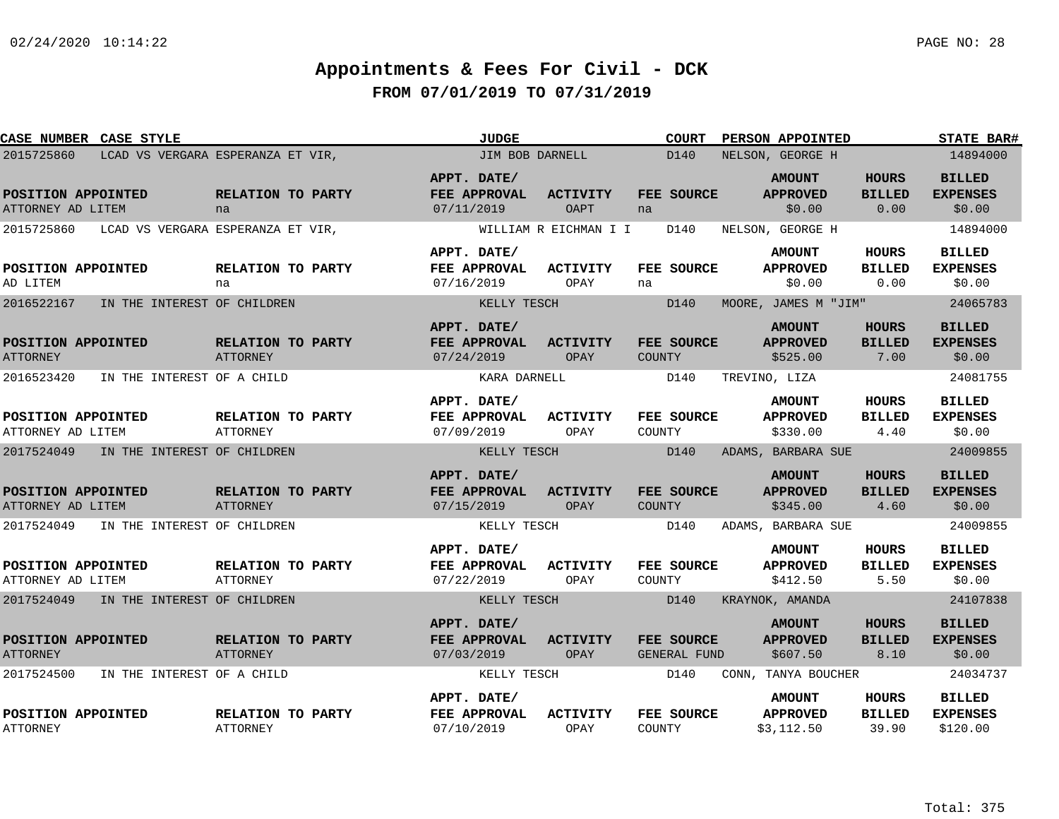# Appointments & Fees For Civil - DCK

## FROM 07/01/2019 TO 07/31/2019

| CASE NUMBER | CASE STYLE | JUDGE | COURT | PERSON APPOINTED | STATE BAR# |
|---|---|---|---|---|---|
| 2015725860 | LCAD VS VERGARA ESPERANZA ET VIR, | JIM BOB DARNELL | D140 | NELSON, GEORGE H | 14894000 |

| POSITION APPOINTED | RELATION TO PARTY | APPT. DATE/ FEE APPROVAL | ACTIVITY | FEE SOURCE | AMOUNT APPROVED | HOURS BILLED | BILLED EXPENSES |
|---|---|---|---|---|---|---|---|
| ATTORNEY AD LITEM | na | 07/11/2019 | OAPT | na | $0.00 | 0.00 | $0.00 |

| CASE NUMBER | CASE STYLE | JUDGE | COURT | PERSON APPOINTED | STATE BAR# |
|---|---|---|---|---|---|
| 2015725860 | LCAD VS VERGARA ESPERANZA ET VIR, | WILLIAM R EICHMAN I I | D140 | NELSON, GEORGE H | 14894000 |

| POSITION APPOINTED | RELATION TO PARTY | APPT. DATE/ FEE APPROVAL | ACTIVITY | FEE SOURCE | AMOUNT APPROVED | HOURS BILLED | BILLED EXPENSES |
|---|---|---|---|---|---|---|---|
| AD LITEM | na | 07/16/2019 | OPAY | na | $0.00 | 0.00 | $0.00 |

| CASE NUMBER | CASE STYLE | JUDGE | COURT | PERSON APPOINTED | STATE BAR# |
|---|---|---|---|---|---|
| 2016522167 | IN THE INTEREST OF CHILDREN | KELLY TESCH | D140 | MOORE, JAMES M "JIM" | 24065783 |

| POSITION APPOINTED | RELATION TO PARTY | APPT. DATE/ FEE APPROVAL | ACTIVITY | FEE SOURCE | AMOUNT APPROVED | HOURS BILLED | BILLED EXPENSES |
|---|---|---|---|---|---|---|---|
| ATTORNEY | ATTORNEY | 07/24/2019 | OPAY | COUNTY | $525.00 | 7.00 | $0.00 |

| CASE NUMBER | CASE STYLE | JUDGE | COURT | PERSON APPOINTED | STATE BAR# |
|---|---|---|---|---|---|
| 2016523420 | IN THE INTEREST OF A CHILD | KARA DARNELL | D140 | TREVINO, LIZA | 24081755 |

| POSITION APPOINTED | RELATION TO PARTY | APPT. DATE/ FEE APPROVAL | ACTIVITY | FEE SOURCE | AMOUNT APPROVED | HOURS BILLED | BILLED EXPENSES |
|---|---|---|---|---|---|---|---|
| ATTORNEY AD LITEM | ATTORNEY | 07/09/2019 | OPAY | COUNTY | $330.00 | 4.40 | $0.00 |

| CASE NUMBER | CASE STYLE | JUDGE | COURT | PERSON APPOINTED | STATE BAR# |
|---|---|---|---|---|---|
| 2017524049 | IN THE INTEREST OF CHILDREN | KELLY TESCH | D140 | ADAMS, BARBARA SUE | 24009855 |

| POSITION APPOINTED | RELATION TO PARTY | APPT. DATE/ FEE APPROVAL | ACTIVITY | FEE SOURCE | AMOUNT APPROVED | HOURS BILLED | BILLED EXPENSES |
|---|---|---|---|---|---|---|---|
| ATTORNEY AD LITEM | ATTORNEY | 07/15/2019 | OPAY | COUNTY | $345.00 | 4.60 | $0.00 |

| CASE NUMBER | CASE STYLE | JUDGE | COURT | PERSON APPOINTED | STATE BAR# |
|---|---|---|---|---|---|
| 2017524049 | IN THE INTEREST OF CHILDREN | KELLY TESCH | D140 | ADAMS, BARBARA SUE | 24009855 |

| POSITION APPOINTED | RELATION TO PARTY | APPT. DATE/ FEE APPROVAL | ACTIVITY | FEE SOURCE | AMOUNT APPROVED | HOURS BILLED | BILLED EXPENSES |
|---|---|---|---|---|---|---|---|
| ATTORNEY AD LITEM | ATTORNEY | 07/22/2019 | OPAY | COUNTY | $412.50 | 5.50 | $0.00 |

| CASE NUMBER | CASE STYLE | JUDGE | COURT | PERSON APPOINTED | STATE BAR# |
|---|---|---|---|---|---|
| 2017524049 | IN THE INTEREST OF CHILDREN | KELLY TESCH | D140 | KRAYNOK, AMANDA | 24107838 |

| POSITION APPOINTED | RELATION TO PARTY | APPT. DATE/ FEE APPROVAL | ACTIVITY | FEE SOURCE | AMOUNT APPROVED | HOURS BILLED | BILLED EXPENSES |
|---|---|---|---|---|---|---|---|
| ATTORNEY | ATTORNEY | 07/03/2019 | OPAY | GENERAL FUND | $607.50 | 8.10 | $0.00 |

| CASE NUMBER | CASE STYLE | JUDGE | COURT | PERSON APPOINTED | STATE BAR# |
|---|---|---|---|---|---|
| 2017524500 | IN THE INTEREST OF A CHILD | KELLY TESCH | D140 | CONN, TANYA BOUCHER | 24034737 |

| POSITION APPOINTED | RELATION TO PARTY | APPT. DATE/ FEE APPROVAL | ACTIVITY | FEE SOURCE | AMOUNT APPROVED | HOURS BILLED | BILLED EXPENSES |
|---|---|---|---|---|---|---|---|
| ATTORNEY | ATTORNEY | 07/10/2019 | OPAY | COUNTY | $3,112.50 | 39.90 | $120.00 |

Total: 375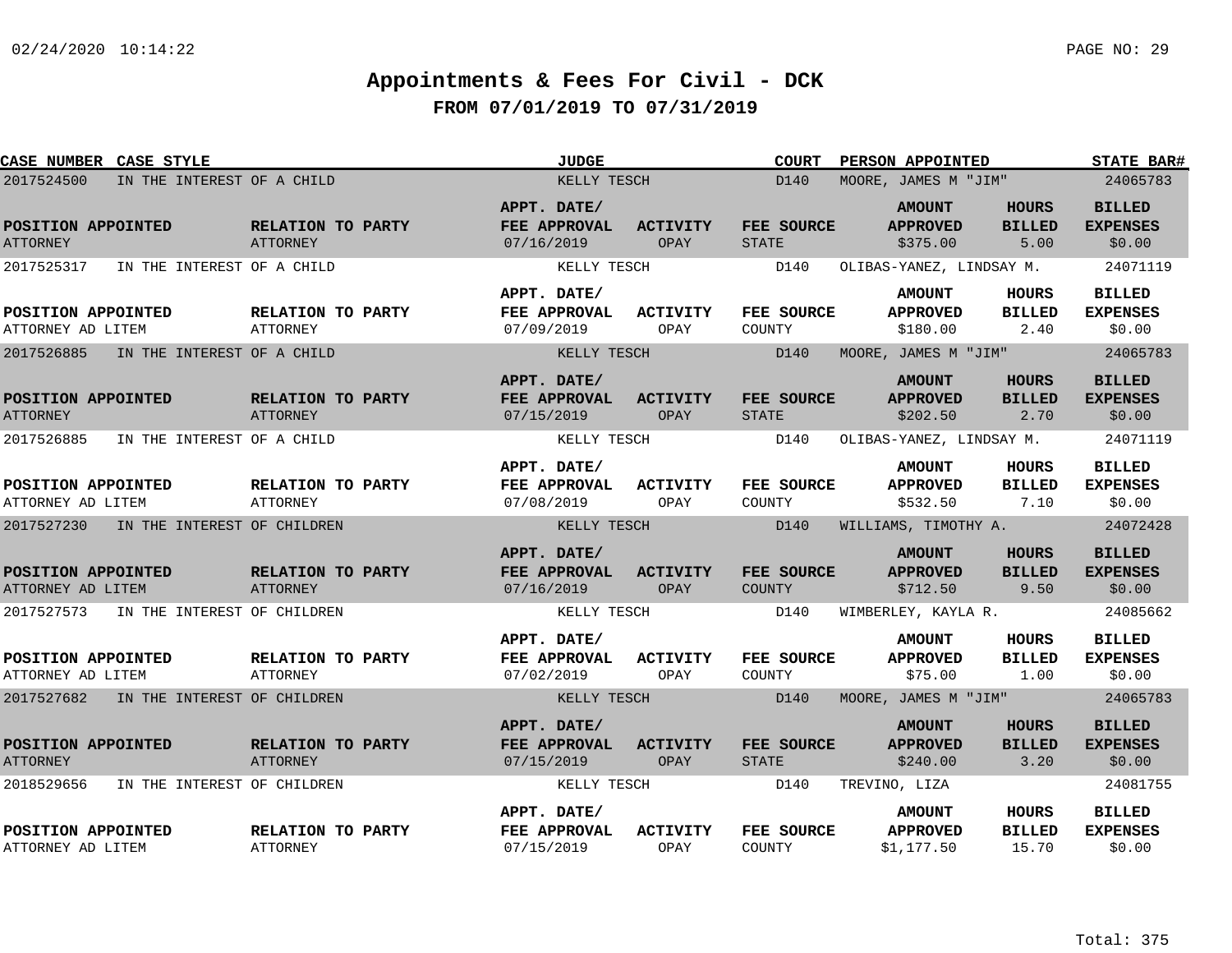# Appointments & Fees For Civil - DCK

## FROM 07/01/2019 TO 07/31/2019

| CASE NUMBER | CASE STYLE | JUDGE | COURT | PERSON APPOINTED | STATE BAR# |
|---|---|---|---|---|---|
| 2017524500 | IN THE INTEREST OF A CHILD | KELLY TESCH | D140 | MOORE, JAMES M "JIM" | 24065783 |

| POSITION APPOINTED | RELATION TO PARTY | APPT. DATE/ FEE APPROVAL | ACTIVITY | FEE SOURCE | AMOUNT APPROVED | HOURS BILLED | BILLED EXPENSES |
|---|---|---|---|---|---|---|---|
| ATTORNEY | ATTORNEY | 07/16/2019 | OPAY | STATE | $375.00 | 5.00 | $0.00 |

| CASE NUMBER | CASE STYLE | JUDGE | COURT | PERSON APPOINTED | STATE BAR# |
|---|---|---|---|---|---|
| 2017525317 | IN THE INTEREST OF A CHILD | KELLY TESCH | D140 | OLIBAS-YANEZ, LINDSAY M. | 24071119 |

| POSITION APPOINTED | RELATION TO PARTY | APPT. DATE/ FEE APPROVAL | ACTIVITY | FEE SOURCE | AMOUNT APPROVED | HOURS BILLED | BILLED EXPENSES |
|---|---|---|---|---|---|---|---|
| ATTORNEY AD LITEM | ATTORNEY | 07/09/2019 | OPAY | COUNTY | $180.00 | 2.40 | $0.00 |

| CASE NUMBER | CASE STYLE | JUDGE | COURT | PERSON APPOINTED | STATE BAR# |
|---|---|---|---|---|---|
| 2017526885 | IN THE INTEREST OF A CHILD | KELLY TESCH | D140 | MOORE, JAMES M "JIM" | 24065783 |

| POSITION APPOINTED | RELATION TO PARTY | APPT. DATE/ FEE APPROVAL | ACTIVITY | FEE SOURCE | AMOUNT APPROVED | HOURS BILLED | BILLED EXPENSES |
|---|---|---|---|---|---|---|---|
| ATTORNEY | ATTORNEY | 07/15/2019 | OPAY | STATE | $202.50 | 2.70 | $0.00 |

| CASE NUMBER | CASE STYLE | JUDGE | COURT | PERSON APPOINTED | STATE BAR# |
|---|---|---|---|---|---|
| 2017526885 | IN THE INTEREST OF A CHILD | KELLY TESCH | D140 | OLIBAS-YANEZ, LINDSAY M. | 24071119 |

| POSITION APPOINTED | RELATION TO PARTY | APPT. DATE/ FEE APPROVAL | ACTIVITY | FEE SOURCE | AMOUNT APPROVED | HOURS BILLED | BILLED EXPENSES |
|---|---|---|---|---|---|---|---|
| ATTORNEY AD LITEM | ATTORNEY | 07/08/2019 | OPAY | COUNTY | $532.50 | 7.10 | $0.00 |

| CASE NUMBER | CASE STYLE | JUDGE | COURT | PERSON APPOINTED | STATE BAR# |
|---|---|---|---|---|---|
| 2017527230 | IN THE INTEREST OF CHILDREN | KELLY TESCH | D140 | WILLIAMS, TIMOTHY A. | 24072428 |

| POSITION APPOINTED | RELATION TO PARTY | APPT. DATE/ FEE APPROVAL | ACTIVITY | FEE SOURCE | AMOUNT APPROVED | HOURS BILLED | BILLED EXPENSES |
|---|---|---|---|---|---|---|---|
| ATTORNEY AD LITEM | ATTORNEY | 07/16/2019 | OPAY | COUNTY | $712.50 | 9.50 | $0.00 |

| CASE NUMBER | CASE STYLE | JUDGE | COURT | PERSON APPOINTED | STATE BAR# |
|---|---|---|---|---|---|
| 2017527573 | IN THE INTEREST OF CHILDREN | KELLY TESCH | D140 | WIMBERLEY, KAYLA R. | 24085662 |

| POSITION APPOINTED | RELATION TO PARTY | APPT. DATE/ FEE APPROVAL | ACTIVITY | FEE SOURCE | AMOUNT APPROVED | HOURS BILLED | BILLED EXPENSES |
|---|---|---|---|---|---|---|---|
| ATTORNEY AD LITEM | ATTORNEY | 07/02/2019 | OPAY | COUNTY | $75.00 | 1.00 | $0.00 |

| CASE NUMBER | CASE STYLE | JUDGE | COURT | PERSON APPOINTED | STATE BAR# |
|---|---|---|---|---|---|
| 2017527682 | IN THE INTEREST OF CHILDREN | KELLY TESCH | D140 | MOORE, JAMES M "JIM" | 24065783 |

| POSITION APPOINTED | RELATION TO PARTY | APPT. DATE/ FEE APPROVAL | ACTIVITY | FEE SOURCE | AMOUNT APPROVED | HOURS BILLED | BILLED EXPENSES |
|---|---|---|---|---|---|---|---|
| ATTORNEY | ATTORNEY | 07/15/2019 | OPAY | STATE | $240.00 | 3.20 | $0.00 |

| CASE NUMBER | CASE STYLE | JUDGE | COURT | PERSON APPOINTED | STATE BAR# |
|---|---|---|---|---|---|
| 2018529656 | IN THE INTEREST OF CHILDREN | KELLY TESCH | D140 | TREVINO, LIZA | 24081755 |

| POSITION APPOINTED | RELATION TO PARTY | APPT. DATE/ FEE APPROVAL | ACTIVITY | FEE SOURCE | AMOUNT APPROVED | HOURS BILLED | BILLED EXPENSES |
|---|---|---|---|---|---|---|---|
| ATTORNEY AD LITEM | ATTORNEY | 07/15/2019 | OPAY | COUNTY | $1,177.50 | 15.70 | $0.00 |

Total: 375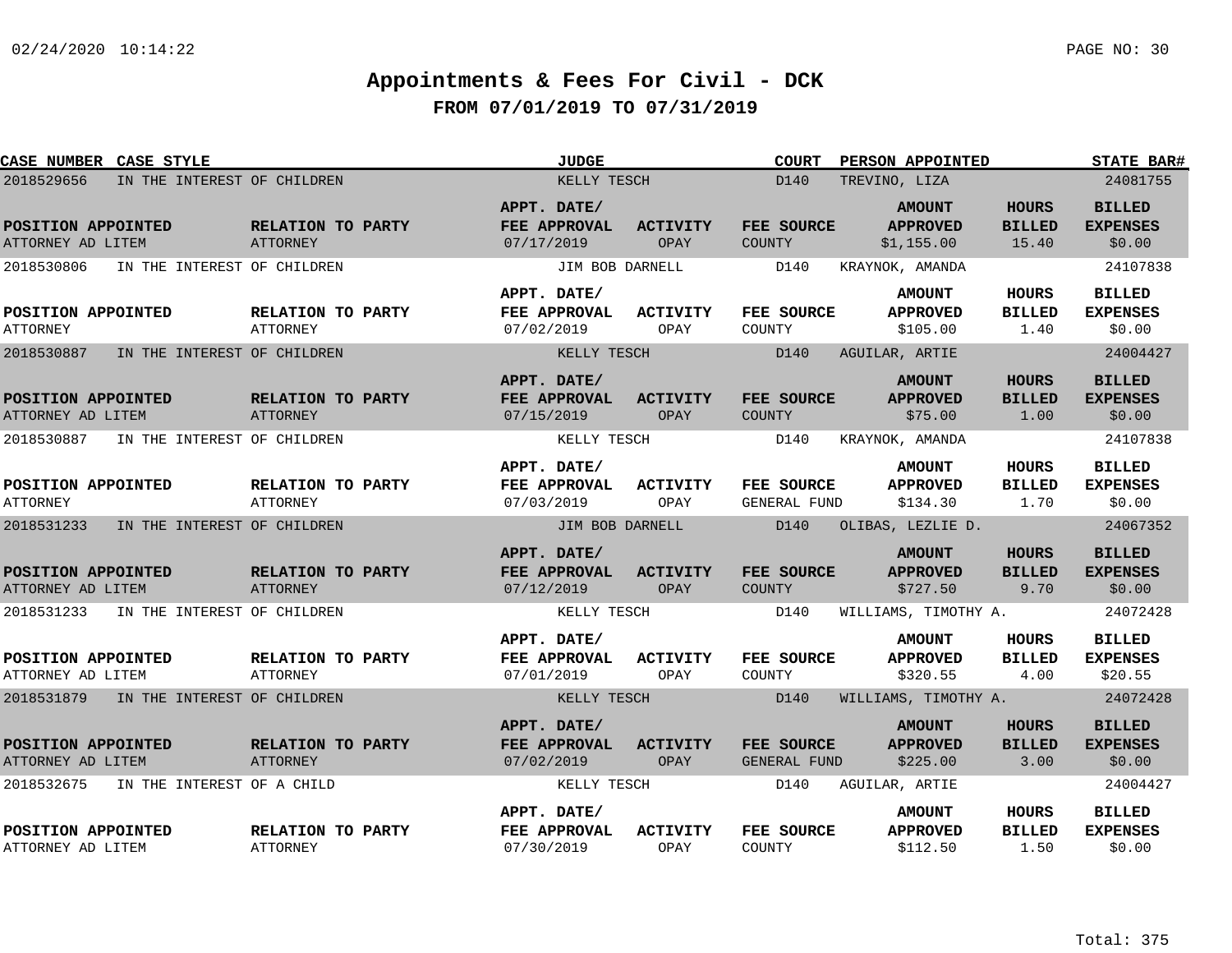# Appointments & Fees For Civil - DCK

## FROM 07/01/2019 TO 07/31/2019

| CASE NUMBER | CASE STYLE | JUDGE | COURT | PERSON APPOINTED | STATE BAR# |
|---|---|---|---|---|---|
| 2018529656 | IN THE INTEREST OF CHILDREN | KELLY TESCH | D140 | TREVINO, LIZA | 24081755 |

| POSITION APPOINTED | RELATION TO PARTY | APPT. DATE/ FEE APPROVAL | ACTIVITY | FEE SOURCE | AMOUNT APPROVED | HOURS BILLED | BILLED EXPENSES |
|---|---|---|---|---|---|---|---|
| ATTORNEY AD LITEM | ATTORNEY | 07/17/2019 | OPAY | COUNTY | $1,155.00 | 15.40 | $0.00 |

| CASE NUMBER | CASE STYLE | JUDGE | COURT | PERSON APPOINTED | STATE BAR# |
|---|---|---|---|---|---|
| 2018530806 | IN THE INTEREST OF CHILDREN | JIM BOB DARNELL | D140 | KRAYNOK, AMANDA | 24107838 |

| POSITION APPOINTED | RELATION TO PARTY | APPT. DATE/ FEE APPROVAL | ACTIVITY | FEE SOURCE | AMOUNT APPROVED | HOURS BILLED | BILLED EXPENSES |
|---|---|---|---|---|---|---|---|
| ATTORNEY | ATTORNEY | 07/02/2019 | OPAY | COUNTY | $105.00 | 1.40 | $0.00 |

| CASE NUMBER | CASE STYLE | JUDGE | COURT | PERSON APPOINTED | STATE BAR# |
|---|---|---|---|---|---|
| 2018530887 | IN THE INTEREST OF CHILDREN | KELLY TESCH | D140 | AGUILAR, ARTIE | 24004427 |

| POSITION APPOINTED | RELATION TO PARTY | APPT. DATE/ FEE APPROVAL | ACTIVITY | FEE SOURCE | AMOUNT APPROVED | HOURS BILLED | BILLED EXPENSES |
|---|---|---|---|---|---|---|---|
| ATTORNEY AD LITEM | ATTORNEY | 07/15/2019 | OPAY | COUNTY | $75.00 | 1.00 | $0.00 |

| CASE NUMBER | CASE STYLE | JUDGE | COURT | PERSON APPOINTED | STATE BAR# |
|---|---|---|---|---|---|
| 2018530887 | IN THE INTEREST OF CHILDREN | KELLY TESCH | D140 | KRAYNOK, AMANDA | 24107838 |

| POSITION APPOINTED | RELATION TO PARTY | APPT. DATE/ FEE APPROVAL | ACTIVITY | FEE SOURCE | AMOUNT APPROVED | HOURS BILLED | BILLED EXPENSES |
|---|---|---|---|---|---|---|---|
| ATTORNEY | ATTORNEY | 07/03/2019 | OPAY | GENERAL FUND | $134.30 | 1.70 | $0.00 |

| CASE NUMBER | CASE STYLE | JUDGE | COURT | PERSON APPOINTED | STATE BAR# |
|---|---|---|---|---|---|
| 2018531233 | IN THE INTEREST OF CHILDREN | JIM BOB DARNELL | D140 | OLIBAS, LEZLIE D. | 24067352 |

| POSITION APPOINTED | RELATION TO PARTY | APPT. DATE/ FEE APPROVAL | ACTIVITY | FEE SOURCE | AMOUNT APPROVED | HOURS BILLED | BILLED EXPENSES |
|---|---|---|---|---|---|---|---|
| ATTORNEY AD LITEM | ATTORNEY | 07/12/2019 | OPAY | COUNTY | $727.50 | 9.70 | $0.00 |

| CASE NUMBER | CASE STYLE | JUDGE | COURT | PERSON APPOINTED | STATE BAR# |
|---|---|---|---|---|---|
| 2018531233 | IN THE INTEREST OF CHILDREN | KELLY TESCH | D140 | WILLIAMS, TIMOTHY A. | 24072428 |

| POSITION APPOINTED | RELATION TO PARTY | APPT. DATE/ FEE APPROVAL | ACTIVITY | FEE SOURCE | AMOUNT APPROVED | HOURS BILLED | BILLED EXPENSES |
|---|---|---|---|---|---|---|---|
| ATTORNEY AD LITEM | ATTORNEY | 07/01/2019 | OPAY | COUNTY | $320.55 | 4.00 | $20.55 |

| CASE NUMBER | CASE STYLE | JUDGE | COURT | PERSON APPOINTED | STATE BAR# |
|---|---|---|---|---|---|
| 2018531879 | IN THE INTEREST OF CHILDREN | KELLY TESCH | D140 | WILLIAMS, TIMOTHY A. | 24072428 |

| POSITION APPOINTED | RELATION TO PARTY | APPT. DATE/ FEE APPROVAL | ACTIVITY | FEE SOURCE | AMOUNT APPROVED | HOURS BILLED | BILLED EXPENSES |
|---|---|---|---|---|---|---|---|
| ATTORNEY AD LITEM | ATTORNEY | 07/02/2019 | OPAY | GENERAL FUND | $225.00 | 3.00 | $0.00 |

| CASE NUMBER | CASE STYLE | JUDGE | COURT | PERSON APPOINTED | STATE BAR# |
|---|---|---|---|---|---|
| 2018532675 | IN THE INTEREST OF A CHILD | KELLY TESCH | D140 | AGUILAR, ARTIE | 24004427 |

| POSITION APPOINTED | RELATION TO PARTY | APPT. DATE/ FEE APPROVAL | ACTIVITY | FEE SOURCE | AMOUNT APPROVED | HOURS BILLED | BILLED EXPENSES |
|---|---|---|---|---|---|---|---|
| ATTORNEY AD LITEM | ATTORNEY | 07/30/2019 | OPAY | COUNTY | $112.50 | 1.50 | $0.00 |

Total: 375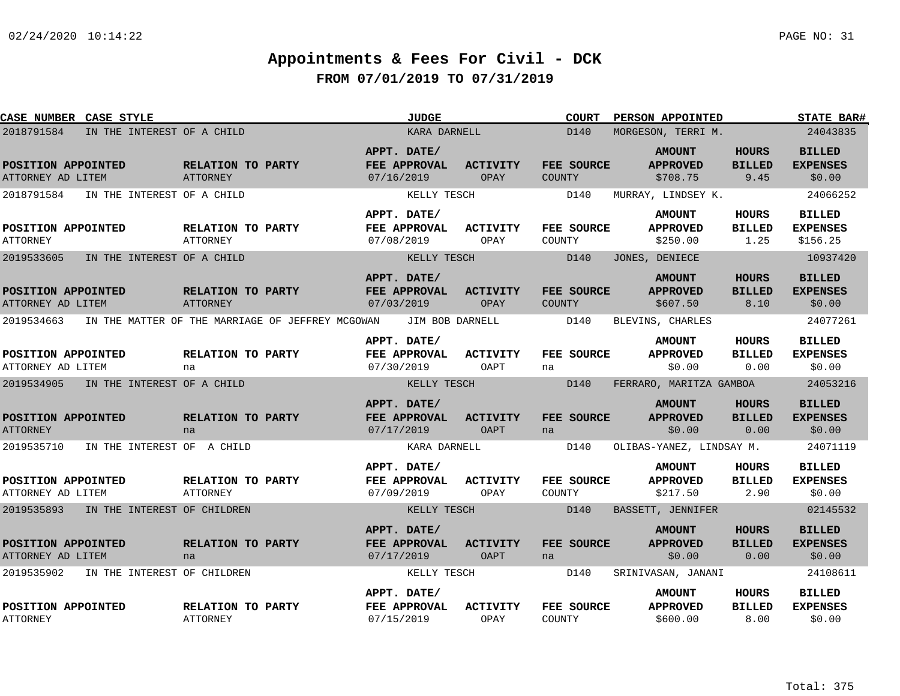# Appointments & Fees For Civil - DCK

## FROM 07/01/2019 TO 07/31/2019

| CASE NUMBER | CASE STYLE | JUDGE | COURT | PERSON APPOINTED | STATE BAR# |
|---|---|---|---|---|---|
| 2018791584 | IN THE INTEREST OF A CHILD | KARA DARNELL | D140 | MORGESON, TERRI M. | 24043835 |

| POSITION APPOINTED | RELATION TO PARTY | APPT. DATE/ FEE APPROVAL | ACTIVITY | FEE SOURCE | AMOUNT APPROVED | HOURS BILLED | BILLED EXPENSES |
|---|---|---|---|---|---|---|---|
| ATTORNEY AD LITEM | ATTORNEY | 07/16/2019 | OPAY | COUNTY | $708.75 | 9.45 | $0.00 |

| CASE NUMBER | CASE STYLE | JUDGE | COURT | PERSON APPOINTED | STATE BAR# |
|---|---|---|---|---|---|
| 2018791584 | IN THE INTEREST OF A CHILD | KELLY TESCH | D140 | MURRAY, LINDSEY K. | 24066252 |

| POSITION APPOINTED | RELATION TO PARTY | APPT. DATE/ FEE APPROVAL | ACTIVITY | FEE SOURCE | AMOUNT APPROVED | HOURS BILLED | BILLED EXPENSES |
|---|---|---|---|---|---|---|---|
| ATTORNEY | ATTORNEY | 07/08/2019 | OPAY | COUNTY | $250.00 | 1.25 | $156.25 |

| CASE NUMBER | CASE STYLE | JUDGE | COURT | PERSON APPOINTED | STATE BAR# |
|---|---|---|---|---|---|
| 2019533605 | IN THE INTEREST OF A CHILD | KELLY TESCH | D140 | JONES, DENIECE | 10937420 |

| POSITION APPOINTED | RELATION TO PARTY | APPT. DATE/ FEE APPROVAL | ACTIVITY | FEE SOURCE | AMOUNT APPROVED | HOURS BILLED | BILLED EXPENSES |
|---|---|---|---|---|---|---|---|
| ATTORNEY AD LITEM | ATTORNEY | 07/03/2019 | OPAY | COUNTY | $607.50 | 8.10 | $0.00 |

| CASE NUMBER | CASE STYLE | JUDGE | COURT | PERSON APPOINTED | STATE BAR# |
|---|---|---|---|---|---|
| 2019534663 | IN THE MATTER OF THE MARRIAGE OF JEFFREY MCGOWAN | JIM BOB DARNELL | D140 | BLEVINS, CHARLES | 24077261 |

| POSITION APPOINTED | RELATION TO PARTY | APPT. DATE/ FEE APPROVAL | ACTIVITY | FEE SOURCE | AMOUNT APPROVED | HOURS BILLED | BILLED EXPENSES |
|---|---|---|---|---|---|---|---|
| ATTORNEY AD LITEM | na | 07/30/2019 | OAPT | na | $0.00 | 0.00 | $0.00 |

| CASE NUMBER | CASE STYLE | JUDGE | COURT | PERSON APPOINTED | STATE BAR# |
|---|---|---|---|---|---|
| 2019534905 | IN THE INTEREST OF A CHILD | KELLY TESCH | D140 | FERRARO, MARITZA GAMBOA | 24053216 |

| POSITION APPOINTED | RELATION TO PARTY | APPT. DATE/ FEE APPROVAL | ACTIVITY | FEE SOURCE | AMOUNT APPROVED | HOURS BILLED | BILLED EXPENSES |
|---|---|---|---|---|---|---|---|
| ATTORNEY | na | 07/17/2019 | OAPT | na | $0.00 | 0.00 | $0.00 |

| CASE NUMBER | CASE STYLE | JUDGE | COURT | PERSON APPOINTED | STATE BAR# |
|---|---|---|---|---|---|
| 2019535710 | IN THE INTEREST OF A CHILD | KARA DARNELL | D140 | OLIBAS-YANEZ, LINDSAY M. | 24071119 |

| POSITION APPOINTED | RELATION TO PARTY | APPT. DATE/ FEE APPROVAL | ACTIVITY | FEE SOURCE | AMOUNT APPROVED | HOURS BILLED | BILLED EXPENSES |
|---|---|---|---|---|---|---|---|
| ATTORNEY AD LITEM | ATTORNEY | 07/09/2019 | OPAY | COUNTY | $217.50 | 2.90 | $0.00 |

| CASE NUMBER | CASE STYLE | JUDGE | COURT | PERSON APPOINTED | STATE BAR# |
|---|---|---|---|---|---|
| 2019535893 | IN THE INTEREST OF CHILDREN | KELLY TESCH | D140 | BASSETT, JENNIFER | 02145532 |

| POSITION APPOINTED | RELATION TO PARTY | APPT. DATE/ FEE APPROVAL | ACTIVITY | FEE SOURCE | AMOUNT APPROVED | HOURS BILLED | BILLED EXPENSES |
|---|---|---|---|---|---|---|---|
| ATTORNEY AD LITEM | na | 07/17/2019 | OAPT | na | $0.00 | 0.00 | $0.00 |

| CASE NUMBER | CASE STYLE | JUDGE | COURT | PERSON APPOINTED | STATE BAR# |
|---|---|---|---|---|---|
| 2019535902 | IN THE INTEREST OF CHILDREN | KELLY TESCH | D140 | SRINIVASAN, JANANI | 24108611 |

| POSITION APPOINTED | RELATION TO PARTY | APPT. DATE/ FEE APPROVAL | ACTIVITY | FEE SOURCE | AMOUNT APPROVED | HOURS BILLED | BILLED EXPENSES |
|---|---|---|---|---|---|---|---|
| ATTORNEY | ATTORNEY | 07/15/2019 | OPAY | COUNTY | $600.00 | 8.00 | $0.00 |

Total: 375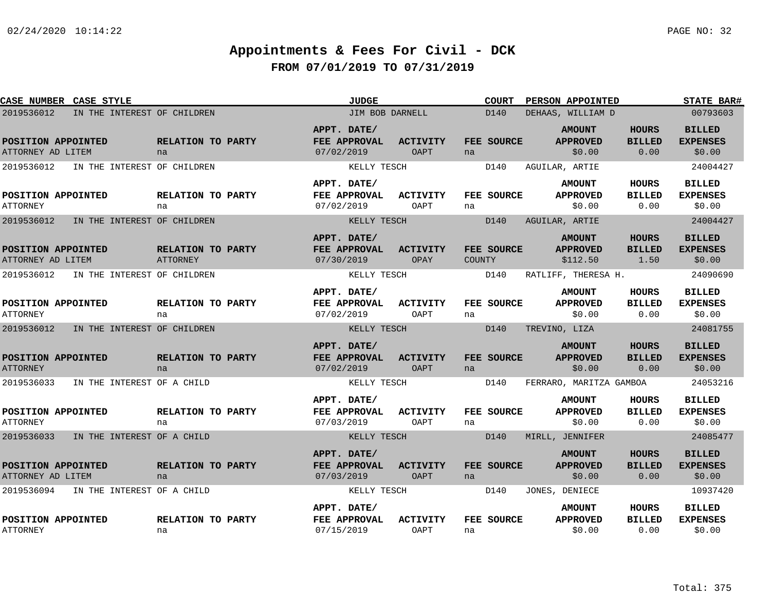# Appointments & Fees For Civil - DCK

## FROM 07/01/2019 TO 07/31/2019

| CASE NUMBER | CASE STYLE | JUDGE | COURT | PERSON APPOINTED | STATE BAR# |
|---|---|---|---|---|---|
| 2019536012 | IN THE INTEREST OF CHILDREN | JIM BOB DARNELL | D140 | DEHAAS, WILLIAM D | 00793603 |

| POSITION APPOINTED | RELATION TO PARTY | APPT. DATE/ FEE APPROVAL | ACTIVITY | FEE SOURCE | AMOUNT APPROVED | HOURS BILLED | BILLED EXPENSES |
|---|---|---|---|---|---|---|---|
| ATTORNEY AD LITEM | na | 07/02/2019 | OAPT | na | $0.00 | 0.00 | $0.00 |

| CASE NUMBER | CASE STYLE | JUDGE | COURT | PERSON APPOINTED | STATE BAR# |
|---|---|---|---|---|---|
| 2019536012 | IN THE INTEREST OF CHILDREN | KELLY TESCH | D140 | AGUILAR, ARTIE | 24004427 |

| POSITION APPOINTED | RELATION TO PARTY | APPT. DATE/ FEE APPROVAL | ACTIVITY | FEE SOURCE | AMOUNT APPROVED | HOURS BILLED | BILLED EXPENSES |
|---|---|---|---|---|---|---|---|
| ATTORNEY | na | 07/02/2019 | OAPT | na | $0.00 | 0.00 | $0.00 |

| CASE NUMBER | CASE STYLE | JUDGE | COURT | PERSON APPOINTED | STATE BAR# |
|---|---|---|---|---|---|
| 2019536012 | IN THE INTEREST OF CHILDREN | KELLY TESCH | D140 | AGUILAR, ARTIE | 24004427 |

| POSITION APPOINTED | RELATION TO PARTY | APPT. DATE/ FEE APPROVAL | ACTIVITY | FEE SOURCE | AMOUNT APPROVED | HOURS BILLED | BILLED EXPENSES |
|---|---|---|---|---|---|---|---|
| ATTORNEY AD LITEM | ATTORNEY | 07/30/2019 | OPAY | COUNTY | $112.50 | 1.50 | $0.00 |

| CASE NUMBER | CASE STYLE | JUDGE | COURT | PERSON APPOINTED | STATE BAR# |
|---|---|---|---|---|---|
| 2019536012 | IN THE INTEREST OF CHILDREN | KELLY TESCH | D140 | RATLIFF, THERESA H. | 24090690 |

| POSITION APPOINTED | RELATION TO PARTY | APPT. DATE/ FEE APPROVAL | ACTIVITY | FEE SOURCE | AMOUNT APPROVED | HOURS BILLED | BILLED EXPENSES |
|---|---|---|---|---|---|---|---|
| ATTORNEY | na | 07/02/2019 | OAPT | na | $0.00 | 0.00 | $0.00 |

| CASE NUMBER | CASE STYLE | JUDGE | COURT | PERSON APPOINTED | STATE BAR# |
|---|---|---|---|---|---|
| 2019536012 | IN THE INTEREST OF CHILDREN | KELLY TESCH | D140 | TREVINO, LIZA | 24081755 |

| POSITION APPOINTED | RELATION TO PARTY | APPT. DATE/ FEE APPROVAL | ACTIVITY | FEE SOURCE | AMOUNT APPROVED | HOURS BILLED | BILLED EXPENSES |
|---|---|---|---|---|---|---|---|
| ATTORNEY | na | 07/02/2019 | OAPT | na | $0.00 | 0.00 | $0.00 |

| CASE NUMBER | CASE STYLE | JUDGE | COURT | PERSON APPOINTED | STATE BAR# |
|---|---|---|---|---|---|
| 2019536033 | IN THE INTEREST OF A CHILD | KELLY TESCH | D140 | FERRARO, MARITZA GAMBOA | 24053216 |

| POSITION APPOINTED | RELATION TO PARTY | APPT. DATE/ FEE APPROVAL | ACTIVITY | FEE SOURCE | AMOUNT APPROVED | HOURS BILLED | BILLED EXPENSES |
|---|---|---|---|---|---|---|---|
| ATTORNEY | na | 07/03/2019 | OAPT | na | $0.00 | 0.00 | $0.00 |

| CASE NUMBER | CASE STYLE | JUDGE | COURT | PERSON APPOINTED | STATE BAR# |
|---|---|---|---|---|---|
| 2019536033 | IN THE INTEREST OF A CHILD | KELLY TESCH | D140 | MIRLL, JENNIFER | 24085477 |

| POSITION APPOINTED | RELATION TO PARTY | APPT. DATE/ FEE APPROVAL | ACTIVITY | FEE SOURCE | AMOUNT APPROVED | HOURS BILLED | BILLED EXPENSES |
|---|---|---|---|---|---|---|---|
| ATTORNEY AD LITEM | na | 07/03/2019 | OAPT | na | $0.00 | 0.00 | $0.00 |

| CASE NUMBER | CASE STYLE | JUDGE | COURT | PERSON APPOINTED | STATE BAR# |
|---|---|---|---|---|---|
| 2019536094 | IN THE INTEREST OF A CHILD | KELLY TESCH | D140 | JONES, DENIECE | 10937420 |

| POSITION APPOINTED | RELATION TO PARTY | APPT. DATE/ FEE APPROVAL | ACTIVITY | FEE SOURCE | AMOUNT APPROVED | HOURS BILLED | BILLED EXPENSES |
|---|---|---|---|---|---|---|---|
| ATTORNEY | na | 07/15/2019 | OAPT | na | $0.00 | 0.00 | $0.00 |

Total: 375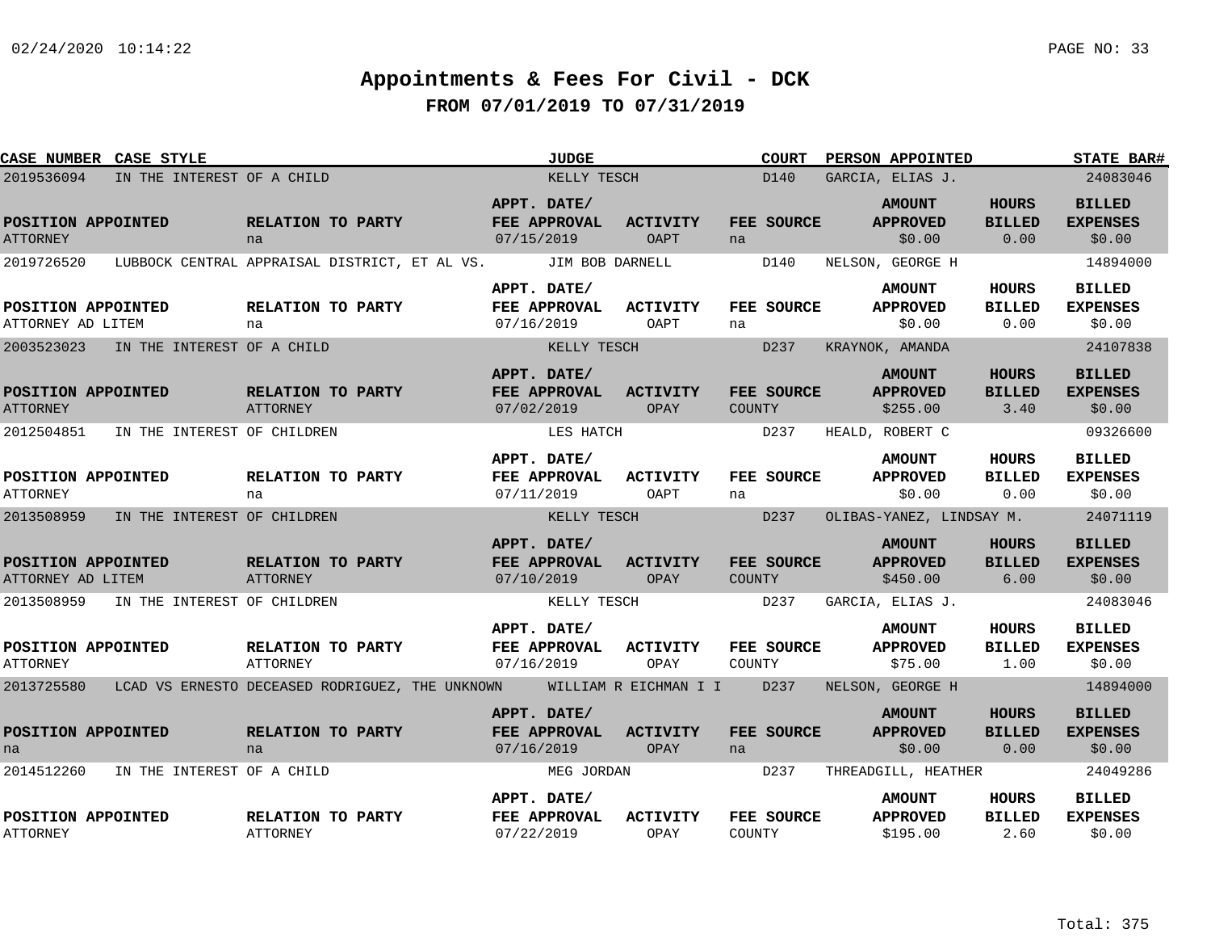# Appointments & Fees For Civil - DCK

## FROM 07/01/2019 TO 07/31/2019

| CASE NUMBER | CASE STYLE | JUDGE | COURT | PERSON APPOINTED | STATE BAR# |
|---|---|---|---|---|---|
| 2019536094 | IN THE INTEREST OF A CHILD | KELLY TESCH | D140 | GARCIA, ELIAS J. | 24083046 |

| POSITION APPOINTED | RELATION TO PARTY | APPT. DATE/ FEE APPROVAL | ACTIVITY | FEE SOURCE | AMOUNT APPROVED | HOURS BILLED | BILLED EXPENSES |
|---|---|---|---|---|---|---|---|
| ATTORNEY | na | 07/15/2019 | OAPT | na | $0.00 | 0.00 | $0.00 |

| CASE NUMBER | CASE STYLE | JUDGE | COURT | PERSON APPOINTED | STATE BAR# |
|---|---|---|---|---|---|
| 2019726520 | LUBBOCK CENTRAL APPRAISAL DISTRICT, ET AL VS. | JIM BOB DARNELL | D140 | NELSON, GEORGE H | 14894000 |

| POSITION APPOINTED | RELATION TO PARTY | APPT. DATE/ FEE APPROVAL | ACTIVITY | FEE SOURCE | AMOUNT APPROVED | HOURS BILLED | BILLED EXPENSES |
|---|---|---|---|---|---|---|---|
| ATTORNEY AD LITEM | na | 07/16/2019 | OAPT | na | $0.00 | 0.00 | $0.00 |

| CASE NUMBER | CASE STYLE | JUDGE | COURT | PERSON APPOINTED | STATE BAR# |
|---|---|---|---|---|---|
| 2003523023 | IN THE INTEREST OF A CHILD | KELLY TESCH | D237 | KRAYNOK, AMANDA | 24107838 |

| POSITION APPOINTED | RELATION TO PARTY | APPT. DATE/ FEE APPROVAL | ACTIVITY | FEE SOURCE | AMOUNT APPROVED | HOURS BILLED | BILLED EXPENSES |
|---|---|---|---|---|---|---|---|
| ATTORNEY | ATTORNEY | 07/02/2019 | OPAY | COUNTY | $255.00 | 3.40 | $0.00 |

| CASE NUMBER | CASE STYLE | JUDGE | COURT | PERSON APPOINTED | STATE BAR# |
|---|---|---|---|---|---|
| 2012504851 | IN THE INTEREST OF CHILDREN | LES HATCH | D237 | HEALD, ROBERT C | 09326600 |

| POSITION APPOINTED | RELATION TO PARTY | APPT. DATE/ FEE APPROVAL | ACTIVITY | FEE SOURCE | AMOUNT APPROVED | HOURS BILLED | BILLED EXPENSES |
|---|---|---|---|---|---|---|---|
| ATTORNEY | na | 07/11/2019 | OAPT | na | $0.00 | 0.00 | $0.00 |

| CASE NUMBER | CASE STYLE | JUDGE | COURT | PERSON APPOINTED | STATE BAR# |
|---|---|---|---|---|---|
| 2013508959 | IN THE INTEREST OF CHILDREN | KELLY TESCH | D237 | OLIBAS-YANEZ, LINDSAY M. | 24071119 |

| POSITION APPOINTED | RELATION TO PARTY | APPT. DATE/ FEE APPROVAL | ACTIVITY | FEE SOURCE | AMOUNT APPROVED | HOURS BILLED | BILLED EXPENSES |
|---|---|---|---|---|---|---|---|
| ATTORNEY AD LITEM | ATTORNEY | 07/10/2019 | OPAY | COUNTY | $450.00 | 6.00 | $0.00 |

| CASE NUMBER | CASE STYLE | JUDGE | COURT | PERSON APPOINTED | STATE BAR# |
|---|---|---|---|---|---|
| 2013508959 | IN THE INTEREST OF CHILDREN | KELLY TESCH | D237 | GARCIA, ELIAS J. | 24083046 |

| POSITION APPOINTED | RELATION TO PARTY | APPT. DATE/ FEE APPROVAL | ACTIVITY | FEE SOURCE | AMOUNT APPROVED | HOURS BILLED | BILLED EXPENSES |
|---|---|---|---|---|---|---|---|
| ATTORNEY | ATTORNEY | 07/16/2019 | OPAY | COUNTY | $75.00 | 1.00 | $0.00 |

| CASE NUMBER | CASE STYLE | JUDGE | COURT | PERSON APPOINTED | STATE BAR# |
|---|---|---|---|---|---|
| 2013725580 | LCAD VS ERNESTO DECEASED RODRIGUEZ, THE UNKNOWN | WILLIAM R EICHMAN I I | D237 | NELSON, GEORGE H | 14894000 |

| POSITION APPOINTED | RELATION TO PARTY | APPT. DATE/ FEE APPROVAL | ACTIVITY | FEE SOURCE | AMOUNT APPROVED | HOURS BILLED | BILLED EXPENSES |
|---|---|---|---|---|---|---|---|
| na | na | 07/16/2019 | OPAY | na | $0.00 | 0.00 | $0.00 |

| CASE NUMBER | CASE STYLE | JUDGE | COURT | PERSON APPOINTED | STATE BAR# |
|---|---|---|---|---|---|
| 2014512260 | IN THE INTEREST OF A CHILD | MEG JORDAN | D237 | THREADGILL, HEATHER | 24049286 |

| POSITION APPOINTED | RELATION TO PARTY | APPT. DATE/ FEE APPROVAL | ACTIVITY | FEE SOURCE | AMOUNT APPROVED | HOURS BILLED | BILLED EXPENSES |
|---|---|---|---|---|---|---|---|
| ATTORNEY | ATTORNEY | 07/22/2019 | OPAY | COUNTY | $195.00 | 2.60 | $0.00 |

Total: 375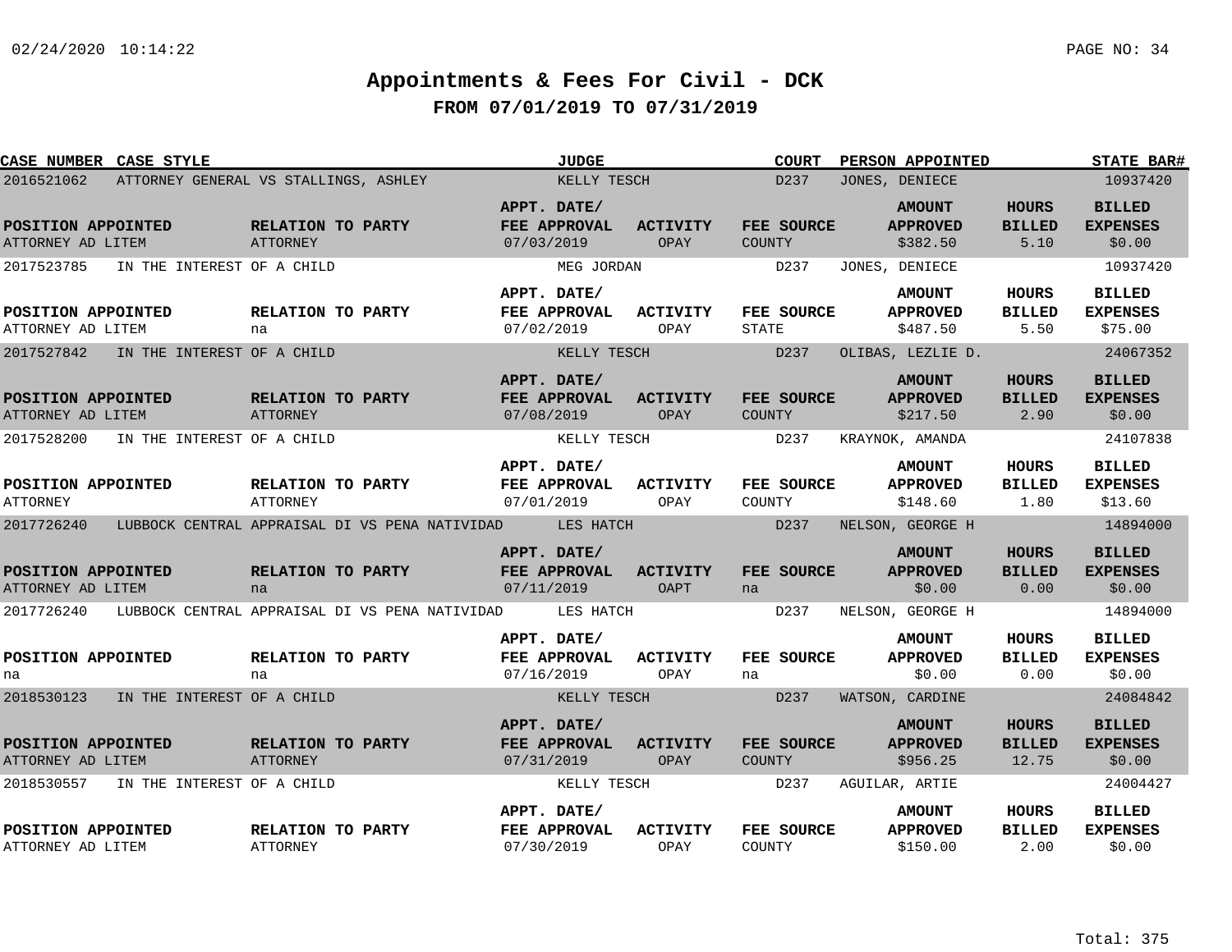# Appointments & Fees For Civil - DCK

## FROM 07/01/2019 TO 07/31/2019

| CASE NUMBER | CASE STYLE | JUDGE | COURT | PERSON APPOINTED | STATE BAR# |
|---|---|---|---|---|---|
| 2016521062 | ATTORNEY GENERAL VS STALLINGS, ASHLEY | KELLY TESCH | D237 | JONES, DENIECE | 10937420 |

| POSITION APPOINTED | RELATION TO PARTY | APPT. DATE/ FEE APPROVAL | ACTIVITY | FEE SOURCE | AMOUNT APPROVED | HOURS BILLED | BILLED EXPENSES |
|---|---|---|---|---|---|---|---|
| ATTORNEY AD LITEM | ATTORNEY | 07/03/2019 | OPAY | COUNTY | $382.50 | 5.10 | $0.00 |

| CASE NUMBER | CASE STYLE | JUDGE | COURT | PERSON APPOINTED | STATE BAR# |
|---|---|---|---|---|---|
| 2017523785 | IN THE INTEREST OF A CHILD | MEG JORDAN | D237 | JONES, DENIECE | 10937420 |

| POSITION APPOINTED | RELATION TO PARTY | APPT. DATE/ FEE APPROVAL | ACTIVITY | FEE SOURCE | AMOUNT APPROVED | HOURS BILLED | BILLED EXPENSES |
|---|---|---|---|---|---|---|---|
| ATTORNEY AD LITEM | na | 07/02/2019 | OPAY | STATE | $487.50 | 5.50 | $75.00 |

| CASE NUMBER | CASE STYLE | JUDGE | COURT | PERSON APPOINTED | STATE BAR# |
|---|---|---|---|---|---|
| 2017527842 | IN THE INTEREST OF A CHILD | KELLY TESCH | D237 | OLIBAS, LEZLIE D. | 24067352 |

| POSITION APPOINTED | RELATION TO PARTY | APPT. DATE/ FEE APPROVAL | ACTIVITY | FEE SOURCE | AMOUNT APPROVED | HOURS BILLED | BILLED EXPENSES |
|---|---|---|---|---|---|---|---|
| ATTORNEY AD LITEM | ATTORNEY | 07/08/2019 | OPAY | COUNTY | $217.50 | 2.90 | $0.00 |

| CASE NUMBER | CASE STYLE | JUDGE | COURT | PERSON APPOINTED | STATE BAR# |
|---|---|---|---|---|---|
| 2017528200 | IN THE INTEREST OF A CHILD | KELLY TESCH | D237 | KRAYNOK, AMANDA | 24107838 |

| POSITION APPOINTED | RELATION TO PARTY | APPT. DATE/ FEE APPROVAL | ACTIVITY | FEE SOURCE | AMOUNT APPROVED | HOURS BILLED | BILLED EXPENSES |
|---|---|---|---|---|---|---|---|
| ATTORNEY | ATTORNEY | 07/01/2019 | OPAY | COUNTY | $148.60 | 1.80 | $13.60 |

| CASE NUMBER | CASE STYLE | JUDGE | COURT | PERSON APPOINTED | STATE BAR# |
|---|---|---|---|---|---|
| 2017726240 | LUBBOCK CENTRAL APPRAISAL DI VS PENA NATIVIDAD | LES HATCH | D237 | NELSON, GEORGE H | 14894000 |

| POSITION APPOINTED | RELATION TO PARTY | APPT. DATE/ FEE APPROVAL | ACTIVITY | FEE SOURCE | AMOUNT APPROVED | HOURS BILLED | BILLED EXPENSES |
|---|---|---|---|---|---|---|---|
| ATTORNEY AD LITEM | na | 07/11/2019 | OAPT | na | $0.00 | 0.00 | $0.00 |

| CASE NUMBER | CASE STYLE | JUDGE | COURT | PERSON APPOINTED | STATE BAR# |
|---|---|---|---|---|---|
| 2017726240 | LUBBOCK CENTRAL APPRAISAL DI VS PENA NATIVIDAD | LES HATCH | D237 | NELSON, GEORGE H | 14894000 |

| POSITION APPOINTED | RELATION TO PARTY | APPT. DATE/ FEE APPROVAL | ACTIVITY | FEE SOURCE | AMOUNT APPROVED | HOURS BILLED | BILLED EXPENSES |
|---|---|---|---|---|---|---|---|
| na | na | 07/16/2019 | OPAY | na | $0.00 | 0.00 | $0.00 |

| CASE NUMBER | CASE STYLE | JUDGE | COURT | PERSON APPOINTED | STATE BAR# |
|---|---|---|---|---|---|
| 2018530123 | IN THE INTEREST OF A CHILD | KELLY TESCH | D237 | WATSON, CARDINE | 24084842 |

| POSITION APPOINTED | RELATION TO PARTY | APPT. DATE/ FEE APPROVAL | ACTIVITY | FEE SOURCE | AMOUNT APPROVED | HOURS BILLED | BILLED EXPENSES |
|---|---|---|---|---|---|---|---|
| ATTORNEY AD LITEM | ATTORNEY | 07/31/2019 | OPAY | COUNTY | $956.25 | 12.75 | $0.00 |

| CASE NUMBER | CASE STYLE | JUDGE | COURT | PERSON APPOINTED | STATE BAR# |
|---|---|---|---|---|---|
| 2018530557 | IN THE INTEREST OF A CHILD | KELLY TESCH | D237 | AGUILAR, ARTIE | 24004427 |

| POSITION APPOINTED | RELATION TO PARTY | APPT. DATE/ FEE APPROVAL | ACTIVITY | FEE SOURCE | AMOUNT APPROVED | HOURS BILLED | BILLED EXPENSES |
|---|---|---|---|---|---|---|---|
| ATTORNEY AD LITEM | ATTORNEY | 07/30/2019 | OPAY | COUNTY | $150.00 | 2.00 | $0.00 |

Total: 375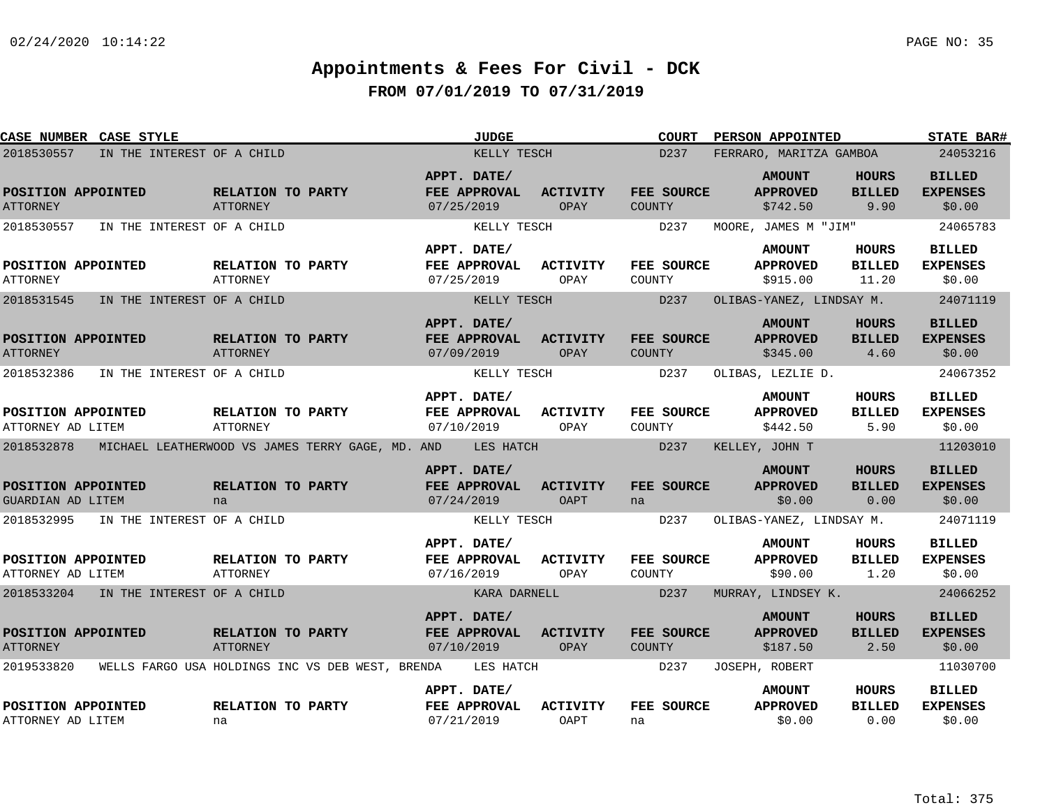# Appointments & Fees For Civil - DCK

## FROM 07/01/2019 TO 07/31/2019

| CASE NUMBER | CASE STYLE | JUDGE | COURT | PERSON APPOINTED | STATE BAR# |
|---|---|---|---|---|---|
| 2018530557 | IN THE INTEREST OF A CHILD | KELLY TESCH | D237 | FERRARO, MARITZA GAMBOA | 24053216 |

| POSITION APPOINTED | RELATION TO PARTY | APPT. DATE/ FEE APPROVAL | ACTIVITY | FEE SOURCE | AMOUNT APPROVED | HOURS BILLED | BILLED EXPENSES |
|---|---|---|---|---|---|---|---|
| ATTORNEY | ATTORNEY | 07/25/2019 | OPAY | COUNTY | $742.50 | 9.90 | $0.00 |

| CASE NUMBER | CASE STYLE | JUDGE | COURT | PERSON APPOINTED | STATE BAR# |
|---|---|---|---|---|---|
| 2018530557 | IN THE INTEREST OF A CHILD | KELLY TESCH | D237 | MOORE, JAMES M "JIM" | 24065783 |

| POSITION APPOINTED | RELATION TO PARTY | APPT. DATE/ FEE APPROVAL | ACTIVITY | FEE SOURCE | AMOUNT APPROVED | HOURS BILLED | BILLED EXPENSES |
|---|---|---|---|---|---|---|---|
| ATTORNEY | ATTORNEY | 07/25/2019 | OPAY | COUNTY | $915.00 | 11.20 | $0.00 |

| CASE NUMBER | CASE STYLE | JUDGE | COURT | PERSON APPOINTED | STATE BAR# |
|---|---|---|---|---|---|
| 2018531545 | IN THE INTEREST OF A CHILD | KELLY TESCH | D237 | OLIBAS-YANEZ, LINDSAY M. | 24071119 |

| POSITION APPOINTED | RELATION TO PARTY | APPT. DATE/ FEE APPROVAL | ACTIVITY | FEE SOURCE | AMOUNT APPROVED | HOURS BILLED | BILLED EXPENSES |
|---|---|---|---|---|---|---|---|
| ATTORNEY | ATTORNEY | 07/09/2019 | OPAY | COUNTY | $345.00 | 4.60 | $0.00 |

| CASE NUMBER | CASE STYLE | JUDGE | COURT | PERSON APPOINTED | STATE BAR# |
|---|---|---|---|---|---|
| 2018532386 | IN THE INTEREST OF A CHILD | KELLY TESCH | D237 | OLIBAS, LEZLIE D. | 24067352 |

| POSITION APPOINTED | RELATION TO PARTY | APPT. DATE/ FEE APPROVAL | ACTIVITY | FEE SOURCE | AMOUNT APPROVED | HOURS BILLED | BILLED EXPENSES |
|---|---|---|---|---|---|---|---|
| ATTORNEY AD LITEM | ATTORNEY | 07/10/2019 | OPAY | COUNTY | $442.50 | 5.90 | $0.00 |

| CASE NUMBER | CASE STYLE | JUDGE | COURT | PERSON APPOINTED | STATE BAR# |
|---|---|---|---|---|---|
| 2018532878 | MICHAEL LEATHERWOOD VS JAMES TERRY GAGE, MD. AND | LES HATCH | D237 | KELLEY, JOHN T | 11203010 |

| POSITION APPOINTED | RELATION TO PARTY | APPT. DATE/ FEE APPROVAL | ACTIVITY | FEE SOURCE | AMOUNT APPROVED | HOURS BILLED | BILLED EXPENSES |
|---|---|---|---|---|---|---|---|
| GUARDIAN AD LITEM | na | 07/24/2019 | OAPT | na | $0.00 | 0.00 | $0.00 |

| CASE NUMBER | CASE STYLE | JUDGE | COURT | PERSON APPOINTED | STATE BAR# |
|---|---|---|---|---|---|
| 2018532995 | IN THE INTEREST OF A CHILD | KELLY TESCH | D237 | OLIBAS-YANEZ, LINDSAY M. | 24071119 |

| POSITION APPOINTED | RELATION TO PARTY | APPT. DATE/ FEE APPROVAL | ACTIVITY | FEE SOURCE | AMOUNT APPROVED | HOURS BILLED | BILLED EXPENSES |
|---|---|---|---|---|---|---|---|
| ATTORNEY AD LITEM | ATTORNEY | 07/16/2019 | OPAY | COUNTY | $90.00 | 1.20 | $0.00 |

| CASE NUMBER | CASE STYLE | JUDGE | COURT | PERSON APPOINTED | STATE BAR# |
|---|---|---|---|---|---|
| 2018533204 | IN THE INTEREST OF A CHILD | KARA DARNELL | D237 | MURRAY, LINDSEY K. | 24066252 |

| POSITION APPOINTED | RELATION TO PARTY | APPT. DATE/ FEE APPROVAL | ACTIVITY | FEE SOURCE | AMOUNT APPROVED | HOURS BILLED | BILLED EXPENSES |
|---|---|---|---|---|---|---|---|
| ATTORNEY | ATTORNEY | 07/10/2019 | OPAY | COUNTY | $187.50 | 2.50 | $0.00 |

| CASE NUMBER | CASE STYLE | JUDGE | COURT | PERSON APPOINTED | STATE BAR# |
|---|---|---|---|---|---|
| 2019533820 | WELLS FARGO USA HOLDINGS INC VS DEB WEST, BRENDA | LES HATCH | D237 | JOSEPH, ROBERT | 11030700 |

| POSITION APPOINTED | RELATION TO PARTY | APPT. DATE/ FEE APPROVAL | ACTIVITY | FEE SOURCE | AMOUNT APPROVED | HOURS BILLED | BILLED EXPENSES |
|---|---|---|---|---|---|---|---|
| ATTORNEY AD LITEM | na | 07/21/2019 | OAPT | na | $0.00 | 0.00 | $0.00 |

Total: 375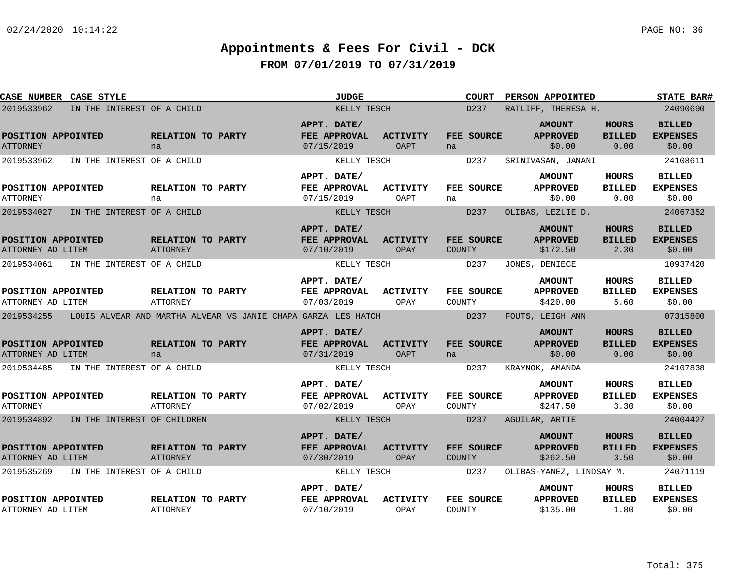# Appointments & Fees For Civil - DCK

## FROM 07/01/2019 TO 07/31/2019

| CASE NUMBER | CASE STYLE | JUDGE | COURT | PERSON APPOINTED | STATE BAR# |
|---|---|---|---|---|---|
| 2019533962 | IN THE INTEREST OF A CHILD | KELLY TESCH | D237 | RATLIFF, THERESA H. | 24090690 |

| POSITION APPOINTED | RELATION TO PARTY | APPT. DATE/ FEE APPROVAL | ACTIVITY | FEE SOURCE | AMOUNT APPROVED | HOURS BILLED | BILLED EXPENSES |
|---|---|---|---|---|---|---|---|
| ATTORNEY | na | 07/15/2019 | OAPT | na | $0.00 | 0.00 | $0.00 |

| CASE NUMBER | CASE STYLE | JUDGE | COURT | PERSON APPOINTED | STATE BAR# |
|---|---|---|---|---|---|
| 2019533962 | IN THE INTEREST OF A CHILD | KELLY TESCH | D237 | SRINIVASAN, JANANI | 24108611 |

| POSITION APPOINTED | RELATION TO PARTY | APPT. DATE/ FEE APPROVAL | ACTIVITY | FEE SOURCE | AMOUNT APPROVED | HOURS BILLED | BILLED EXPENSES |
|---|---|---|---|---|---|---|---|
| ATTORNEY | na | 07/15/2019 | OAPT | na | $0.00 | 0.00 | $0.00 |

| CASE NUMBER | CASE STYLE | JUDGE | COURT | PERSON APPOINTED | STATE BAR# |
|---|---|---|---|---|---|
| 2019534027 | IN THE INTEREST OF A CHILD | KELLY TESCH | D237 | OLIBAS, LEZLIE D. | 24067352 |

| POSITION APPOINTED | RELATION TO PARTY | APPT. DATE/ FEE APPROVAL | ACTIVITY | FEE SOURCE | AMOUNT APPROVED | HOURS BILLED | BILLED EXPENSES |
|---|---|---|---|---|---|---|---|
| ATTORNEY AD LITEM | ATTORNEY | 07/10/2019 | OPAY | COUNTY | $172.50 | 2.30 | $0.00 |

| CASE NUMBER | CASE STYLE | JUDGE | COURT | PERSON APPOINTED | STATE BAR# |
|---|---|---|---|---|---|
| 2019534061 | IN THE INTEREST OF A CHILD | KELLY TESCH | D237 | JONES, DENIECE | 10937420 |

| POSITION APPOINTED | RELATION TO PARTY | APPT. DATE/ FEE APPROVAL | ACTIVITY | FEE SOURCE | AMOUNT APPROVED | HOURS BILLED | BILLED EXPENSES |
|---|---|---|---|---|---|---|---|
| ATTORNEY AD LITEM | ATTORNEY | 07/03/2019 | OPAY | COUNTY | $420.00 | 5.60 | $0.00 |

| CASE NUMBER | CASE STYLE | JUDGE | COURT | PERSON APPOINTED | STATE BAR# |
|---|---|---|---|---|---|
| 2019534255 | LOUIS ALVEAR AND MARTHA ALVEAR VS JANIE CHAPA GARZA LES HATCH | | D237 | FOUTS, LEIGH ANN | 07315800 |

| POSITION APPOINTED | RELATION TO PARTY | APPT. DATE/ FEE APPROVAL | ACTIVITY | FEE SOURCE | AMOUNT APPROVED | HOURS BILLED | BILLED EXPENSES |
|---|---|---|---|---|---|---|---|
| ATTORNEY AD LITEM | na | 07/31/2019 | OAPT | na | $0.00 | 0.00 | $0.00 |

| CASE NUMBER | CASE STYLE | JUDGE | COURT | PERSON APPOINTED | STATE BAR# |
|---|---|---|---|---|---|
| 2019534485 | IN THE INTEREST OF A CHILD | KELLY TESCH | D237 | KRAYNOK, AMANDA | 24107838 |

| POSITION APPOINTED | RELATION TO PARTY | APPT. DATE/ FEE APPROVAL | ACTIVITY | FEE SOURCE | AMOUNT APPROVED | HOURS BILLED | BILLED EXPENSES |
|---|---|---|---|---|---|---|---|
| ATTORNEY | ATTORNEY | 07/02/2019 | OPAY | COUNTY | $247.50 | 3.30 | $0.00 |

| CASE NUMBER | CASE STYLE | JUDGE | COURT | PERSON APPOINTED | STATE BAR# |
|---|---|---|---|---|---|
| 2019534892 | IN THE INTEREST OF CHILDREN | KELLY TESCH | D237 | AGUILAR, ARTIE | 24004427 |

| POSITION APPOINTED | RELATION TO PARTY | APPT. DATE/ FEE APPROVAL | ACTIVITY | FEE SOURCE | AMOUNT APPROVED | HOURS BILLED | BILLED EXPENSES |
|---|---|---|---|---|---|---|---|
| ATTORNEY AD LITEM | ATTORNEY | 07/30/2019 | OPAY | COUNTY | $262.50 | 3.50 | $0.00 |

| CASE NUMBER | CASE STYLE | JUDGE | COURT | PERSON APPOINTED | STATE BAR# |
|---|---|---|---|---|---|
| 2019535269 | IN THE INTEREST OF A CHILD | KELLY TESCH | D237 | OLIBAS-YANEZ, LINDSAY M. | 24071119 |

| POSITION APPOINTED | RELATION TO PARTY | APPT. DATE/ FEE APPROVAL | ACTIVITY | FEE SOURCE | AMOUNT APPROVED | HOURS BILLED | BILLED EXPENSES |
|---|---|---|---|---|---|---|---|
| ATTORNEY AD LITEM | ATTORNEY | 07/10/2019 | OPAY | COUNTY | $135.00 | 1.80 | $0.00 |

Total: 375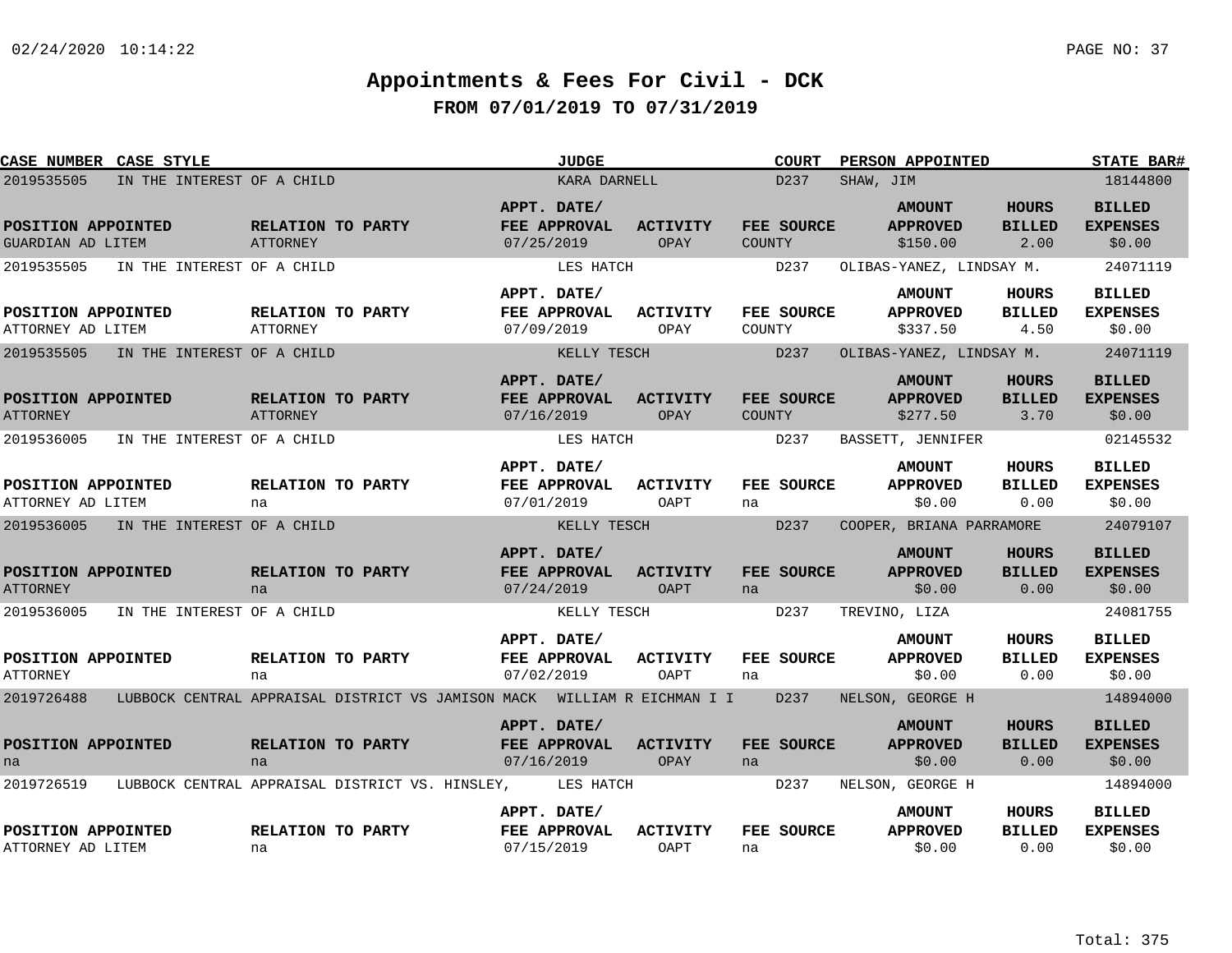# Appointments & Fees For Civil - DCK

## FROM 07/01/2019 TO 07/31/2019

| CASE NUMBER | CASE STYLE | JUDGE | COURT | PERSON APPOINTED | STATE BAR# |
|---|---|---|---|---|---|
| 2019535505 | IN THE INTEREST OF A CHILD | KARA DARNELL | D237 | SHAW, JIM | 18144800 |

| POSITION APPOINTED | RELATION TO PARTY | APPT. DATE/ FEE APPROVAL | ACTIVITY | FEE SOURCE | AMOUNT APPROVED | HOURS BILLED | BILLED EXPENSES |
|---|---|---|---|---|---|---|---|
| GUARDIAN AD LITEM | ATTORNEY | 07/25/2019 | OPAY | COUNTY | $150.00 | 2.00 | $0.00 |

| CASE NUMBER | CASE STYLE | JUDGE | COURT | PERSON APPOINTED | STATE BAR# |
|---|---|---|---|---|---|
| 2019535505 | IN THE INTEREST OF A CHILD | LES HATCH | D237 | OLIBAS-YANEZ, LINDSAY M. | 24071119 |

| POSITION APPOINTED | RELATION TO PARTY | APPT. DATE/ FEE APPROVAL | ACTIVITY | FEE SOURCE | AMOUNT APPROVED | HOURS BILLED | BILLED EXPENSES |
|---|---|---|---|---|---|---|---|
| ATTORNEY AD LITEM | ATTORNEY | 07/09/2019 | OPAY | COUNTY | $337.50 | 4.50 | $0.00 |

| CASE NUMBER | CASE STYLE | JUDGE | COURT | PERSON APPOINTED | STATE BAR# |
|---|---|---|---|---|---|
| 2019535505 | IN THE INTEREST OF A CHILD | KELLY TESCH | D237 | OLIBAS-YANEZ, LINDSAY M. | 24071119 |

| POSITION APPOINTED | RELATION TO PARTY | APPT. DATE/ FEE APPROVAL | ACTIVITY | FEE SOURCE | AMOUNT APPROVED | HOURS BILLED | BILLED EXPENSES |
|---|---|---|---|---|---|---|---|
| ATTORNEY | ATTORNEY | 07/16/2019 | OPAY | COUNTY | $277.50 | 3.70 | $0.00 |

| CASE NUMBER | CASE STYLE | JUDGE | COURT | PERSON APPOINTED | STATE BAR# |
|---|---|---|---|---|---|
| 2019536005 | IN THE INTEREST OF A CHILD | LES HATCH | D237 | BASSETT, JENNIFER | 02145532 |

| POSITION APPOINTED | RELATION TO PARTY | APPT. DATE/ FEE APPROVAL | ACTIVITY | FEE SOURCE | AMOUNT APPROVED | HOURS BILLED | BILLED EXPENSES |
|---|---|---|---|---|---|---|---|
| ATTORNEY AD LITEM | na | 07/01/2019 | OAPT | na | $0.00 | 0.00 | $0.00 |

| CASE NUMBER | CASE STYLE | JUDGE | COURT | PERSON APPOINTED | STATE BAR# |
|---|---|---|---|---|---|
| 2019536005 | IN THE INTEREST OF A CHILD | KELLY TESCH | D237 | COOPER, BRIANA PARRAMORE | 24079107 |

| POSITION APPOINTED | RELATION TO PARTY | APPT. DATE/ FEE APPROVAL | ACTIVITY | FEE SOURCE | AMOUNT APPROVED | HOURS BILLED | BILLED EXPENSES |
|---|---|---|---|---|---|---|---|
| ATTORNEY | na | 07/24/2019 | OAPT | na | $0.00 | 0.00 | $0.00 |

| CASE NUMBER | CASE STYLE | JUDGE | COURT | PERSON APPOINTED | STATE BAR# |
|---|---|---|---|---|---|
| 2019536005 | IN THE INTEREST OF A CHILD | KELLY TESCH | D237 | TREVINO, LIZA | 24081755 |

| POSITION APPOINTED | RELATION TO PARTY | APPT. DATE/ FEE APPROVAL | ACTIVITY | FEE SOURCE | AMOUNT APPROVED | HOURS BILLED | BILLED EXPENSES |
|---|---|---|---|---|---|---|---|
| ATTORNEY | na | 07/02/2019 | OAPT | na | $0.00 | 0.00 | $0.00 |

| CASE NUMBER | CASE STYLE | JUDGE | COURT | PERSON APPOINTED | STATE BAR# |
|---|---|---|---|---|---|
| 2019726488 | LUBBOCK CENTRAL APPRAISAL DISTRICT VS JAMISON MACK | WILLIAM R EICHMAN I I | D237 | NELSON, GEORGE H | 14894000 |

| POSITION APPOINTED | RELATION TO PARTY | APPT. DATE/ FEE APPROVAL | ACTIVITY | FEE SOURCE | AMOUNT APPROVED | HOURS BILLED | BILLED EXPENSES |
|---|---|---|---|---|---|---|---|
| na | na | 07/16/2019 | OPAY | na | $0.00 | 0.00 | $0.00 |

| CASE NUMBER | CASE STYLE | JUDGE | COURT | PERSON APPOINTED | STATE BAR# |
|---|---|---|---|---|---|
| 2019726519 | LUBBOCK CENTRAL APPRAISAL DISTRICT VS. HINSLEY, | LES HATCH | D237 | NELSON, GEORGE H | 14894000 |

| POSITION APPOINTED | RELATION TO PARTY | APPT. DATE/ FEE APPROVAL | ACTIVITY | FEE SOURCE | AMOUNT APPROVED | HOURS BILLED | BILLED EXPENSES |
|---|---|---|---|---|---|---|---|
| ATTORNEY AD LITEM | na | 07/15/2019 | OAPT | na | $0.00 | 0.00 | $0.00 |

Total: 375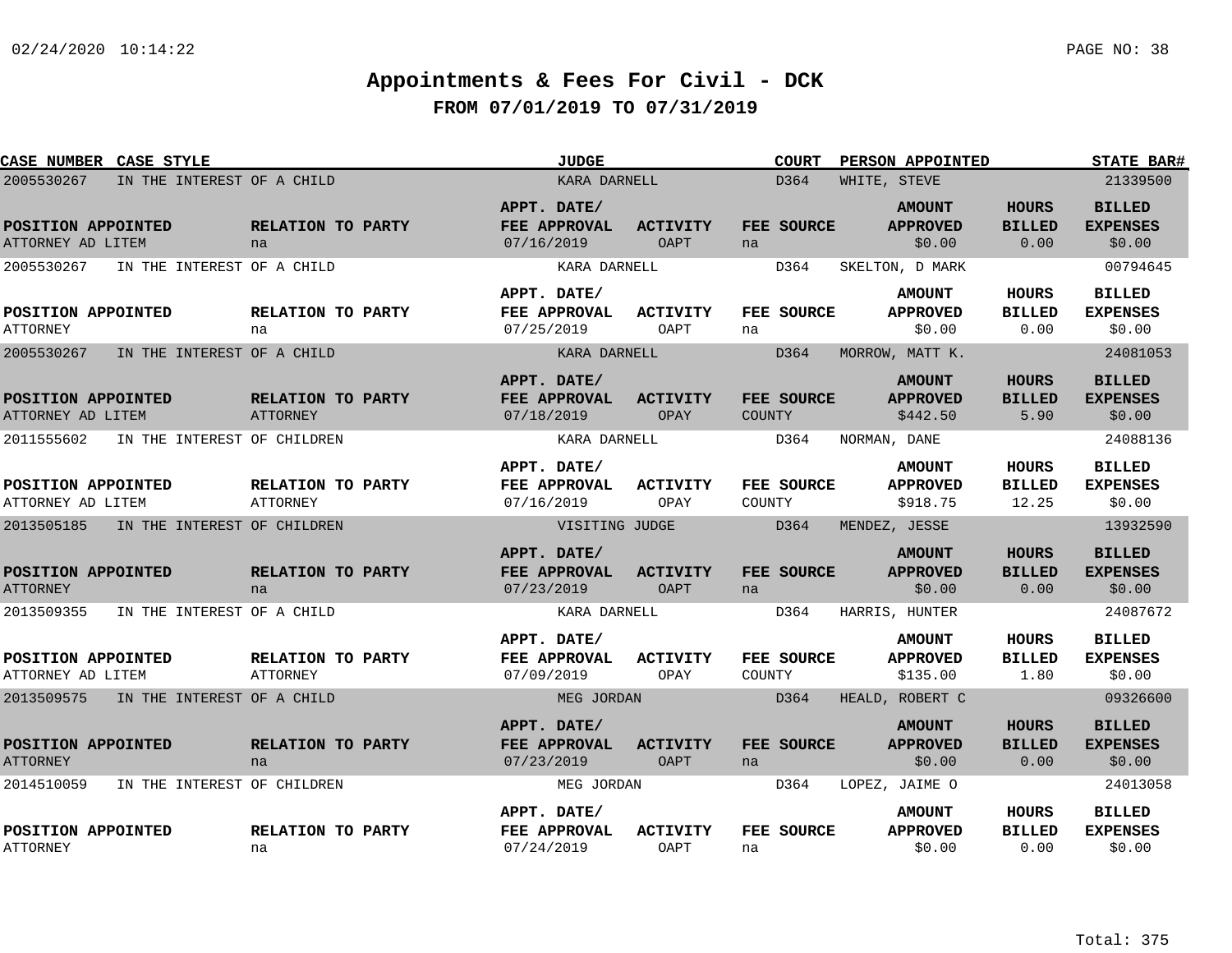# Appointments & Fees For Civil - DCK

## FROM 07/01/2019 TO 07/31/2019

| CASE NUMBER | CASE STYLE | JUDGE | COURT | PERSON APPOINTED | STATE BAR# |
|---|---|---|---|---|---|
| 2005530267 | IN THE INTEREST OF A CHILD | KARA DARNELL | D364 | WHITE, STEVE | 21339500 |

| POSITION APPOINTED | RELATION TO PARTY | APPT. DATE/ FEE APPROVAL | ACTIVITY | FEE SOURCE | AMOUNT APPROVED | HOURS BILLED | BILLED EXPENSES |
|---|---|---|---|---|---|---|---|
| ATTORNEY AD LITEM | na | 07/16/2019 | OAPT | na | $0.00 | 0.00 | $0.00 |

| CASE NUMBER | CASE STYLE | JUDGE | COURT | PERSON APPOINTED | STATE BAR# |
|---|---|---|---|---|---|
| 2005530267 | IN THE INTEREST OF A CHILD | KARA DARNELL | D364 | SKELTON, D MARK | 00794645 |

| POSITION APPOINTED | RELATION TO PARTY | APPT. DATE/ FEE APPROVAL | ACTIVITY | FEE SOURCE | AMOUNT APPROVED | HOURS BILLED | BILLED EXPENSES |
|---|---|---|---|---|---|---|---|
| ATTORNEY | na | 07/25/2019 | OAPT | na | $0.00 | 0.00 | $0.00 |

| CASE NUMBER | CASE STYLE | JUDGE | COURT | PERSON APPOINTED | STATE BAR# |
|---|---|---|---|---|---|
| 2005530267 | IN THE INTEREST OF A CHILD | KARA DARNELL | D364 | MORROW, MATT K. | 24081053 |

| POSITION APPOINTED | RELATION TO PARTY | APPT. DATE/ FEE APPROVAL | ACTIVITY | FEE SOURCE | AMOUNT APPROVED | HOURS BILLED | BILLED EXPENSES |
|---|---|---|---|---|---|---|---|
| ATTORNEY AD LITEM | ATTORNEY | 07/18/2019 | OPAY | COUNTY | $442.50 | 5.90 | $0.00 |

| CASE NUMBER | CASE STYLE | JUDGE | COURT | PERSON APPOINTED | STATE BAR# |
|---|---|---|---|---|---|
| 2011555602 | IN THE INTEREST OF CHILDREN | KARA DARNELL | D364 | NORMAN, DANE | 24088136 |

| POSITION APPOINTED | RELATION TO PARTY | APPT. DATE/ FEE APPROVAL | ACTIVITY | FEE SOURCE | AMOUNT APPROVED | HOURS BILLED | BILLED EXPENSES |
|---|---|---|---|---|---|---|---|
| ATTORNEY AD LITEM | ATTORNEY | 07/16/2019 | OPAY | COUNTY | $918.75 | 12.25 | $0.00 |

| CASE NUMBER | CASE STYLE | JUDGE | COURT | PERSON APPOINTED | STATE BAR# |
|---|---|---|---|---|---|
| 2013505185 | IN THE INTEREST OF CHILDREN | VISITING JUDGE | D364 | MENDEZ, JESSE | 13932590 |

| POSITION APPOINTED | RELATION TO PARTY | APPT. DATE/ FEE APPROVAL | ACTIVITY | FEE SOURCE | AMOUNT APPROVED | HOURS BILLED | BILLED EXPENSES |
|---|---|---|---|---|---|---|---|
| ATTORNEY | na | 07/23/2019 | OAPT | na | $0.00 | 0.00 | $0.00 |

| CASE NUMBER | CASE STYLE | JUDGE | COURT | PERSON APPOINTED | STATE BAR# |
|---|---|---|---|---|---|
| 2013509355 | IN THE INTEREST OF A CHILD | KARA DARNELL | D364 | HARRIS, HUNTER | 24087672 |

| POSITION APPOINTED | RELATION TO PARTY | APPT. DATE/ FEE APPROVAL | ACTIVITY | FEE SOURCE | AMOUNT APPROVED | HOURS BILLED | BILLED EXPENSES |
|---|---|---|---|---|---|---|---|
| ATTORNEY AD LITEM | ATTORNEY | 07/09/2019 | OPAY | COUNTY | $135.00 | 1.80 | $0.00 |

| CASE NUMBER | CASE STYLE | JUDGE | COURT | PERSON APPOINTED | STATE BAR# |
|---|---|---|---|---|---|
| 2013509575 | IN THE INTEREST OF A CHILD | MEG JORDAN | D364 | HEALD, ROBERT C | 09326600 |

| POSITION APPOINTED | RELATION TO PARTY | APPT. DATE/ FEE APPROVAL | ACTIVITY | FEE SOURCE | AMOUNT APPROVED | HOURS BILLED | BILLED EXPENSES |
|---|---|---|---|---|---|---|---|
| ATTORNEY | na | 07/23/2019 | OAPT | na | $0.00 | 0.00 | $0.00 |

| CASE NUMBER | CASE STYLE | JUDGE | COURT | PERSON APPOINTED | STATE BAR# |
|---|---|---|---|---|---|
| 2014510059 | IN THE INTEREST OF CHILDREN | MEG JORDAN | D364 | LOPEZ, JAIME O | 24013058 |

| POSITION APPOINTED | RELATION TO PARTY | APPT. DATE/ FEE APPROVAL | ACTIVITY | FEE SOURCE | AMOUNT APPROVED | HOURS BILLED | BILLED EXPENSES |
|---|---|---|---|---|---|---|---|
| ATTORNEY | na | 07/24/2019 | OAPT | na | $0.00 | 0.00 | $0.00 |

Total: 375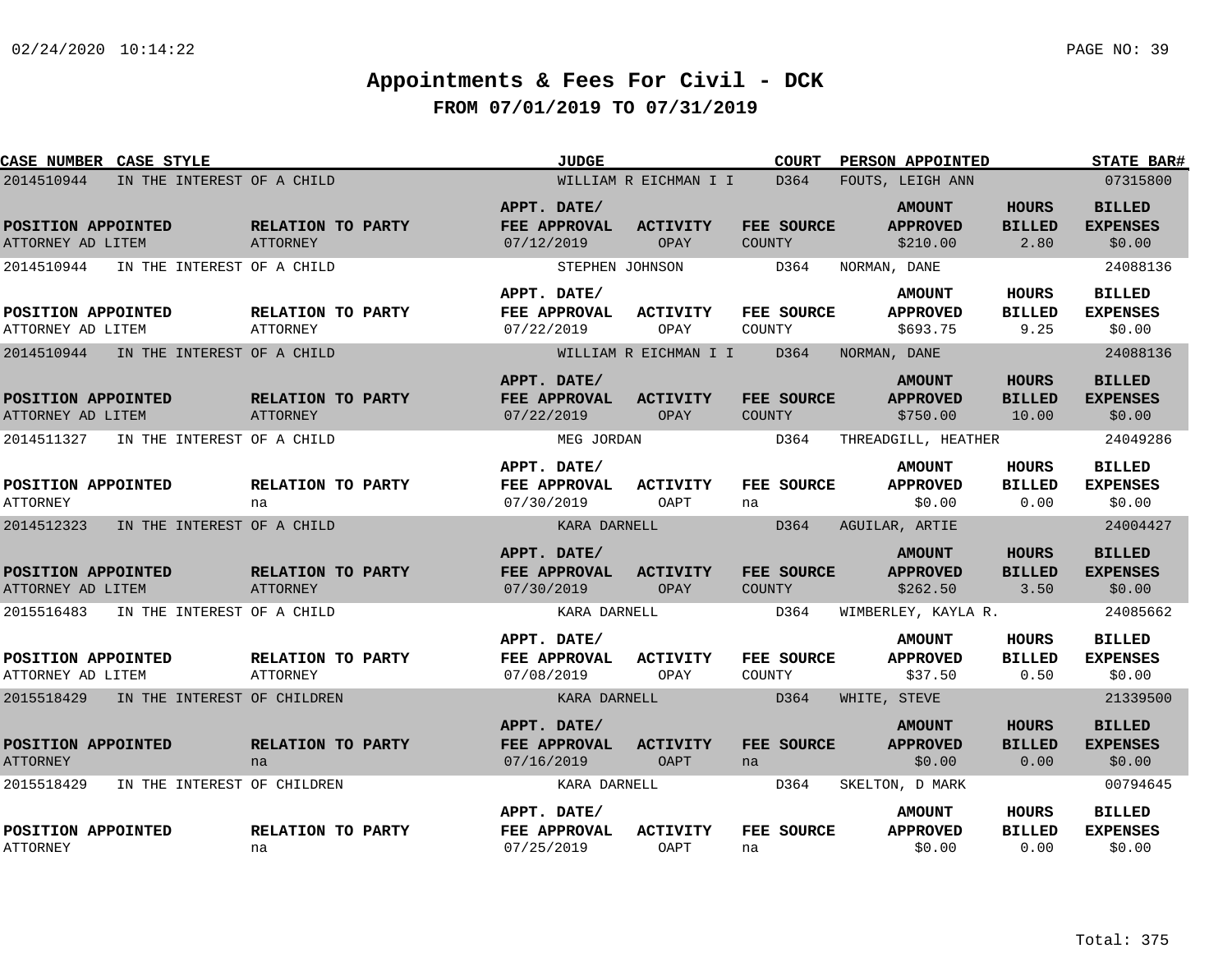# Appointments & Fees For Civil - DCK

## FROM 07/01/2019 TO 07/31/2019

| CASE NUMBER | CASE STYLE | JUDGE | COURT | PERSON APPOINTED | STATE BAR# |
|---|---|---|---|---|---|
| 2014510944 | IN THE INTEREST OF A CHILD | WILLIAM R EICHMAN I I | D364 | FOUTS, LEIGH ANN | 07315800 |

| POSITION APPOINTED | RELATION TO PARTY | APPT. DATE/ FEE APPROVAL | ACTIVITY | FEE SOURCE | AMOUNT APPROVED | HOURS BILLED | BILLED EXPENSES |
|---|---|---|---|---|---|---|---|
| ATTORNEY AD LITEM | ATTORNEY | 07/12/2019 | OPAY | COUNTY | $210.00 | 2.80 | $0.00 |

| CASE NUMBER | CASE STYLE | JUDGE | COURT | PERSON APPOINTED | STATE BAR# |
|---|---|---|---|---|---|
| 2014510944 | IN THE INTEREST OF A CHILD | STEPHEN JOHNSON | D364 | NORMAN, DANE | 24088136 |

| POSITION APPOINTED | RELATION TO PARTY | APPT. DATE/ FEE APPROVAL | ACTIVITY | FEE SOURCE | AMOUNT APPROVED | HOURS BILLED | BILLED EXPENSES |
|---|---|---|---|---|---|---|---|
| ATTORNEY AD LITEM | ATTORNEY | 07/22/2019 | OPAY | COUNTY | $693.75 | 9.25 | $0.00 |

| CASE NUMBER | CASE STYLE | JUDGE | COURT | PERSON APPOINTED | STATE BAR# |
|---|---|---|---|---|---|
| 2014510944 | IN THE INTEREST OF A CHILD | WILLIAM R EICHMAN I I | D364 | NORMAN, DANE | 24088136 |

| POSITION APPOINTED | RELATION TO PARTY | APPT. DATE/ FEE APPROVAL | ACTIVITY | FEE SOURCE | AMOUNT APPROVED | HOURS BILLED | BILLED EXPENSES |
|---|---|---|---|---|---|---|---|
| ATTORNEY AD LITEM | ATTORNEY | 07/22/2019 | OPAY | COUNTY | $750.00 | 10.00 | $0.00 |

| CASE NUMBER | CASE STYLE | JUDGE | COURT | PERSON APPOINTED | STATE BAR# |
|---|---|---|---|---|---|
| 2014511327 | IN THE INTEREST OF A CHILD | MEG JORDAN | D364 | THREADGILL, HEATHER | 24049286 |

| POSITION APPOINTED | RELATION TO PARTY | APPT. DATE/ FEE APPROVAL | ACTIVITY | FEE SOURCE | AMOUNT APPROVED | HOURS BILLED | BILLED EXPENSES |
|---|---|---|---|---|---|---|---|
| ATTORNEY | na | 07/30/2019 | OAPT | na | $0.00 | 0.00 | $0.00 |

| CASE NUMBER | CASE STYLE | JUDGE | COURT | PERSON APPOINTED | STATE BAR# |
|---|---|---|---|---|---|
| 2014512323 | IN THE INTEREST OF A CHILD | KARA DARNELL | D364 | AGUILAR, ARTIE | 24004427 |

| POSITION APPOINTED | RELATION TO PARTY | APPT. DATE/ FEE APPROVAL | ACTIVITY | FEE SOURCE | AMOUNT APPROVED | HOURS BILLED | BILLED EXPENSES |
|---|---|---|---|---|---|---|---|
| ATTORNEY AD LITEM | ATTORNEY | 07/30/2019 | OPAY | COUNTY | $262.50 | 3.50 | $0.00 |

| CASE NUMBER | CASE STYLE | JUDGE | COURT | PERSON APPOINTED | STATE BAR# |
|---|---|---|---|---|---|
| 2015516483 | IN THE INTEREST OF A CHILD | KARA DARNELL | D364 | WIMBERLEY, KAYLA R. | 24085662 |

| POSITION APPOINTED | RELATION TO PARTY | APPT. DATE/ FEE APPROVAL | ACTIVITY | FEE SOURCE | AMOUNT APPROVED | HOURS BILLED | BILLED EXPENSES |
|---|---|---|---|---|---|---|---|
| ATTORNEY AD LITEM | ATTORNEY | 07/08/2019 | OPAY | COUNTY | $37.50 | 0.50 | $0.00 |

| CASE NUMBER | CASE STYLE | JUDGE | COURT | PERSON APPOINTED | STATE BAR# |
|---|---|---|---|---|---|
| 2015518429 | IN THE INTEREST OF CHILDREN | KARA DARNELL | D364 | WHITE, STEVE | 21339500 |

| POSITION APPOINTED | RELATION TO PARTY | APPT. DATE/ FEE APPROVAL | ACTIVITY | FEE SOURCE | AMOUNT APPROVED | HOURS BILLED | BILLED EXPENSES |
|---|---|---|---|---|---|---|---|
| ATTORNEY | na | 07/16/2019 | OAPT | na | $0.00 | 0.00 | $0.00 |

| CASE NUMBER | CASE STYLE | JUDGE | COURT | PERSON APPOINTED | STATE BAR# |
|---|---|---|---|---|---|
| 2015518429 | IN THE INTEREST OF CHILDREN | KARA DARNELL | D364 | SKELTON, D MARK | 00794645 |

| POSITION APPOINTED | RELATION TO PARTY | APPT. DATE/ FEE APPROVAL | ACTIVITY | FEE SOURCE | AMOUNT APPROVED | HOURS BILLED | BILLED EXPENSES |
|---|---|---|---|---|---|---|---|
| ATTORNEY | na | 07/25/2019 | OAPT | na | $0.00 | 0.00 | $0.00 |

Total: 375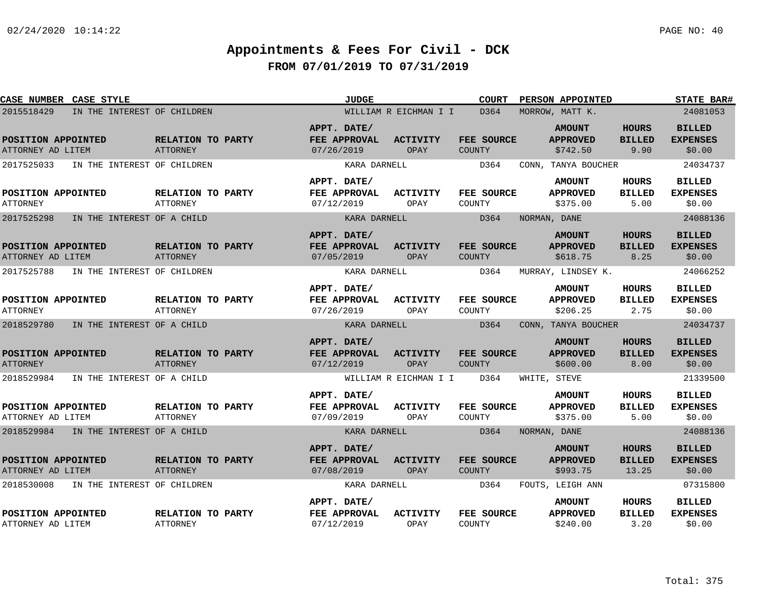# Appointments & Fees For Civil - DCK

## FROM 07/01/2019 TO 07/31/2019

| CASE NUMBER | CASE STYLE | JUDGE | COURT | PERSON APPOINTED | STATE BAR# |
|---|---|---|---|---|---|
| 2015518429 | IN THE INTEREST OF CHILDREN | WILLIAM R EICHMAN I I | D364 | MORROW, MATT K. | 24081053 |

| POSITION APPOINTED | RELATION TO PARTY | APPT. DATE/ FEE APPROVAL | ACTIVITY | FEE SOURCE | AMOUNT APPROVED | HOURS BILLED | BILLED EXPENSES |
|---|---|---|---|---|---|---|---|
| ATTORNEY AD LITEM | ATTORNEY | 07/26/2019 | OPAY | COUNTY | $742.50 | 9.90 | $0.00 |

| CASE NUMBER | CASE STYLE | JUDGE | COURT | PERSON APPOINTED | STATE BAR# |
|---|---|---|---|---|---|
| 2017525033 | IN THE INTEREST OF CHILDREN | KARA DARNELL | D364 | CONN, TANYA BOUCHER | 24034737 |

| POSITION APPOINTED | RELATION TO PARTY | APPT. DATE/ FEE APPROVAL | ACTIVITY | FEE SOURCE | AMOUNT APPROVED | HOURS BILLED | BILLED EXPENSES |
|---|---|---|---|---|---|---|---|
| ATTORNEY | ATTORNEY | 07/12/2019 | OPAY | COUNTY | $375.00 | 5.00 | $0.00 |

| CASE NUMBER | CASE STYLE | JUDGE | COURT | PERSON APPOINTED | STATE BAR# |
|---|---|---|---|---|---|
| 2017525298 | IN THE INTEREST OF A CHILD | KARA DARNELL | D364 | NORMAN, DANE | 24088136 |

| POSITION APPOINTED | RELATION TO PARTY | APPT. DATE/ FEE APPROVAL | ACTIVITY | FEE SOURCE | AMOUNT APPROVED | HOURS BILLED | BILLED EXPENSES |
|---|---|---|---|---|---|---|---|
| ATTORNEY AD LITEM | ATTORNEY | 07/05/2019 | OPAY | COUNTY | $618.75 | 8.25 | $0.00 |

| CASE NUMBER | CASE STYLE | JUDGE | COURT | PERSON APPOINTED | STATE BAR# |
|---|---|---|---|---|---|
| 2017525788 | IN THE INTEREST OF CHILDREN | KARA DARNELL | D364 | MURRAY, LINDSEY K. | 24066252 |

| POSITION APPOINTED | RELATION TO PARTY | APPT. DATE/ FEE APPROVAL | ACTIVITY | FEE SOURCE | AMOUNT APPROVED | HOURS BILLED | BILLED EXPENSES |
|---|---|---|---|---|---|---|---|
| ATTORNEY | ATTORNEY | 07/26/2019 | OPAY | COUNTY | $206.25 | 2.75 | $0.00 |

| CASE NUMBER | CASE STYLE | JUDGE | COURT | PERSON APPOINTED | STATE BAR# |
|---|---|---|---|---|---|
| 2018529780 | IN THE INTEREST OF A CHILD | KARA DARNELL | D364 | CONN, TANYA BOUCHER | 24034737 |

| POSITION APPOINTED | RELATION TO PARTY | APPT. DATE/ FEE APPROVAL | ACTIVITY | FEE SOURCE | AMOUNT APPROVED | HOURS BILLED | BILLED EXPENSES |
|---|---|---|---|---|---|---|---|
| ATTORNEY | ATTORNEY | 07/12/2019 | OPAY | COUNTY | $600.00 | 8.00 | $0.00 |

| CASE NUMBER | CASE STYLE | JUDGE | COURT | PERSON APPOINTED | STATE BAR# |
|---|---|---|---|---|---|
| 2018529984 | IN THE INTEREST OF A CHILD | WILLIAM R EICHMAN I I | D364 | WHITE, STEVE | 21339500 |

| POSITION APPOINTED | RELATION TO PARTY | APPT. DATE/ FEE APPROVAL | ACTIVITY | FEE SOURCE | AMOUNT APPROVED | HOURS BILLED | BILLED EXPENSES |
|---|---|---|---|---|---|---|---|
| ATTORNEY AD LITEM | ATTORNEY | 07/09/2019 | OPAY | COUNTY | $375.00 | 5.00 | $0.00 |

| CASE NUMBER | CASE STYLE | JUDGE | COURT | PERSON APPOINTED | STATE BAR# |
|---|---|---|---|---|---|
| 2018529984 | IN THE INTEREST OF A CHILD | KARA DARNELL | D364 | NORMAN, DANE | 24088136 |

| POSITION APPOINTED | RELATION TO PARTY | APPT. DATE/ FEE APPROVAL | ACTIVITY | FEE SOURCE | AMOUNT APPROVED | HOURS BILLED | BILLED EXPENSES |
|---|---|---|---|---|---|---|---|
| ATTORNEY AD LITEM | ATTORNEY | 07/08/2019 | OPAY | COUNTY | $993.75 | 13.25 | $0.00 |

| CASE NUMBER | CASE STYLE | JUDGE | COURT | PERSON APPOINTED | STATE BAR# |
|---|---|---|---|---|---|
| 2018530008 | IN THE INTEREST OF CHILDREN | KARA DARNELL | D364 | FOUTS, LEIGH ANN | 07315800 |

| POSITION APPOINTED | RELATION TO PARTY | APPT. DATE/ FEE APPROVAL | ACTIVITY | FEE SOURCE | AMOUNT APPROVED | HOURS BILLED | BILLED EXPENSES |
|---|---|---|---|---|---|---|---|
| ATTORNEY AD LITEM | ATTORNEY | 07/12/2019 | OPAY | COUNTY | $240.00 | 3.20 | $0.00 |

Total: 375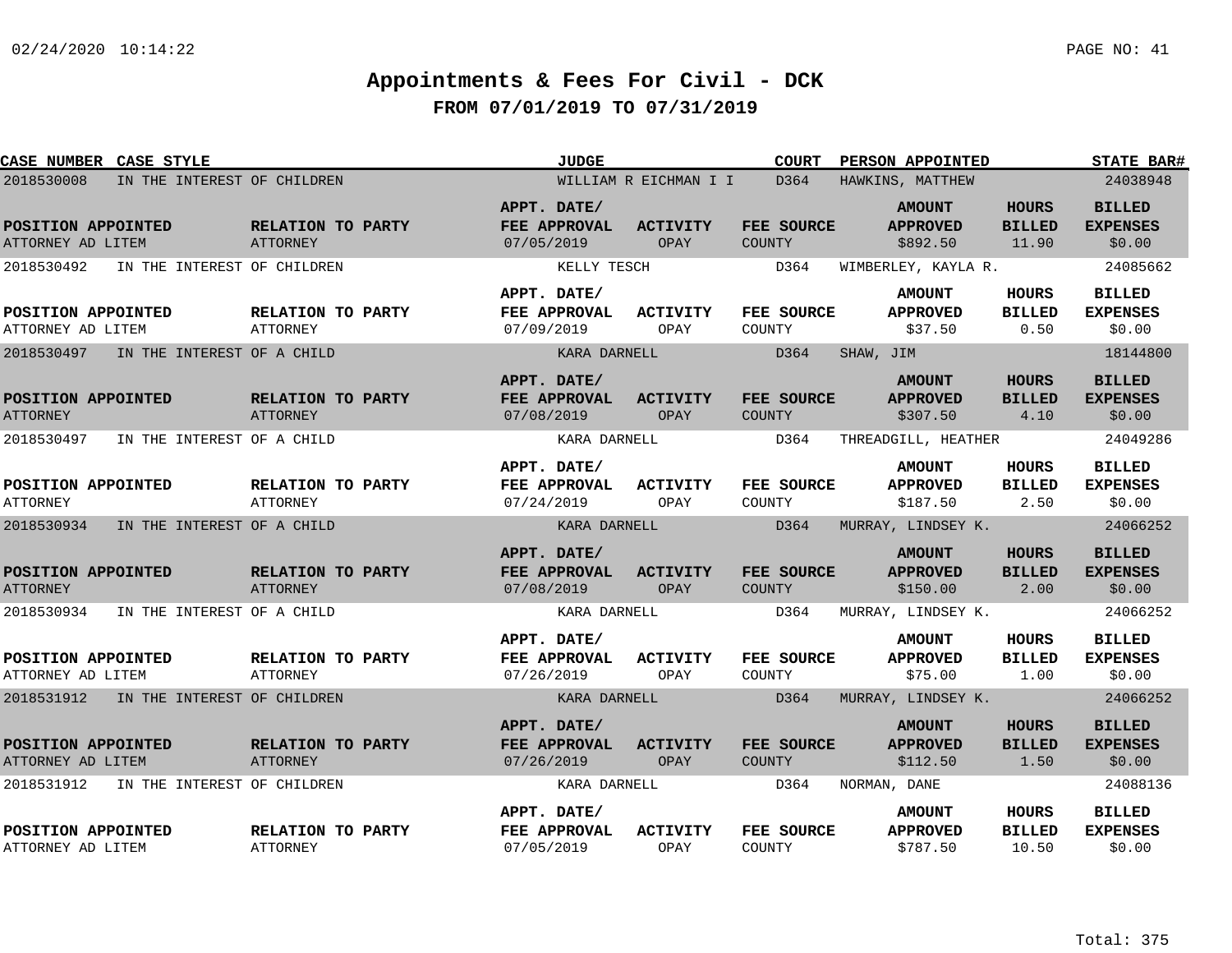# Appointments & Fees For Civil - DCK

## FROM 07/01/2019 TO 07/31/2019

| CASE NUMBER | CASE STYLE | JUDGE | COURT | PERSON APPOINTED | STATE BAR# | POSITION APPOINTED | RELATION TO PARTY | APPT. DATE/ FEE APPROVAL | ACTIVITY | FEE SOURCE | AMOUNT APPROVED | HOURS BILLED | BILLED EXPENSES |
|---|---|---|---|---|---|---|---|---|---|---|---|---|---|
| 2018530008 | IN THE INTEREST OF CHILDREN | WILLIAM R EICHMAN I I | D364 | HAWKINS, MATTHEW | 24038948 | ATTORNEY AD LITEM | ATTORNEY | 07/05/2019 | OPAY | COUNTY | $892.50 | 11.90 | $0.00 |
| 2018530492 | IN THE INTEREST OF CHILDREN | KELLY TESCH | D364 | WIMBERLEY, KAYLA R. | 24085662 | ATTORNEY AD LITEM | ATTORNEY | 07/09/2019 | OPAY | COUNTY | $37.50 | 0.50 | $0.00 |
| 2018530497 | IN THE INTEREST OF A CHILD | KARA DARNELL | D364 | SHAW, JIM | 18144800 | ATTORNEY | ATTORNEY | 07/08/2019 | OPAY | COUNTY | $307.50 | 4.10 | $0.00 |
| 2018530497 | IN THE INTEREST OF A CHILD | KARA DARNELL | D364 | THREADGILL, HEATHER | 24049286 | ATTORNEY | ATTORNEY | 07/24/2019 | OPAY | COUNTY | $187.50 | 2.50 | $0.00 |
| 2018530934 | IN THE INTEREST OF A CHILD | KARA DARNELL | D364 | MURRAY, LINDSEY K. | 24066252 | ATTORNEY | ATTORNEY | 07/08/2019 | OPAY | COUNTY | $150.00 | 2.00 | $0.00 |
| 2018530934 | IN THE INTEREST OF A CHILD | KARA DARNELL | D364 | MURRAY, LINDSEY K. | 24066252 | ATTORNEY AD LITEM | ATTORNEY | 07/26/2019 | OPAY | COUNTY | $75.00 | 1.00 | $0.00 |
| 2018531912 | IN THE INTEREST OF CHILDREN | KARA DARNELL | D364 | MURRAY, LINDSEY K. | 24066252 | ATTORNEY AD LITEM | ATTORNEY | 07/26/2019 | OPAY | COUNTY | $112.50 | 1.50 | $0.00 |
| 2018531912 | IN THE INTEREST OF CHILDREN | KARA DARNELL | D364 | NORMAN, DANE | 24088136 | ATTORNEY AD LITEM | ATTORNEY | 07/05/2019 | OPAY | COUNTY | $787.50 | 10.50 | $0.00 |

Total: 375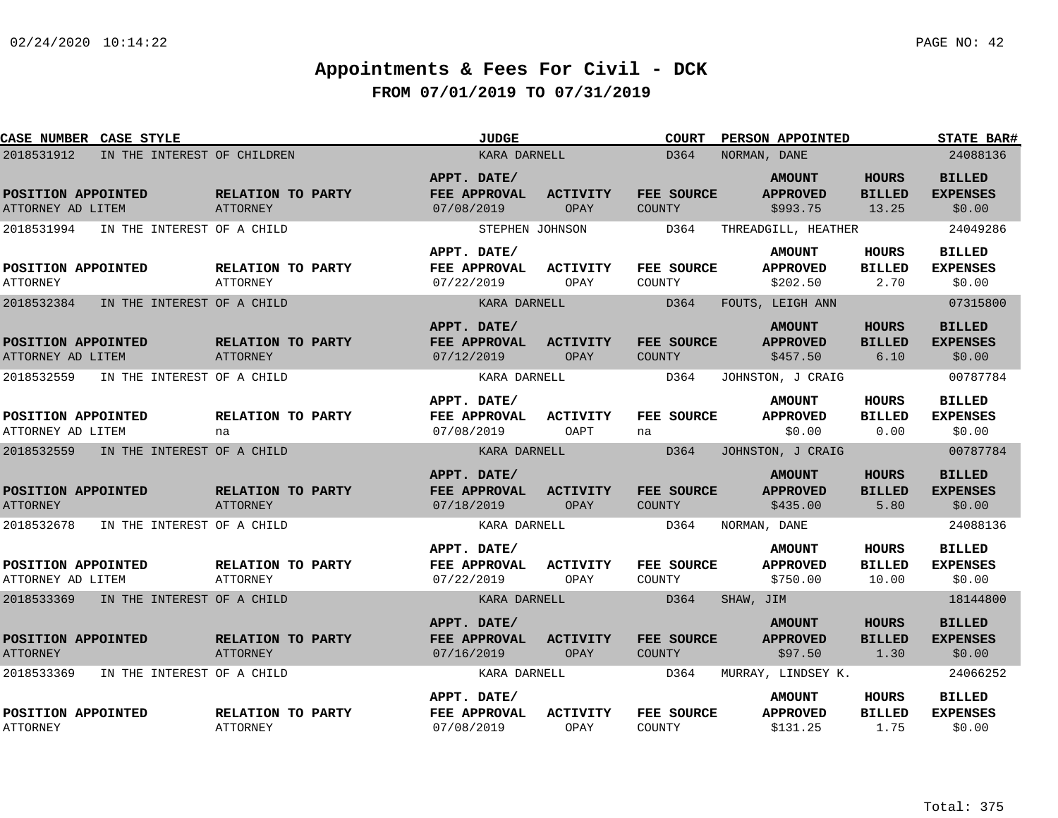# Appointments & Fees For Civil - DCK

## FROM 07/01/2019 TO 07/31/2019

| CASE NUMBER | CASE STYLE | JUDGE | COURT | PERSON APPOINTED | STATE BAR# | POSITION APPOINTED | RELATION TO PARTY | APPT. DATE/ FEE APPROVAL | ACTIVITY | FEE SOURCE | AMOUNT APPROVED | HOURS BILLED | BILLED EXPENSES |
|---|---|---|---|---|---|---|---|---|---|---|---|---|---|
| 2018531912 | IN THE INTEREST OF CHILDREN | KARA DARNELL | D364 | NORMAN, DANE | 24088136 | ATTORNEY AD LITEM | ATTORNEY | 07/08/2019 | OPAY | COUNTY | $993.75 | 13.25 | $0.00 |
| 2018531994 | IN THE INTEREST OF A CHILD | STEPHEN JOHNSON | D364 | THREADGILL, HEATHER | 24049286 | ATTORNEY | ATTORNEY | 07/22/2019 | OPAY | COUNTY | $202.50 | 2.70 | $0.00 |
| 2018532384 | IN THE INTEREST OF A CHILD | KARA DARNELL | D364 | FOUTS, LEIGH ANN | 07315800 | ATTORNEY AD LITEM | ATTORNEY | 07/12/2019 | OPAY | COUNTY | $457.50 | 6.10 | $0.00 |
| 2018532559 | IN THE INTEREST OF A CHILD | KARA DARNELL | D364 | JOHNSTON, J CRAIG | 00787784 | ATTORNEY AD LITEM | na | 07/08/2019 | OAPT | na | $0.00 | 0.00 | $0.00 |
| 2018532559 | IN THE INTEREST OF A CHILD | KARA DARNELL | D364 | JOHNSTON, J CRAIG | 00787784 | ATTORNEY | ATTORNEY | 07/18/2019 | OPAY | COUNTY | $435.00 | 5.80 | $0.00 |
| 2018532678 | IN THE INTEREST OF A CHILD | KARA DARNELL | D364 | NORMAN, DANE | 24088136 | ATTORNEY AD LITEM | ATTORNEY | 07/22/2019 | OPAY | COUNTY | $750.00 | 10.00 | $0.00 |
| 2018533369 | IN THE INTEREST OF A CHILD | KARA DARNELL | D364 | SHAW, JIM | 18144800 | ATTORNEY | ATTORNEY | 07/16/2019 | OPAY | COUNTY | $97.50 | 1.30 | $0.00 |
| 2018533369 | IN THE INTEREST OF A CHILD | KARA DARNELL | D364 | MURRAY, LINDSEY K. | 24066252 | ATTORNEY | ATTORNEY | 07/08/2019 | OPAY | COUNTY | $131.25 | 1.75 | $0.00 |

Total: 375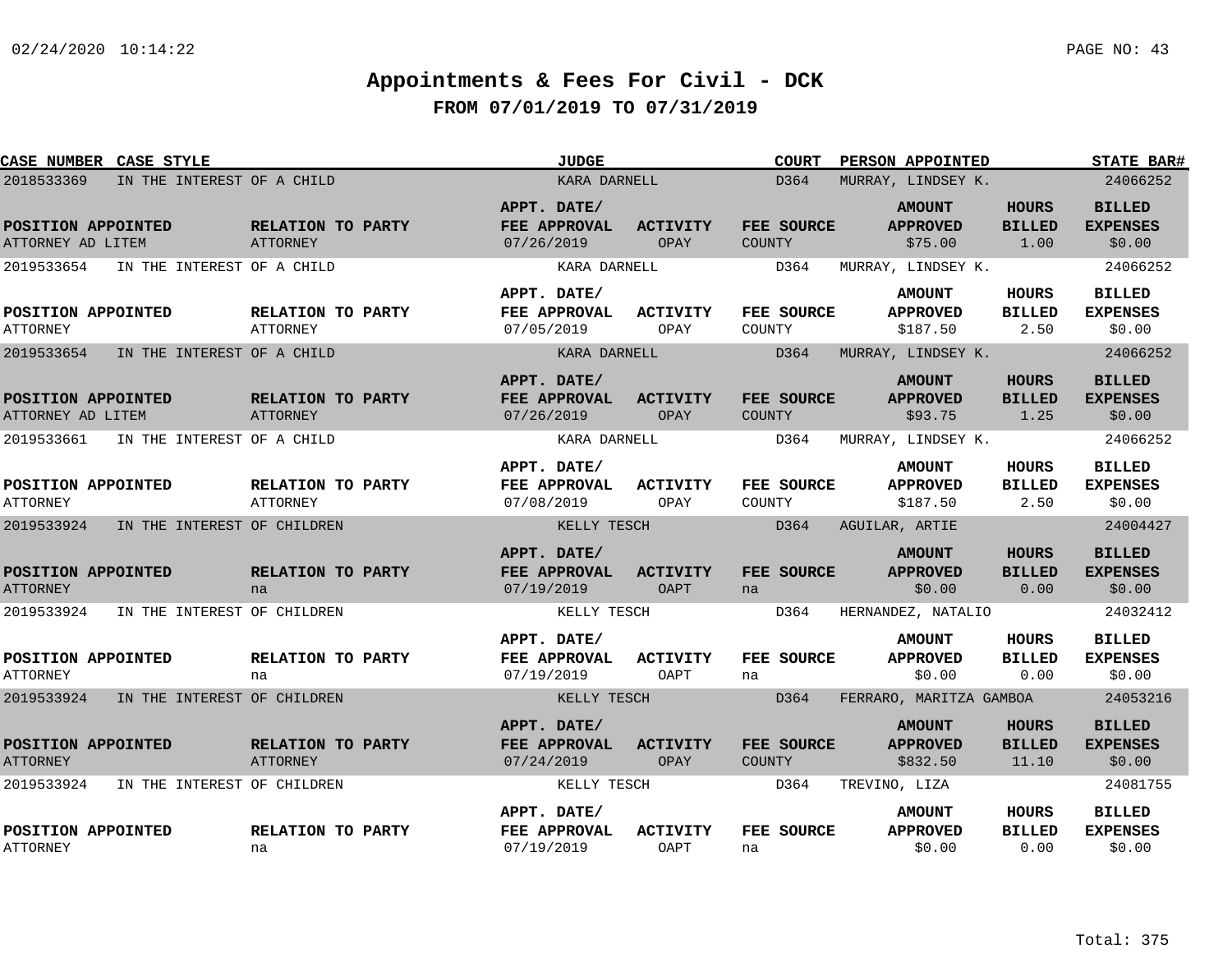# Appointments & Fees For Civil - DCK

## FROM 07/01/2019 TO 07/31/2019

| CASE NUMBER | CASE STYLE | JUDGE | COURT | PERSON APPOINTED | STATE BAR# |
|---|---|---|---|---|---|
| 2018533369 | IN THE INTEREST OF A CHILD | KARA DARNELL | D364 | MURRAY, LINDSEY K. | 24066252 |

| POSITION APPOINTED | RELATION TO PARTY | APPT. DATE/ FEE APPROVAL | ACTIVITY | FEE SOURCE | AMOUNT APPROVED | HOURS BILLED | BILLED EXPENSES |
|---|---|---|---|---|---|---|---|
| ATTORNEY AD LITEM | ATTORNEY | 07/26/2019 | OPAY | COUNTY | $75.00 | 1.00 | $0.00 |

| CASE NUMBER | CASE STYLE | JUDGE | COURT | PERSON APPOINTED | STATE BAR# |
|---|---|---|---|---|---|
| 2019533654 | IN THE INTEREST OF A CHILD | KARA DARNELL | D364 | MURRAY, LINDSEY K. | 24066252 |

| POSITION APPOINTED | RELATION TO PARTY | APPT. DATE/ FEE APPROVAL | ACTIVITY | FEE SOURCE | AMOUNT APPROVED | HOURS BILLED | BILLED EXPENSES |
|---|---|---|---|---|---|---|---|
| ATTORNEY | ATTORNEY | 07/05/2019 | OPAY | COUNTY | $187.50 | 2.50 | $0.00 |

| CASE NUMBER | CASE STYLE | JUDGE | COURT | PERSON APPOINTED | STATE BAR# |
|---|---|---|---|---|---|
| 2019533654 | IN THE INTEREST OF A CHILD | KARA DARNELL | D364 | MURRAY, LINDSEY K. | 24066252 |

| POSITION APPOINTED | RELATION TO PARTY | APPT. DATE/ FEE APPROVAL | ACTIVITY | FEE SOURCE | AMOUNT APPROVED | HOURS BILLED | BILLED EXPENSES |
|---|---|---|---|---|---|---|---|
| ATTORNEY AD LITEM | ATTORNEY | 07/26/2019 | OPAY | COUNTY | $93.75 | 1.25 | $0.00 |

| CASE NUMBER | CASE STYLE | JUDGE | COURT | PERSON APPOINTED | STATE BAR# |
|---|---|---|---|---|---|
| 2019533661 | IN THE INTEREST OF A CHILD | KARA DARNELL | D364 | MURRAY, LINDSEY K. | 24066252 |

| POSITION APPOINTED | RELATION TO PARTY | APPT. DATE/ FEE APPROVAL | ACTIVITY | FEE SOURCE | AMOUNT APPROVED | HOURS BILLED | BILLED EXPENSES |
|---|---|---|---|---|---|---|---|
| ATTORNEY | ATTORNEY | 07/08/2019 | OPAY | COUNTY | $187.50 | 2.50 | $0.00 |

| CASE NUMBER | CASE STYLE | JUDGE | COURT | PERSON APPOINTED | STATE BAR# |
|---|---|---|---|---|---|
| 2019533924 | IN THE INTEREST OF CHILDREN | KELLY TESCH | D364 | AGUILAR, ARTIE | 24004427 |

| POSITION APPOINTED | RELATION TO PARTY | APPT. DATE/ FEE APPROVAL | ACTIVITY | FEE SOURCE | AMOUNT APPROVED | HOURS BILLED | BILLED EXPENSES |
|---|---|---|---|---|---|---|---|
| ATTORNEY | na | 07/19/2019 | OAPT | na | $0.00 | 0.00 | $0.00 |

| CASE NUMBER | CASE STYLE | JUDGE | COURT | PERSON APPOINTED | STATE BAR# |
|---|---|---|---|---|---|
| 2019533924 | IN THE INTEREST OF CHILDREN | KELLY TESCH | D364 | HERNANDEZ, NATALIO | 24032412 |

| POSITION APPOINTED | RELATION TO PARTY | APPT. DATE/ FEE APPROVAL | ACTIVITY | FEE SOURCE | AMOUNT APPROVED | HOURS BILLED | BILLED EXPENSES |
|---|---|---|---|---|---|---|---|
| ATTORNEY | na | 07/19/2019 | OAPT | na | $0.00 | 0.00 | $0.00 |

| CASE NUMBER | CASE STYLE | JUDGE | COURT | PERSON APPOINTED | STATE BAR# |
|---|---|---|---|---|---|
| 2019533924 | IN THE INTEREST OF CHILDREN | KELLY TESCH | D364 | FERRARO, MARITZA GAMBOA | 24053216 |

| POSITION APPOINTED | RELATION TO PARTY | APPT. DATE/ FEE APPROVAL | ACTIVITY | FEE SOURCE | AMOUNT APPROVED | HOURS BILLED | BILLED EXPENSES |
|---|---|---|---|---|---|---|---|
| ATTORNEY | ATTORNEY | 07/24/2019 | OPAY | COUNTY | $832.50 | 11.10 | $0.00 |

| CASE NUMBER | CASE STYLE | JUDGE | COURT | PERSON APPOINTED | STATE BAR# |
|---|---|---|---|---|---|
| 2019533924 | IN THE INTEREST OF CHILDREN | KELLY TESCH | D364 | TREVINO, LIZA | 24081755 |

| POSITION APPOINTED | RELATION TO PARTY | APPT. DATE/ FEE APPROVAL | ACTIVITY | FEE SOURCE | AMOUNT APPROVED | HOURS BILLED | BILLED EXPENSES |
|---|---|---|---|---|---|---|---|
| ATTORNEY | na | 07/19/2019 | OAPT | na | $0.00 | 0.00 | $0.00 |

Total: 375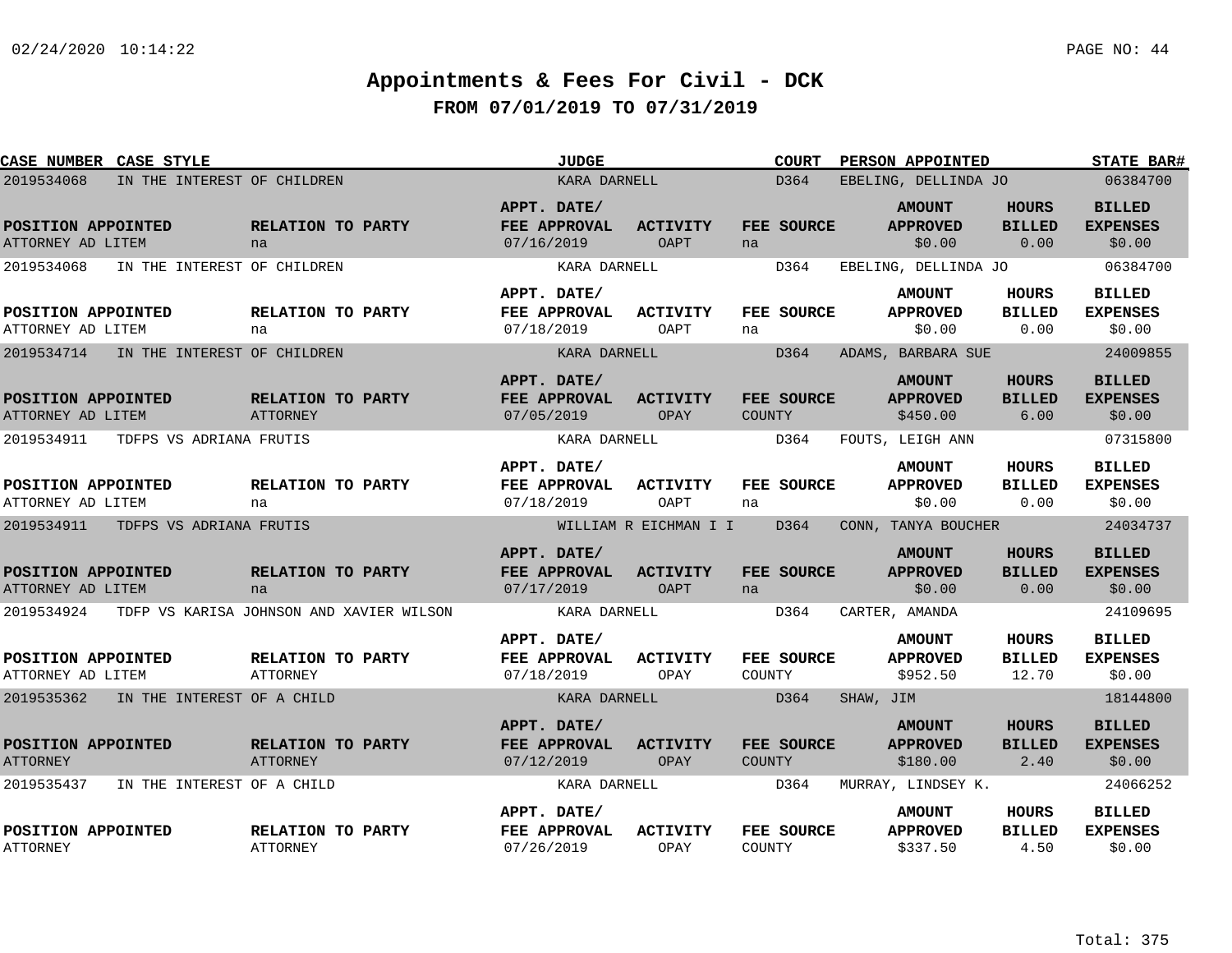# Appointments & Fees For Civil - DCK

## FROM 07/01/2019 TO 07/31/2019

| CASE NUMBER | CASE STYLE | JUDGE | COURT | PERSON APPOINTED | STATE BAR# |
|---|---|---|---|---|---|
| POSITION APPOINTED | RELATION TO PARTY | APPT. DATE/ FEE APPROVAL | ACTIVITY | FEE SOURCE | AMOUNT APPROVED | HOURS BILLED | BILLED EXPENSES |

| CASE NUMBER | CASE STYLE | JUDGE | COURT | PERSON APPOINTED | STATE BAR# | POSITION APPOINTED | RELATION TO PARTY | APPT. DATE/ FEE APPROVAL | ACTIVITY | FEE SOURCE | AMOUNT APPROVED | HOURS BILLED | BILLED EXPENSES |
|---|---|---|---|---|---|---|---|---|---|---|---|---|---|
| 2019534068 | IN THE INTEREST OF CHILDREN | KARA DARNELL | D364 | EBELING, DELLINDA JO | 06384700 | ATTORNEY AD LITEM | na | 07/16/2019 | OAPT | na | $0.00 | 0.00 | $0.00 |
| 2019534068 | IN THE INTEREST OF CHILDREN | KARA DARNELL | D364 | EBELING, DELLINDA JO | 06384700 | ATTORNEY AD LITEM | na | 07/18/2019 | OAPT | na | $0.00 | 0.00 | $0.00 |
| 2019534714 | IN THE INTEREST OF CHILDREN | KARA DARNELL | D364 | ADAMS, BARBARA SUE | 24009855 | ATTORNEY AD LITEM | ATTORNEY | 07/05/2019 | OPAY | COUNTY | $450.00 | 6.00 | $0.00 |
| 2019534911 | TDFPS VS ADRIANA FRUTIS | KARA DARNELL | D364 | FOUTS, LEIGH ANN | 07315800 | ATTORNEY AD LITEM | na | 07/18/2019 | OAPT | na | $0.00 | 0.00 | $0.00 |
| 2019534911 | TDFPS VS ADRIANA FRUTIS | WILLIAM R EICHMAN I I | D364 | CONN, TANYA BOUCHER | 24034737 | ATTORNEY AD LITEM | na | 07/17/2019 | OAPT | na | $0.00 | 0.00 | $0.00 |
| 2019534924 | TDFP VS KARISA JOHNSON AND XAVIER WILSON | KARA DARNELL | D364 | CARTER, AMANDA | 24109695 | ATTORNEY AD LITEM | ATTORNEY | 07/18/2019 | OPAY | COUNTY | $952.50 | 12.70 | $0.00 |
| 2019535362 | IN THE INTEREST OF A CHILD | KARA DARNELL | D364 | SHAW, JIM | 18144800 | ATTORNEY | ATTORNEY | 07/12/2019 | OPAY | COUNTY | $180.00 | 2.40 | $0.00 |
| 2019535437 | IN THE INTEREST OF A CHILD | KARA DARNELL | D364 | MURRAY, LINDSEY K. | 24066252 | ATTORNEY | ATTORNEY | 07/26/2019 | OPAY | COUNTY | $337.50 | 4.50 | $0.00 |

Total: 375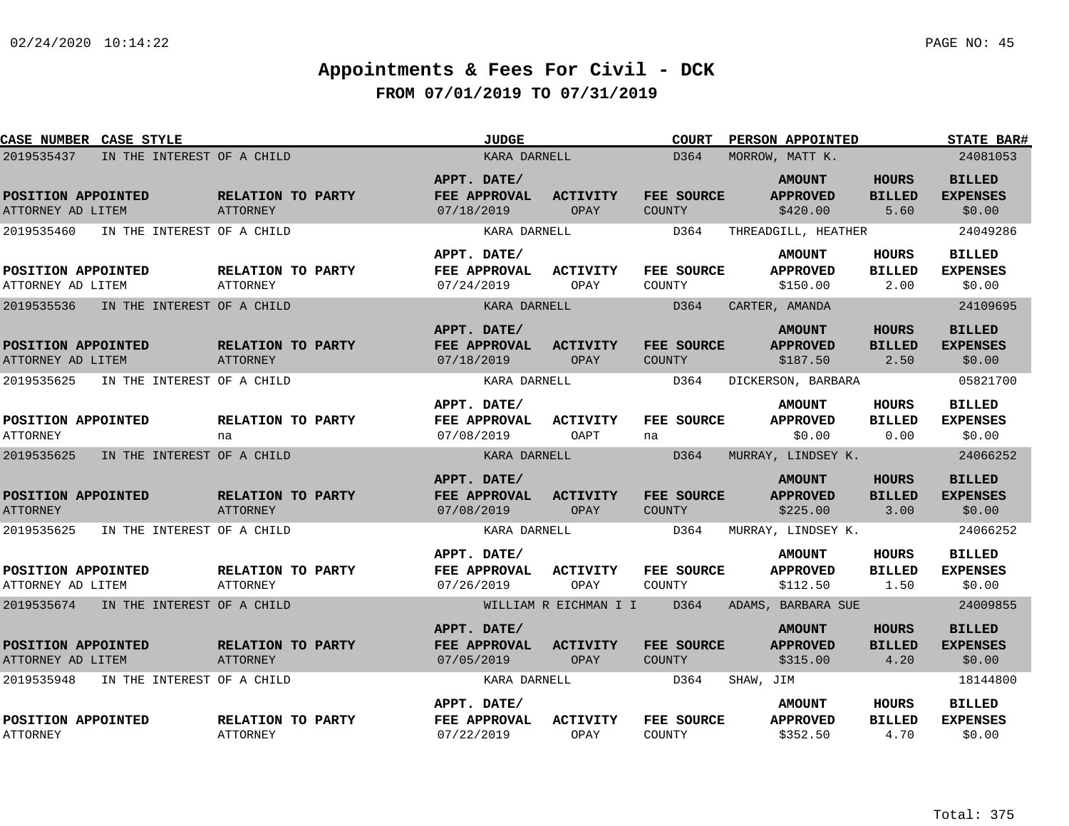# Appointments & Fees For Civil - DCK

## FROM 07/01/2019 TO 07/31/2019

| CASE NUMBER | CASE STYLE | JUDGE | COURT | PERSON APPOINTED | STATE BAR# |
|---|---|---|---|---|---|
| 2019535437 | IN THE INTEREST OF A CHILD | KARA DARNELL | D364 | MORROW, MATT K. | 24081053 |

| POSITION APPOINTED | RELATION TO PARTY | APPT. DATE/ FEE APPROVAL | ACTIVITY | FEE SOURCE | AMOUNT APPROVED | HOURS BILLED | BILLED EXPENSES |
|---|---|---|---|---|---|---|---|
| ATTORNEY AD LITEM | ATTORNEY | 07/18/2019 | OPAY | COUNTY | $420.00 | 5.60 | $0.00 |

| CASE NUMBER | CASE STYLE | JUDGE | COURT | PERSON APPOINTED | STATE BAR# |
|---|---|---|---|---|---|
| 2019535460 | IN THE INTEREST OF A CHILD | KARA DARNELL | D364 | THREADGILL, HEATHER | 24049286 |

| POSITION APPOINTED | RELATION TO PARTY | APPT. DATE/ FEE APPROVAL | ACTIVITY | FEE SOURCE | AMOUNT APPROVED | HOURS BILLED | BILLED EXPENSES |
|---|---|---|---|---|---|---|---|
| ATTORNEY AD LITEM | ATTORNEY | 07/24/2019 | OPAY | COUNTY | $150.00 | 2.00 | $0.00 |

| CASE NUMBER | CASE STYLE | JUDGE | COURT | PERSON APPOINTED | STATE BAR# |
|---|---|---|---|---|---|
| 2019535536 | IN THE INTEREST OF A CHILD | KARA DARNELL | D364 | CARTER, AMANDA | 24109695 |

| POSITION APPOINTED | RELATION TO PARTY | APPT. DATE/ FEE APPROVAL | ACTIVITY | FEE SOURCE | AMOUNT APPROVED | HOURS BILLED | BILLED EXPENSES |
|---|---|---|---|---|---|---|---|
| ATTORNEY AD LITEM | ATTORNEY | 07/18/2019 | OPAY | COUNTY | $187.50 | 2.50 | $0.00 |

| CASE NUMBER | CASE STYLE | JUDGE | COURT | PERSON APPOINTED | STATE BAR# |
|---|---|---|---|---|---|
| 2019535625 | IN THE INTEREST OF A CHILD | KARA DARNELL | D364 | DICKERSON, BARBARA | 05821700 |

| POSITION APPOINTED | RELATION TO PARTY | APPT. DATE/ FEE APPROVAL | ACTIVITY | FEE SOURCE | AMOUNT APPROVED | HOURS BILLED | BILLED EXPENSES |
|---|---|---|---|---|---|---|---|
| ATTORNEY | na | 07/08/2019 | OAPT | na | $0.00 | 0.00 | $0.00 |

| CASE NUMBER | CASE STYLE | JUDGE | COURT | PERSON APPOINTED | STATE BAR# |
|---|---|---|---|---|---|
| 2019535625 | IN THE INTEREST OF A CHILD | KARA DARNELL | D364 | MURRAY, LINDSEY K. | 24066252 |

| POSITION APPOINTED | RELATION TO PARTY | APPT. DATE/ FEE APPROVAL | ACTIVITY | FEE SOURCE | AMOUNT APPROVED | HOURS BILLED | BILLED EXPENSES |
|---|---|---|---|---|---|---|---|
| ATTORNEY | ATTORNEY | 07/08/2019 | OPAY | COUNTY | $225.00 | 3.00 | $0.00 |

| CASE NUMBER | CASE STYLE | JUDGE | COURT | PERSON APPOINTED | STATE BAR# |
|---|---|---|---|---|---|
| 2019535625 | IN THE INTEREST OF A CHILD | KARA DARNELL | D364 | MURRAY, LINDSEY K. | 24066252 |

| POSITION APPOINTED | RELATION TO PARTY | APPT. DATE/ FEE APPROVAL | ACTIVITY | FEE SOURCE | AMOUNT APPROVED | HOURS BILLED | BILLED EXPENSES |
|---|---|---|---|---|---|---|---|
| ATTORNEY AD LITEM | ATTORNEY | 07/26/2019 | OPAY | COUNTY | $112.50 | 1.50 | $0.00 |

| CASE NUMBER | CASE STYLE | JUDGE | COURT | PERSON APPOINTED | STATE BAR# |
|---|---|---|---|---|---|
| 2019535674 | IN THE INTEREST OF A CHILD | WILLIAM R EICHMAN I I | D364 | ADAMS, BARBARA SUE | 24009855 |

| POSITION APPOINTED | RELATION TO PARTY | APPT. DATE/ FEE APPROVAL | ACTIVITY | FEE SOURCE | AMOUNT APPROVED | HOURS BILLED | BILLED EXPENSES |
|---|---|---|---|---|---|---|---|
| ATTORNEY AD LITEM | ATTORNEY | 07/05/2019 | OPAY | COUNTY | $315.00 | 4.20 | $0.00 |

| CASE NUMBER | CASE STYLE | JUDGE | COURT | PERSON APPOINTED | STATE BAR# |
|---|---|---|---|---|---|
| 2019535948 | IN THE INTEREST OF A CHILD | KARA DARNELL | D364 | SHAW, JIM | 18144800 |

| POSITION APPOINTED | RELATION TO PARTY | APPT. DATE/ FEE APPROVAL | ACTIVITY | FEE SOURCE | AMOUNT APPROVED | HOURS BILLED | BILLED EXPENSES |
|---|---|---|---|---|---|---|---|
| ATTORNEY | ATTORNEY | 07/22/2019 | OPAY | COUNTY | $352.50 | 4.70 | $0.00 |

Total: 375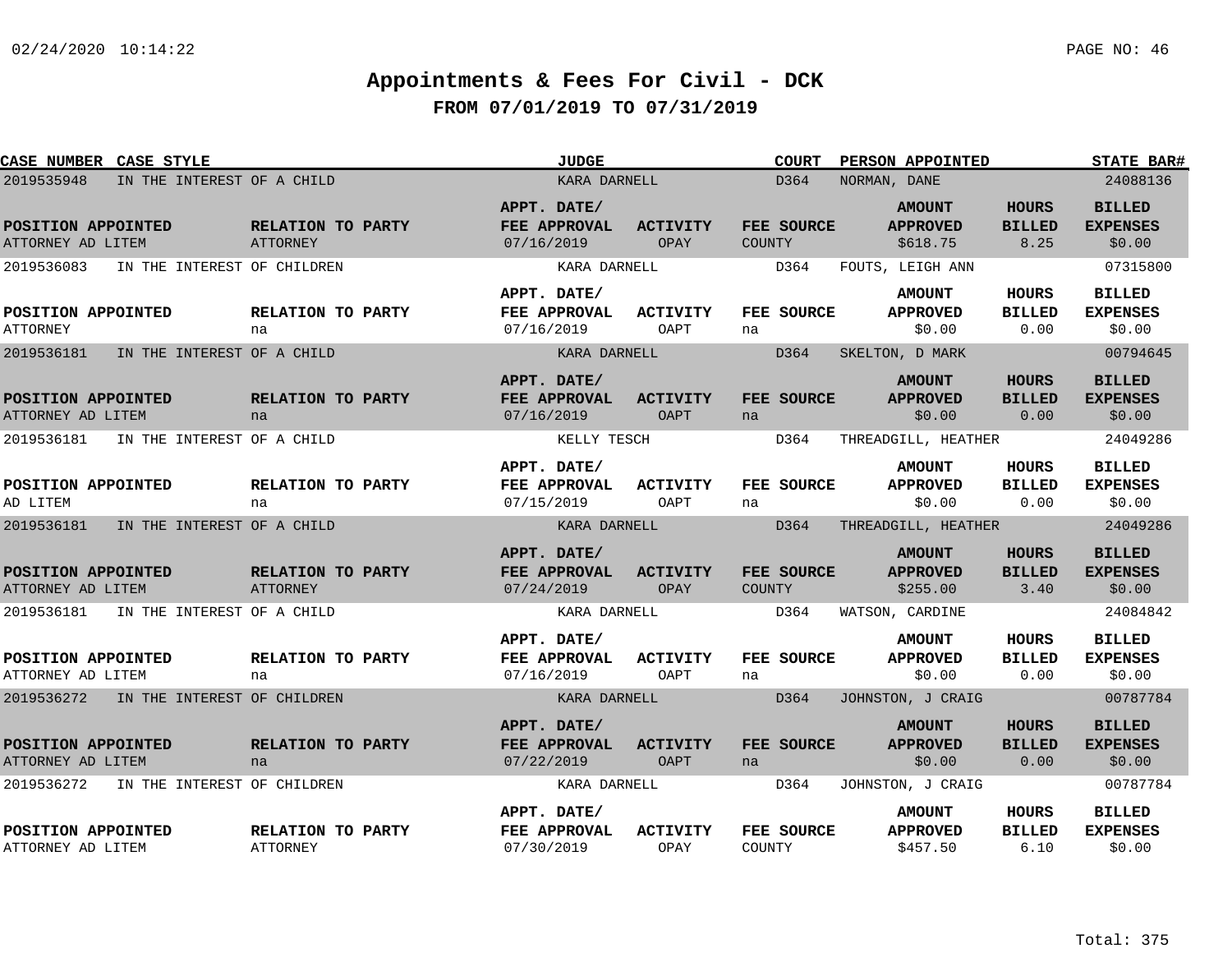# Appointments & Fees For Civil - DCK

## FROM 07/01/2019 TO 07/31/2019

| CASE NUMBER | CASE STYLE | JUDGE | COURT | PERSON APPOINTED | STATE BAR# |
|---|---|---|---|---|---|
| 2019535948 | IN THE INTEREST OF A CHILD | KARA DARNELL | D364 | NORMAN, DANE | 24088136 |

| POSITION APPOINTED | RELATION TO PARTY | APPT. DATE/ FEE APPROVAL | ACTIVITY | FEE SOURCE | AMOUNT APPROVED | HOURS BILLED | BILLED EXPENSES |
|---|---|---|---|---|---|---|---|
| ATTORNEY AD LITEM | ATTORNEY | 07/16/2019 | OPAY | COUNTY | $618.75 | 8.25 | $0.00 |

| CASE NUMBER | CASE STYLE | JUDGE | COURT | PERSON APPOINTED | STATE BAR# |
|---|---|---|---|---|---|
| 2019536083 | IN THE INTEREST OF CHILDREN | KARA DARNELL | D364 | FOUTS, LEIGH ANN | 07315800 |

| POSITION APPOINTED | RELATION TO PARTY | APPT. DATE/ FEE APPROVAL | ACTIVITY | FEE SOURCE | AMOUNT APPROVED | HOURS BILLED | BILLED EXPENSES |
|---|---|---|---|---|---|---|---|
| ATTORNEY | na | 07/16/2019 | OAPT | na | $0.00 | 0.00 | $0.00 |

| CASE NUMBER | CASE STYLE | JUDGE | COURT | PERSON APPOINTED | STATE BAR# |
|---|---|---|---|---|---|
| 2019536181 | IN THE INTEREST OF A CHILD | KARA DARNELL | D364 | SKELTON, D MARK | 00794645 |

| POSITION APPOINTED | RELATION TO PARTY | APPT. DATE/ FEE APPROVAL | ACTIVITY | FEE SOURCE | AMOUNT APPROVED | HOURS BILLED | BILLED EXPENSES |
|---|---|---|---|---|---|---|---|
| ATTORNEY AD LITEM | na | 07/16/2019 | OAPT | na | $0.00 | 0.00 | $0.00 |

| CASE NUMBER | CASE STYLE | JUDGE | COURT | PERSON APPOINTED | STATE BAR# |
|---|---|---|---|---|---|
| 2019536181 | IN THE INTEREST OF A CHILD | KELLY TESCH | D364 | THREADGILL, HEATHER | 24049286 |

| POSITION APPOINTED | RELATION TO PARTY | APPT. DATE/ FEE APPROVAL | ACTIVITY | FEE SOURCE | AMOUNT APPROVED | HOURS BILLED | BILLED EXPENSES |
|---|---|---|---|---|---|---|---|
| AD LITEM | na | 07/15/2019 | OAPT | na | $0.00 | 0.00 | $0.00 |

| CASE NUMBER | CASE STYLE | JUDGE | COURT | PERSON APPOINTED | STATE BAR# |
|---|---|---|---|---|---|
| 2019536181 | IN THE INTEREST OF A CHILD | KARA DARNELL | D364 | THREADGILL, HEATHER | 24049286 |

| POSITION APPOINTED | RELATION TO PARTY | APPT. DATE/ FEE APPROVAL | ACTIVITY | FEE SOURCE | AMOUNT APPROVED | HOURS BILLED | BILLED EXPENSES |
|---|---|---|---|---|---|---|---|
| ATTORNEY AD LITEM | ATTORNEY | 07/24/2019 | OPAY | COUNTY | $255.00 | 3.40 | $0.00 |

| CASE NUMBER | CASE STYLE | JUDGE | COURT | PERSON APPOINTED | STATE BAR# |
|---|---|---|---|---|---|
| 2019536181 | IN THE INTEREST OF A CHILD | KARA DARNELL | D364 | WATSON, CARDINE | 24084842 |

| POSITION APPOINTED | RELATION TO PARTY | APPT. DATE/ FEE APPROVAL | ACTIVITY | FEE SOURCE | AMOUNT APPROVED | HOURS BILLED | BILLED EXPENSES |
|---|---|---|---|---|---|---|---|
| ATTORNEY AD LITEM | na | 07/16/2019 | OAPT | na | $0.00 | 0.00 | $0.00 |

| CASE NUMBER | CASE STYLE | JUDGE | COURT | PERSON APPOINTED | STATE BAR# |
|---|---|---|---|---|---|
| 2019536272 | IN THE INTEREST OF CHILDREN | KARA DARNELL | D364 | JOHNSTON, J CRAIG | 00787784 |

| POSITION APPOINTED | RELATION TO PARTY | APPT. DATE/ FEE APPROVAL | ACTIVITY | FEE SOURCE | AMOUNT APPROVED | HOURS BILLED | BILLED EXPENSES |
|---|---|---|---|---|---|---|---|
| ATTORNEY AD LITEM | na | 07/22/2019 | OAPT | na | $0.00 | 0.00 | $0.00 |

| CASE NUMBER | CASE STYLE | JUDGE | COURT | PERSON APPOINTED | STATE BAR# |
|---|---|---|---|---|---|
| 2019536272 | IN THE INTEREST OF CHILDREN | KARA DARNELL | D364 | JOHNSTON, J CRAIG | 00787784 |

| POSITION APPOINTED | RELATION TO PARTY | APPT. DATE/ FEE APPROVAL | ACTIVITY | FEE SOURCE | AMOUNT APPROVED | HOURS BILLED | BILLED EXPENSES |
|---|---|---|---|---|---|---|---|
| ATTORNEY AD LITEM | ATTORNEY | 07/30/2019 | OPAY | COUNTY | $457.50 | 6.10 | $0.00 |

Total: 375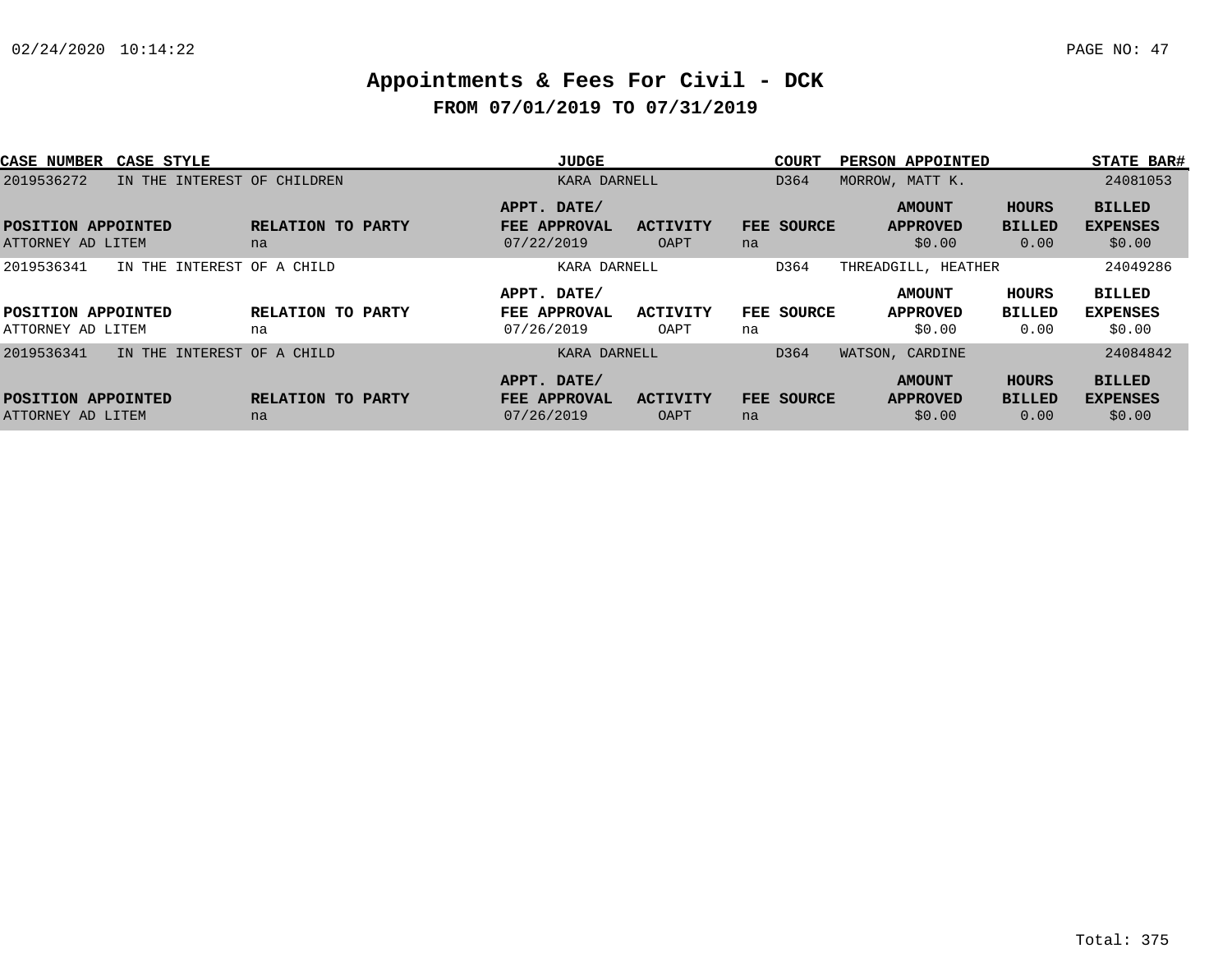# Appointments & Fees For Civil - DCK

## FROM 07/01/2019 TO 07/31/2019

| CASE NUMBER | CASE STYLE | JUDGE | COURT | PERSON APPOINTED | STATE BAR# |
|---|---|---|---|---|---|
| 2019536272 | IN THE INTEREST OF CHILDREN | KARA DARNELL | D364 | MORROW, MATT K. | 24081053 |

| POSITION APPOINTED | RELATION TO PARTY | APPT. DATE/ FEE APPROVAL | ACTIVITY | FEE SOURCE | AMOUNT APPROVED | HOURS BILLED | BILLED EXPENSES |
|---|---|---|---|---|---|---|---|
| ATTORNEY AD LITEM | na | 07/22/2019 | OAPT | na | $0.00 | 0.00 | $0.00 |

| CASE NUMBER | CASE STYLE | JUDGE | COURT | PERSON APPOINTED | STATE BAR# |
|---|---|---|---|---|---|
| 2019536341 | IN THE INTEREST OF A CHILD | KARA DARNELL | D364 | THREADGILL, HEATHER | 24049286 |

| POSITION APPOINTED | RELATION TO PARTY | APPT. DATE/ FEE APPROVAL | ACTIVITY | FEE SOURCE | AMOUNT APPROVED | HOURS BILLED | BILLED EXPENSES |
|---|---|---|---|---|---|---|---|
| ATTORNEY AD LITEM | na | 07/26/2019 | OAPT | na | $0.00 | 0.00 | $0.00 |

| CASE NUMBER | CASE STYLE | JUDGE | COURT | PERSON APPOINTED | STATE BAR# |
|---|---|---|---|---|---|
| 2019536341 | IN THE INTEREST OF A CHILD | KARA DARNELL | D364 | WATSON, CARDINE | 24084842 |

| POSITION APPOINTED | RELATION TO PARTY | APPT. DATE/ FEE APPROVAL | ACTIVITY | FEE SOURCE | AMOUNT APPROVED | HOURS BILLED | BILLED EXPENSES |
|---|---|---|---|---|---|---|---|
| ATTORNEY AD LITEM | na | 07/26/2019 | OAPT | na | $0.00 | 0.00 | $0.00 |

Total: 375